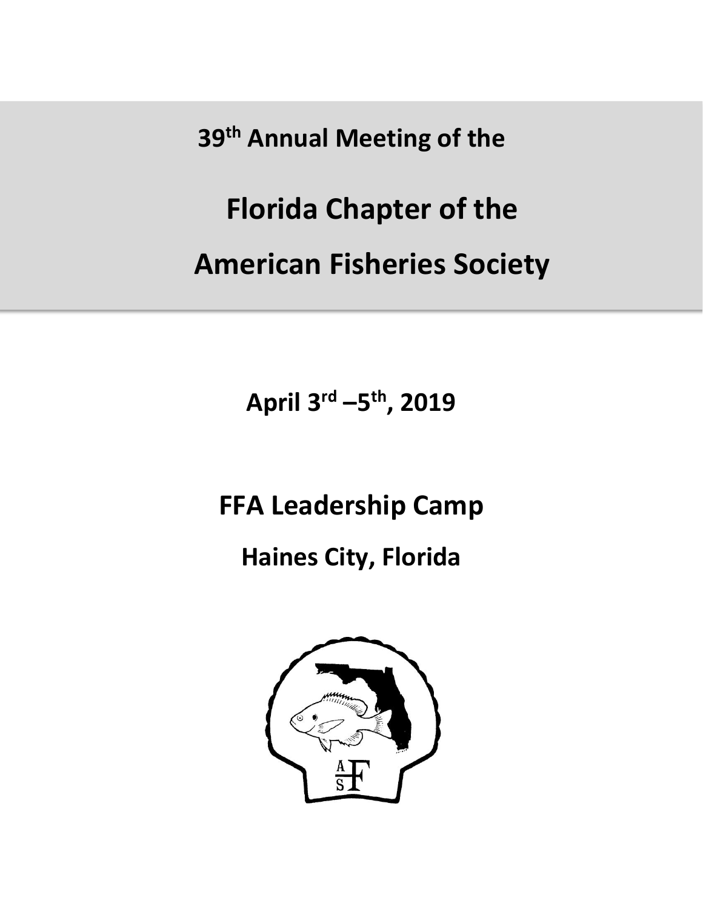# 39th Annual Meeting of the

# Florida Chapter of the

# American Fisheries Society

**April 3rd –5th, 2019**

## FFA Leadership Camp

## Haines City, Florida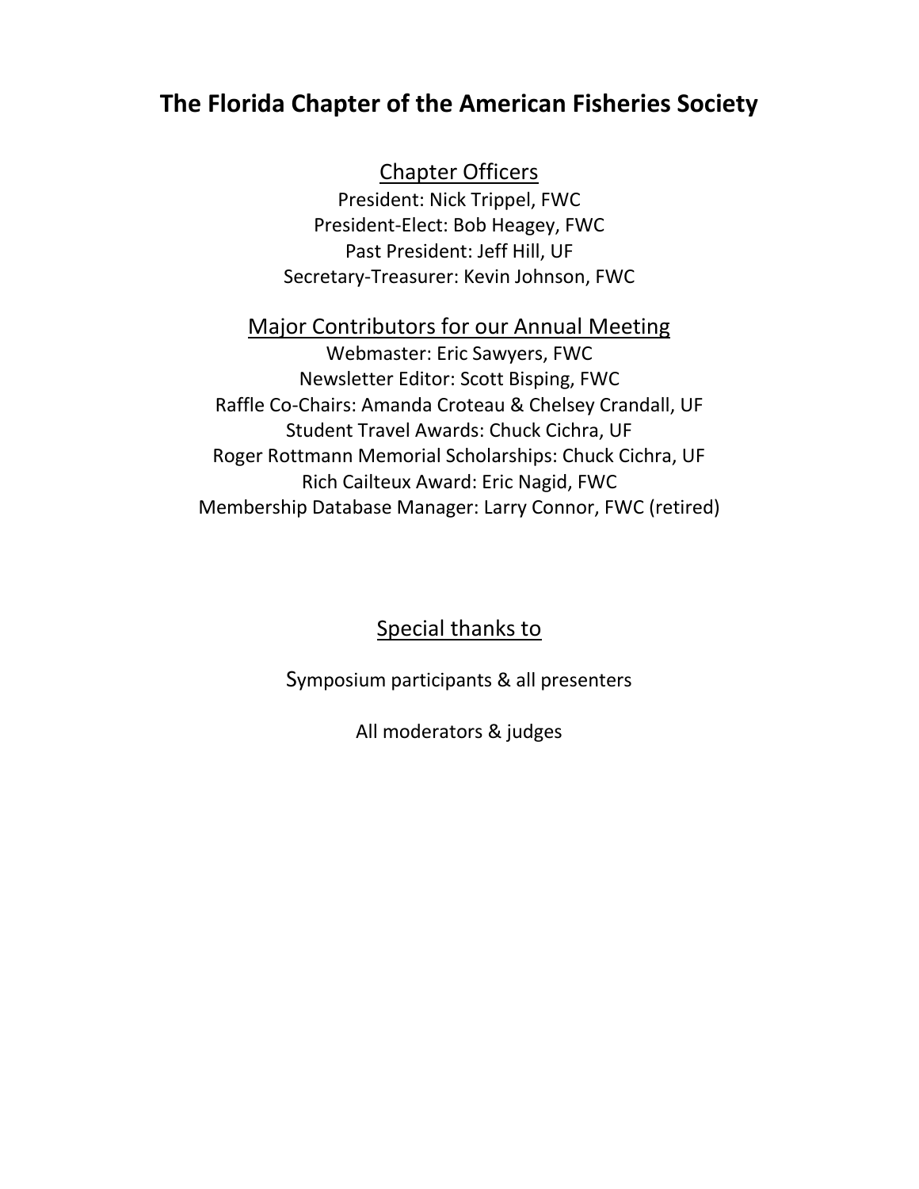# The Florida Chapter of the American Fisheries Society

## Chapter Officers

President: Nick Trippel, FWC
President-Elect: Bob Heagey, FWC
Past President: Jeff Hill, UF
Secretary-Treasurer: Kevin Johnson, FWC

## Major Contributors for our Annual Meeting

Webmaster: Eric Sawyers, FWC
Newsletter Editor: Scott Bisping, FWC
Raffle Co-Chairs: Amanda Croteau & Chelsey Crandall, UF
Student Travel Awards: Chuck Cichra, UF
Roger Rottmann Memorial Scholarships: Chuck Cichra, UF
Rich Cailteux Award: Eric Nagid, FWC
Membership Database Manager: Larry Connor, FWC (retired)

## Special thanks to

Symposium participants & all presenters

All moderators & judges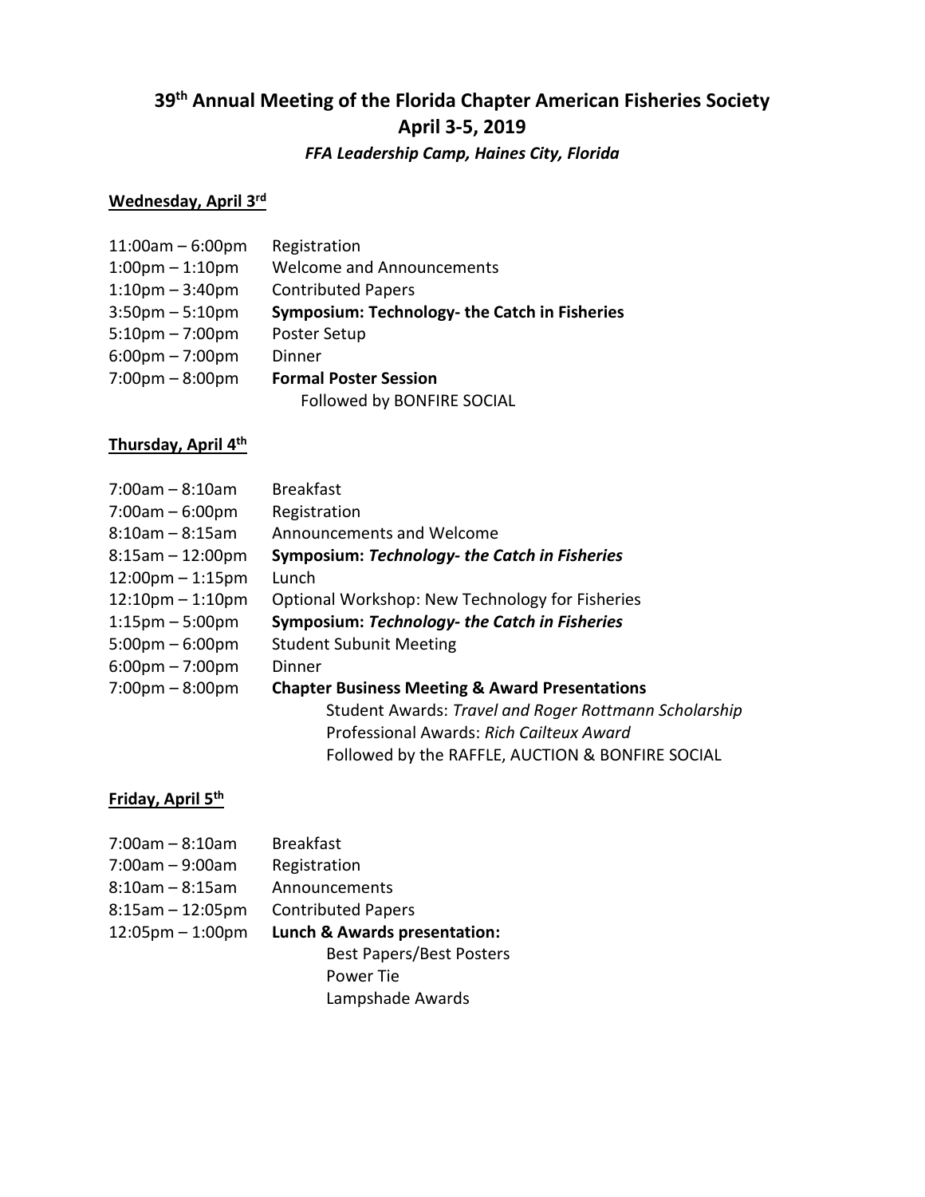# 39th Annual Meeting of the Florida Chapter American Fisheries Society
## April 3-5, 2019
### *FFA Leadership Camp, Haines City, Florida*

**Wednesday, April 3rd**

| | |
|---|---|
| 11:00am – 6:00pm | Registration |
| 1:00pm – 1:10pm | Welcome and Announcements |
| 1:10pm – 3:40pm | Contributed Papers |
| 3:50pm – 5:10pm | **Symposium: Technology- the Catch in Fisheries** |
| 5:10pm – 7:00pm | Poster Setup |
| 6:00pm – 7:00pm | Dinner |
| 7:00pm – 8:00pm | **Formal Poster Session**<br>Followed by BONFIRE SOCIAL |

**Thursday, April 4th**

| | |
|---|---|
| 7:00am – 8:10am | Breakfast |
| 7:00am – 6:00pm | Registration |
| 8:10am – 8:15am | Announcements and Welcome |
| 8:15am – 12:00pm | **Symposium: *Technology- the Catch in Fisheries*** |
| 12:00pm – 1:15pm | Lunch |
| 12:10pm – 1:10pm | Optional Workshop: New Technology for Fisheries |
| 1:15pm – 5:00pm | **Symposium: *Technology- the Catch in Fisheries*** |
| 5:00pm – 6:00pm | Student Subunit Meeting |
| 6:00pm – 7:00pm | Dinner |
| 7:00pm – 8:00pm | **Chapter Business Meeting & Award Presentations**<br>Student Awards: *Travel and Roger Rottmann Scholarship*<br>Professional Awards: *Rich Cailteux Award*<br>Followed by the RAFFLE, AUCTION & BONFIRE SOCIAL |

**Friday, April 5th**

| | |
|---|---|
| 7:00am – 8:10am | Breakfast |
| 7:00am – 9:00am | Registration |
| 8:10am – 8:15am | Announcements |
| 8:15am – 12:05pm | Contributed Papers |
| 12:05pm – 1:00pm | **Lunch & Awards presentation:**<br>Best Papers/Best Posters<br>Power Tie<br>Lampshade Awards |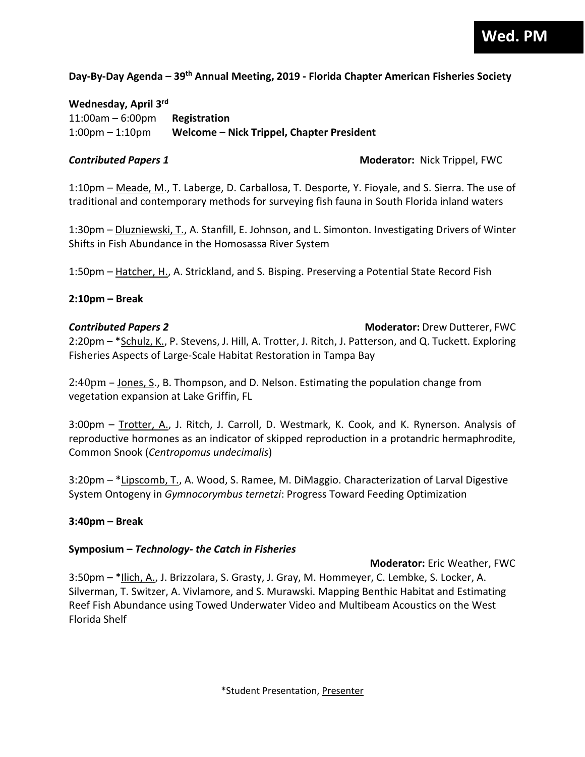**Wed. PM**

**Day-By-Day Agenda – 39th Annual Meeting, 2019 - Florida Chapter American Fisheries Society**

**Wednesday, April 3rd**

11:00am – 6:00pm **Registration**

1:00pm – 1:10pm **Welcome – Nick Trippel, Chapter President**

***Contributed Papers 1*** **Moderator:** Nick Trippel, FWC

1:10pm – Meade, M., T. Laberge, D. Carballosa, T. Desporte, Y. Fioyale, and S. Sierra. The use of traditional and contemporary methods for surveying fish fauna in South Florida inland waters

1:30pm – Dluzniewski, T., A. Stanfill, E. Johnson, and L. Simonton. Investigating Drivers of Winter Shifts in Fish Abundance in the Homosassa River System

1:50pm – Hatcher, H., A. Strickland, and S. Bisping. Preserving a Potential State Record Fish

**2:10pm – Break**

***Contributed Papers 2*** **Moderator:** Drew Dutterer, FWC

2:20pm – *Schulz, K., P. Stevens, J. Hill, A. Trotter, J. Ritch, J. Patterson, and Q. Tuckett. Exploring Fisheries Aspects of Large-Scale Habitat Restoration in Tampa Bay

2:40pm – Jones, S., B. Thompson, and D. Nelson. Estimating the population change from vegetation expansion at Lake Griffin, FL

3:00pm – Trotter, A., J. Ritch, J. Carroll, D. Westmark, K. Cook, and K. Rynerson. Analysis of reproductive hormones as an indicator of skipped reproduction in a protandric hermaphrodite, Common Snook (*Centropomus undecimalis*)

3:20pm – *Lipscomb, T., A. Wood, S. Ramee, M. DiMaggio. Characterization of Larval Digestive System Ontogeny in *Gymnocorymbus ternetzi*: Progress Toward Feeding Optimization

**3:40pm – Break**

**Symposium – *Technology- the Catch in Fisheries***

**Moderator:** Eric Weather, FWC

3:50pm – *Ilich, A., J. Brizzolara, S. Grasty, J. Gray, M. Hommeyer, C. Lembke, S. Locker, A. Silverman, T. Switzer, A. Vivlamore, and S. Murawski. Mapping Benthic Habitat and Estimating Reef Fish Abundance using Towed Underwater Video and Multibeam Acoustics on the West Florida Shelf

*Student Presentation, Presenter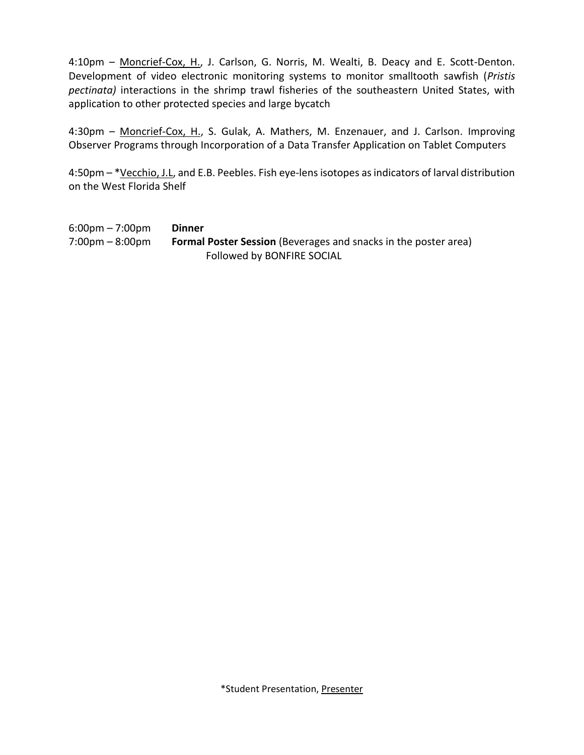4:10pm – <u>Moncrief-Cox, H.</u>, J. Carlson, G. Norris, M. Wealti, B. Deacy and E. Scott-Denton. Development of video electronic monitoring systems to monitor smalltooth sawfish (*Pristis pectinata)* interactions in the shrimp trawl fisheries of the southeastern United States, with application to other protected species and large bycatch

4:30pm – <u>Moncrief-Cox, H.</u>, S. Gulak, A. Mathers, M. Enzenauer, and J. Carlson. Improving Observer Programs through Incorporation of a Data Transfer Application on Tablet Computers

4:50pm – *<u>Vecchio, J.L</u>, and E.B. Peebles. Fish eye-lens isotopes as indicators of larval distribution on the West Florida Shelf

6:00pm – 7:00pm **Dinner**

7:00pm – 8:00pm **Formal Poster Session** (Beverages and snacks in the poster area)
Followed by BONFIRE SOCIAL

*Student Presentation, <u>Presenter</u>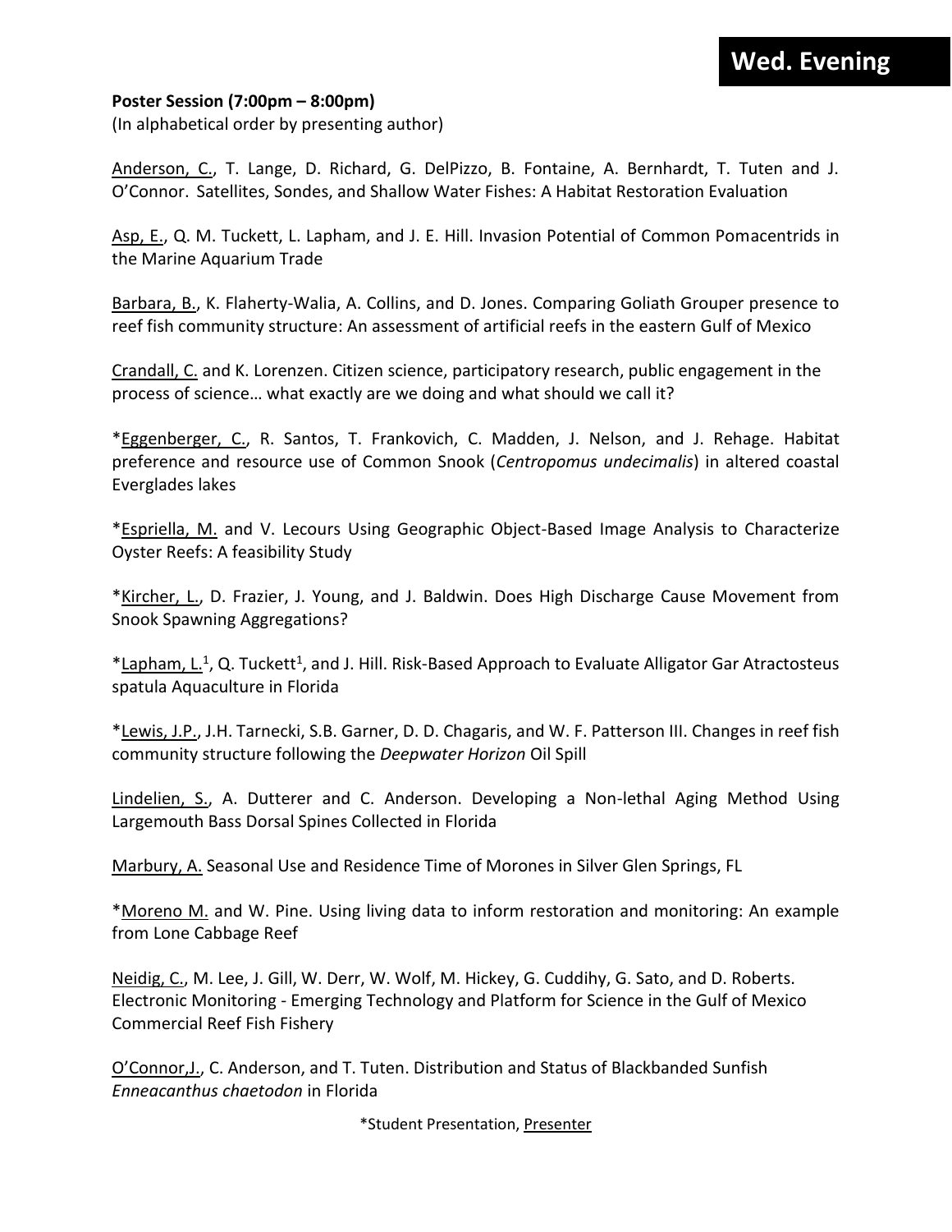# Wed. Evening

**Poster Session (7:00pm – 8:00pm)**
(In alphabetical order by presenting author)

<u>Anderson, C.</u>, T. Lange, D. Richard, G. DelPizzo, B. Fontaine, A. Bernhardt, T. Tuten and J. O'Connor. Satellites, Sondes, and Shallow Water Fishes: A Habitat Restoration Evaluation

<u>Asp, E.</u>, Q. M. Tuckett, L. Lapham, and J. E. Hill. Invasion Potential of Common Pomacentrids in the Marine Aquarium Trade

<u>Barbara, B.</u>, K. Flaherty-Walia, A. Collins, and D. Jones. Comparing Goliath Grouper presence to reef fish community structure: An assessment of artificial reefs in the eastern Gulf of Mexico

<u>Crandall, C.</u> and K. Lorenzen. Citizen science, participatory research, public engagement in the process of science… what exactly are we doing and what should we call it?

*<u>Eggenberger, C.</u>, R. Santos, T. Frankovich, C. Madden, J. Nelson, and J. Rehage. Habitat preference and resource use of Common Snook (*Centropomus undecimalis*) in altered coastal Everglades lakes

*<u>Espriella, M.</u> and V. Lecours Using Geographic Object-Based Image Analysis to Characterize Oyster Reefs: A feasibility Study

*<u>Kircher, L.</u>, D. Frazier, J. Young, and J. Baldwin. Does High Discharge Cause Movement from Snook Spawning Aggregations?

*<u>Lapham, L.</u>[1], Q. Tuckett[1], and J. Hill. Risk-Based Approach to Evaluate Alligator Gar Atractosteus spatula Aquaculture in Florida

*<u>Lewis, J.P.</u>, J.H. Tarnecki, S.B. Garner, D. D. Chagaris, and W. F. Patterson III. Changes in reef fish community structure following the *Deepwater Horizon* Oil Spill

<u>Lindelien, S.</u>, A. Dutterer and C. Anderson. Developing a Non-lethal Aging Method Using Largemouth Bass Dorsal Spines Collected in Florida

<u>Marbury, A.</u> Seasonal Use and Residence Time of Morones in Silver Glen Springs, FL

*<u>Moreno M.</u> and W. Pine. Using living data to inform restoration and monitoring: An example from Lone Cabbage Reef

<u>Neidig, C.</u>, M. Lee, J. Gill, W. Derr, W. Wolf, M. Hickey, G. Cuddihy, G. Sato, and D. Roberts. Electronic Monitoring - Emerging Technology and Platform for Science in the Gulf of Mexico Commercial Reef Fish Fishery

<u>O'Connor,J.</u>, C. Anderson, and T. Tuten. Distribution and Status of Blackbanded Sunfish *Enneacanthus chaetodon* in Florida

*Student Presentation, <u>Presenter</u>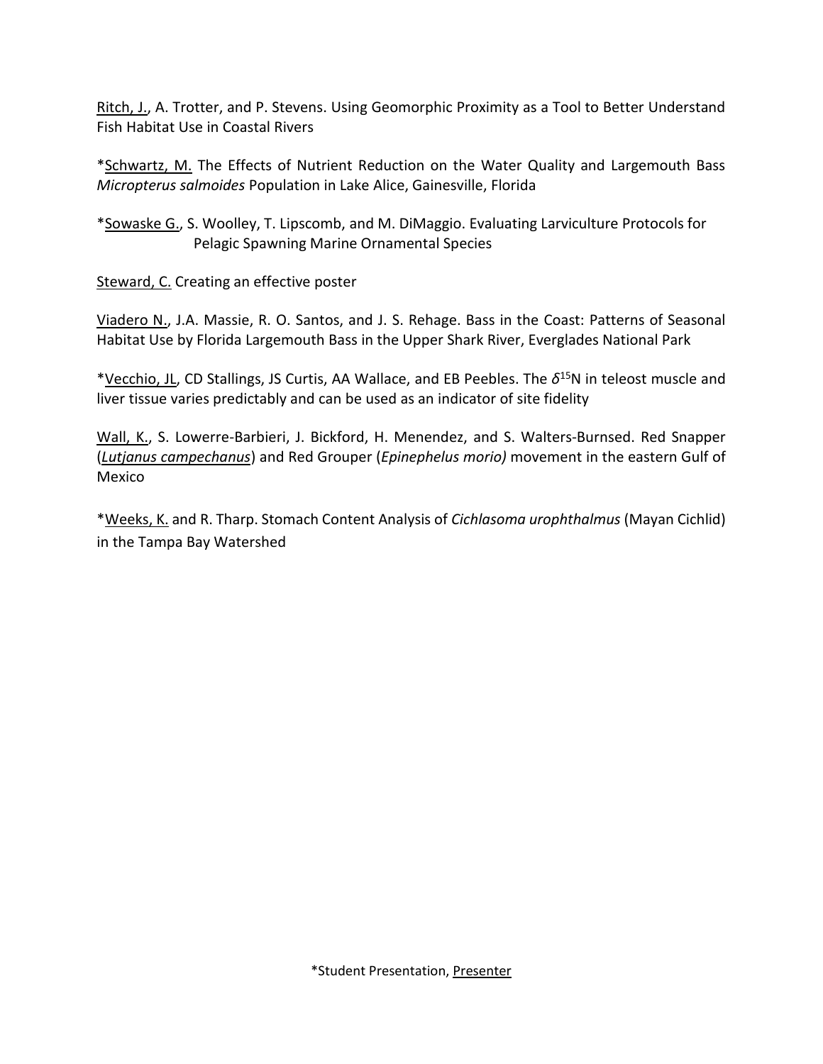Ritch, J., A. Trotter, and P. Stevens. Using Geomorphic Proximity as a Tool to Better Understand Fish Habitat Use in Coastal Rivers

*Schwartz, M. The Effects of Nutrient Reduction on the Water Quality and Largemouth Bass *Micropterus salmoides* Population in Lake Alice, Gainesville, Florida

*Sowaske G., S. Woolley, T. Lipscomb, and M. DiMaggio. Evaluating Larviculture Protocols for Pelagic Spawning Marine Ornamental Species

Steward, C. Creating an effective poster

Viadero N., J.A. Massie, R. O. Santos, and J. S. Rehage. Bass in the Coast: Patterns of Seasonal Habitat Use by Florida Largemouth Bass in the Upper Shark River, Everglades National Park

*Vecchio, JL, CD Stallings, JS Curtis, AA Wallace, and EB Peebles. The $\delta^{15}$N in teleost muscle and liver tissue varies predictably and can be used as an indicator of site fidelity

Wall, K., S. Lowerre-Barbieri, J. Bickford, H. Menendez, and S. Walters-Burnsed. Red Snapper (*Lutjanus campechanus*) and Red Grouper (*Epinephelus morio)* movement in the eastern Gulf of Mexico

*Weeks, K. and R. Tharp. Stomach Content Analysis of *Cichlasoma urophthalmus* (Mayan Cichlid) in the Tampa Bay Watershed

*Student Presentation, Presenter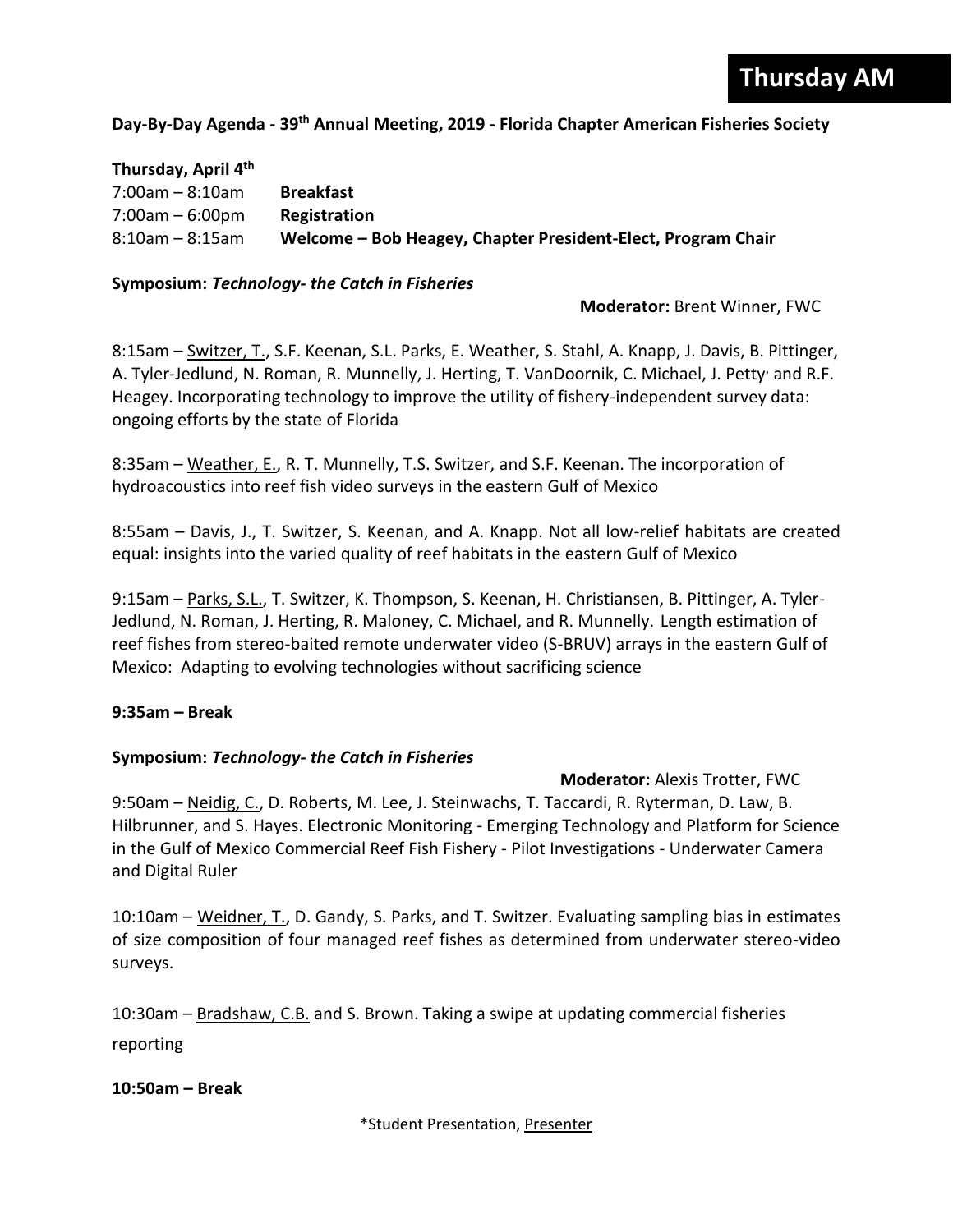**Thursday AM**

**Day-By-Day Agenda - 39th Annual Meeting, 2019 - Florida Chapter American Fisheries Society**

**Thursday, April 4th**

7:00am – 8:10am **Breakfast**
7:00am – 6:00pm **Registration**
8:10am – 8:15am **Welcome – Bob Heagey, Chapter President-Elect, Program Chair**

**Symposium:** ***Technology- the Catch in Fisheries***

**Moderator:** Brent Winner, FWC

8:15am – Switzer, T., S.F. Keenan, S.L. Parks, E. Weather, S. Stahl, A. Knapp, J. Davis, B. Pittinger, A. Tyler-Jedlund, N. Roman, R. Munnelly, J. Herting, T. VanDoornik, C. Michael, J. Petty, and R.F. Heagey. Incorporating technology to improve the utility of fishery-independent survey data: ongoing efforts by the state of Florida

8:35am – Weather, E., R. T. Munnelly, T.S. Switzer, and S.F. Keenan. The incorporation of hydroacoustics into reef fish video surveys in the eastern Gulf of Mexico

8:55am – Davis, J., T. Switzer, S. Keenan, and A. Knapp. Not all low-relief habitats are created equal: insights into the varied quality of reef habitats in the eastern Gulf of Mexico

9:15am – Parks, S.L., T. Switzer, K. Thompson, S. Keenan, H. Christiansen, B. Pittinger, A. Tyler-Jedlund, N. Roman, J. Herting, R. Maloney, C. Michael, and R. Munnelly. Length estimation of reef fishes from stereo-baited remote underwater video (S-BRUV) arrays in the eastern Gulf of Mexico: Adapting to evolving technologies without sacrificing science

**9:35am – Break**

**Symposium:** ***Technology- the Catch in Fisheries***

**Moderator:** Alexis Trotter, FWC

9:50am – Neidig, C., D. Roberts, M. Lee, J. Steinwachs, T. Taccardi, R. Ryterman, D. Law, B. Hilbrunner, and S. Hayes. Electronic Monitoring - Emerging Technology and Platform for Science in the Gulf of Mexico Commercial Reef Fish Fishery - Pilot Investigations - Underwater Camera and Digital Ruler

10:10am – Weidner, T., D. Gandy, S. Parks, and T. Switzer. Evaluating sampling bias in estimates of size composition of four managed reef fishes as determined from underwater stereo-video surveys.

10:30am – Bradshaw, C.B. and S. Brown. Taking a swipe at updating commercial fisheries reporting

**10:50am – Break**

*Student Presentation, Presenter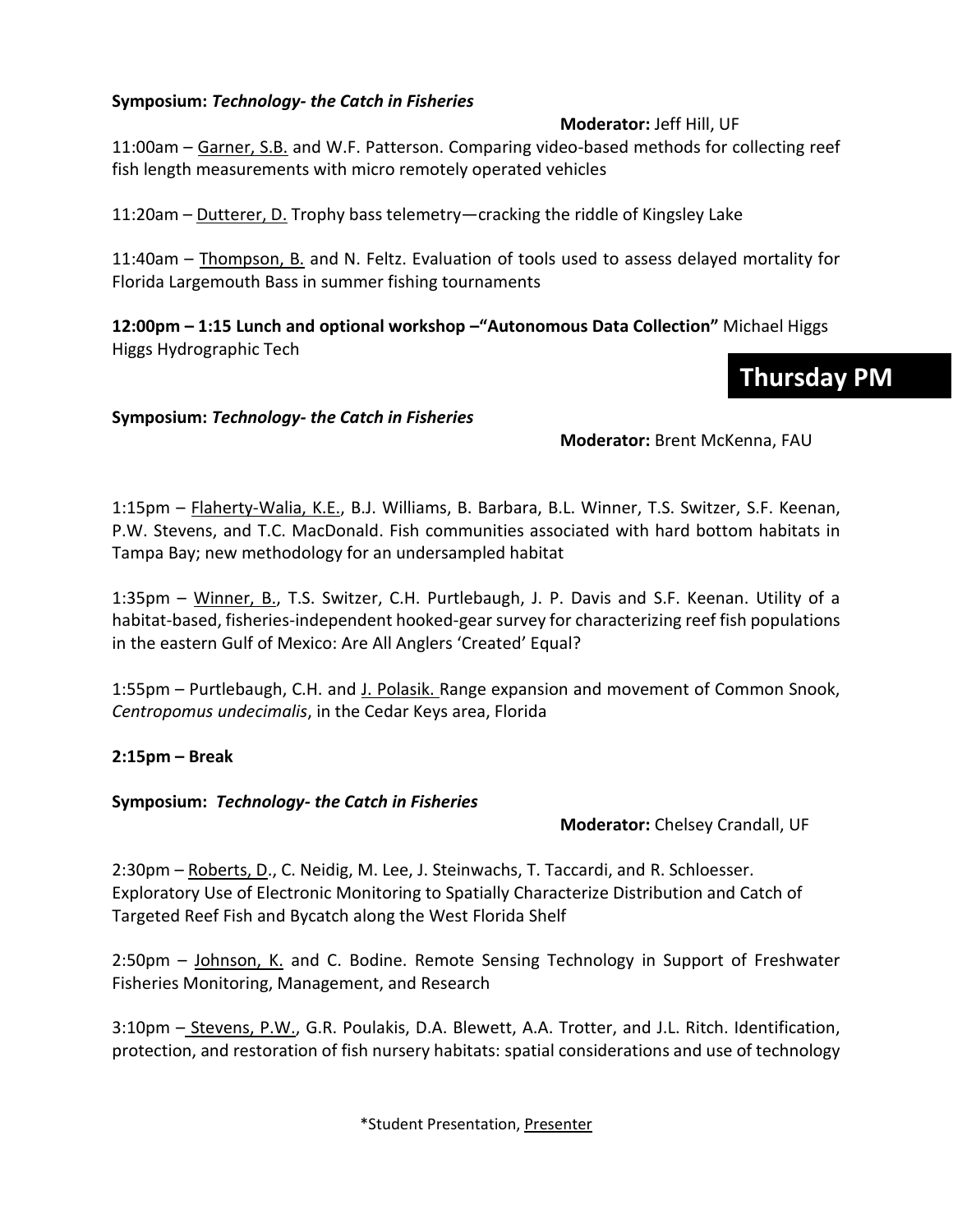**Symposium: *Technology- the Catch in Fisheries***

**Moderator:** Jeff Hill, UF

11:00am – <u>Garner, S.B.</u> and W.F. Patterson. Comparing video-based methods for collecting reef fish length measurements with micro remotely operated vehicles

11:20am – <u>Dutterer, D.</u> Trophy bass telemetry—cracking the riddle of Kingsley Lake

11:40am – <u>Thompson, B.</u> and N. Feltz. Evaluation of tools used to assess delayed mortality for Florida Largemouth Bass in summer fishing tournaments

**12:00pm – 1:15 Lunch and optional workshop –"Autonomous Data Collection"** Michael Higgs Higgs Hydrographic Tech

## Thursday PM

**Symposium: *Technology- the Catch in Fisheries***

**Moderator:** Brent McKenna, FAU

1:15pm – <u>Flaherty-Walia, K.E.</u>, B.J. Williams, B. Barbara, B.L. Winner, T.S. Switzer, S.F. Keenan, P.W. Stevens, and T.C. MacDonald. Fish communities associated with hard bottom habitats in Tampa Bay; new methodology for an undersampled habitat

1:35pm – <u>Winner, B.</u>, T.S. Switzer, C.H. Purtlebaugh, J. P. Davis and S.F. Keenan. Utility of a habitat-based, fisheries-independent hooked-gear survey for characterizing reef fish populations in the eastern Gulf of Mexico: Are All Anglers 'Created' Equal?

1:55pm – Purtlebaugh, C.H. and <u>J. Polasik.</u> Range expansion and movement of Common Snook, *Centropomus undecimalis*, in the Cedar Keys area, Florida

**2:15pm – Break**

**Symposium: *Technology- the Catch in Fisheries***

**Moderator:** Chelsey Crandall, UF

2:30pm – <u>Roberts, D</u>., C. Neidig, M. Lee, J. Steinwachs, T. Taccardi, and R. Schloesser. Exploratory Use of Electronic Monitoring to Spatially Characterize Distribution and Catch of Targeted Reef Fish and Bycatch along the West Florida Shelf

2:50pm – <u>Johnson, K.</u> and C. Bodine. Remote Sensing Technology in Support of Freshwater Fisheries Monitoring, Management, and Research

3:10pm – <u>Stevens, P.W.</u>, G.R. Poulakis, D.A. Blewett, A.A. Trotter, and J.L. Ritch. Identification, protection, and restoration of fish nursery habitats: spatial considerations and use of technology

*Student Presentation, <u>Presenter</u>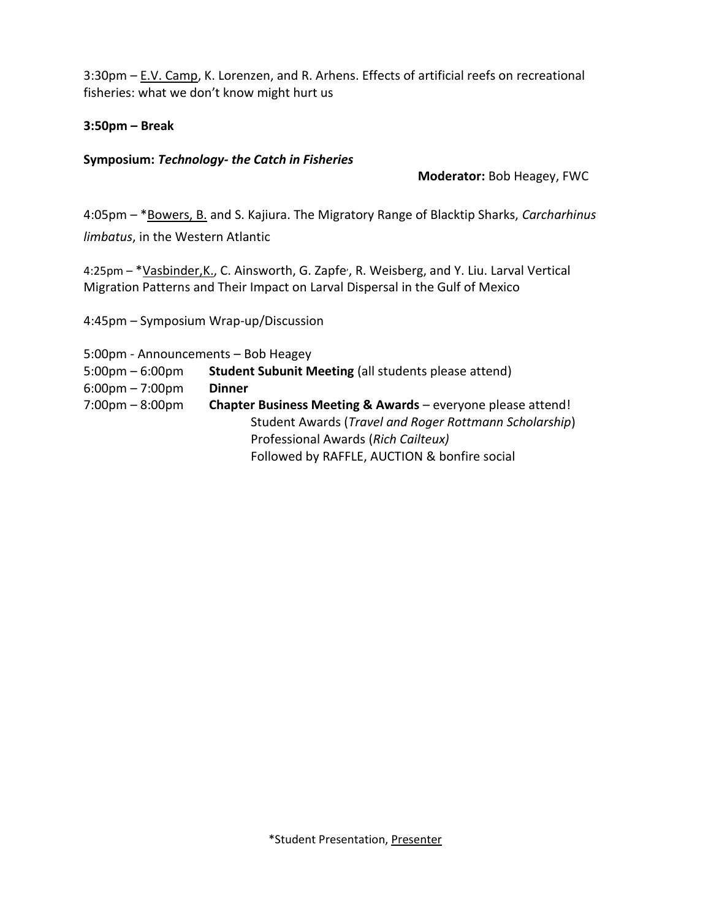3:30pm – E.V. Camp, K. Lorenzen, and R. Arhens. Effects of artificial reefs on recreational fisheries: what we don't know might hurt us

**3:50pm – Break**

**Symposium: *Technology- the Catch in Fisheries***

**Moderator:** Bob Heagey, FWC

4:05pm – *Bowers, B. and S. Kajiura. The Migratory Range of Blacktip Sharks, *Carcharhinus limbatus*, in the Western Atlantic

4:25pm – *Vasbinder,K., C. Ainsworth, G. Zapfe, R. Weisberg, and Y. Liu. Larval Vertical Migration Patterns and Their Impact on Larval Dispersal in the Gulf of Mexico

4:45pm – Symposium Wrap-up/Discussion

5:00pm - Announcements – Bob Heagey

5:00pm – 6:00pm **Student Subunit Meeting** (all students please attend)

6:00pm – 7:00pm **Dinner**

7:00pm – 8:00pm **Chapter Business Meeting & Awards** – everyone please attend!
Student Awards (*Travel and Roger Rottmann Scholarship*)
Professional Awards (*Rich Cailteux)*
Followed by RAFFLE, AUCTION & bonfire social

*Student Presentation, Presenter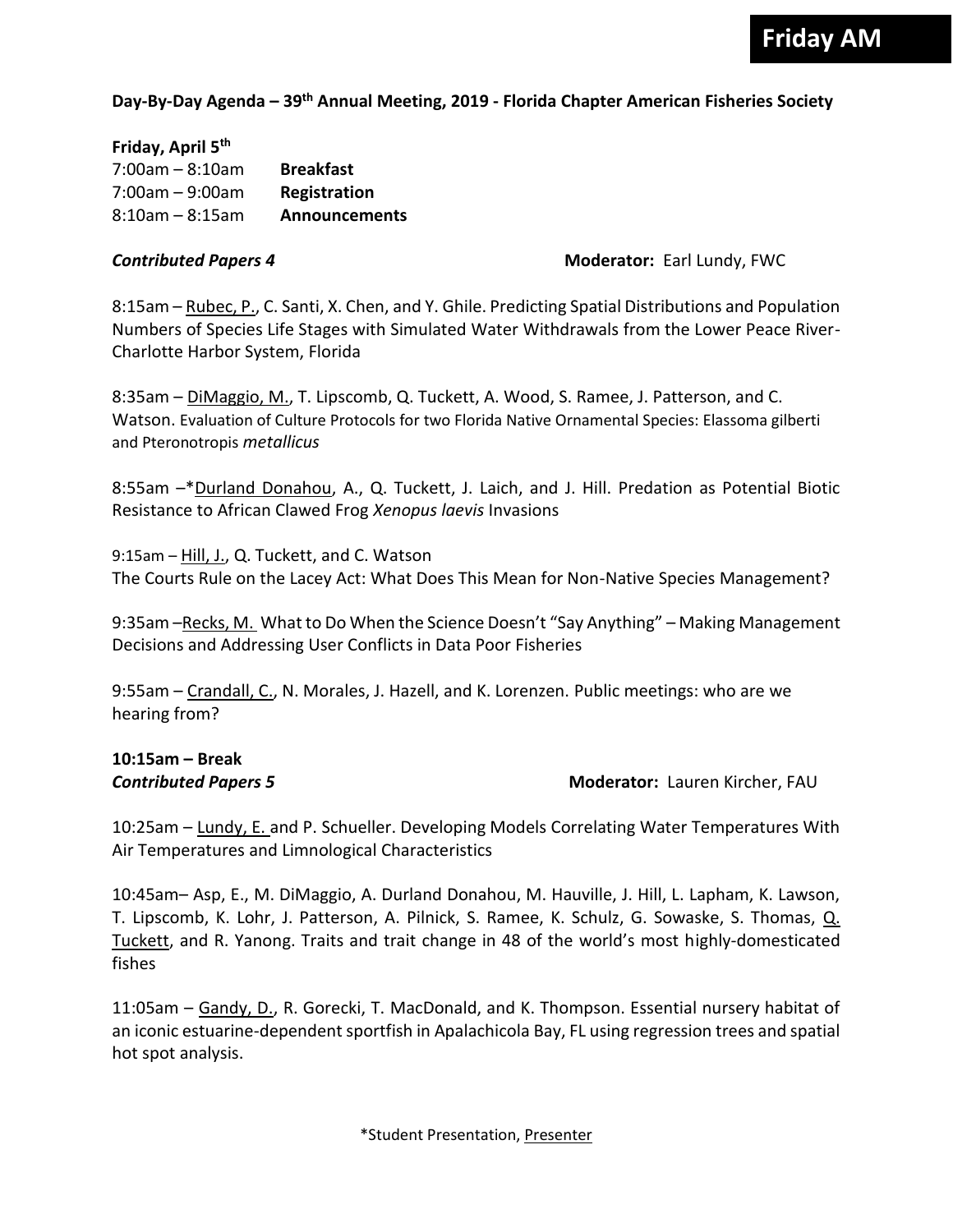# Friday AM

**Day-By-Day Agenda – 39th Annual Meeting, 2019 - Florida Chapter American Fisheries Society**

**Friday, April 5th**

7:00am – 8:10am **Breakfast**
7:00am – 9:00am **Registration**
8:10am – 8:15am **Announcements**

***Contributed Papers 4*** **Moderator:** Earl Lundy, FWC

8:15am – Rubec, P., C. Santi, X. Chen, and Y. Ghile. Predicting Spatial Distributions and Population Numbers of Species Life Stages with Simulated Water Withdrawals from the Lower Peace River-Charlotte Harbor System, Florida

8:35am – DiMaggio, M., T. Lipscomb, Q. Tuckett, A. Wood, S. Ramee, J. Patterson, and C. Watson. Evaluation of Culture Protocols for two Florida Native Ornamental Species: Elassoma gilberti and Pteronotropis *metallicus*

8:55am –*Durland Donahou, A., Q. Tuckett, J. Laich, and J. Hill. Predation as Potential Biotic Resistance to African Clawed Frog *Xenopus laevis* Invasions

9:15am – Hill, J., Q. Tuckett, and C. Watson
The Courts Rule on the Lacey Act: What Does This Mean for Non-Native Species Management?

9:35am –Recks, M. What to Do When the Science Doesn't "Say Anything" – Making Management Decisions and Addressing User Conflicts in Data Poor Fisheries

9:55am – Crandall, C., N. Morales, J. Hazell, and K. Lorenzen. Public meetings: who are we hearing from?

**10:15am – Break**

***Contributed Papers 5*** **Moderator:** Lauren Kircher, FAU

10:25am – Lundy, E. and P. Schueller. Developing Models Correlating Water Temperatures With Air Temperatures and Limnological Characteristics

10:45am– Asp, E., M. DiMaggio, A. Durland Donahou, M. Hauville, J. Hill, L. Lapham, K. Lawson, T. Lipscomb, K. Lohr, J. Patterson, A. Pilnick, S. Ramee, K. Schulz, G. Sowaske, S. Thomas, Q. Tuckett, and R. Yanong. Traits and trait change in 48 of the world's most highly-domesticated fishes

11:05am – Gandy, D., R. Gorecki, T. MacDonald, and K. Thompson. Essential nursery habitat of an iconic estuarine-dependent sportfish in Apalachicola Bay, FL using regression trees and spatial hot spot analysis.

*Student Presentation, Presenter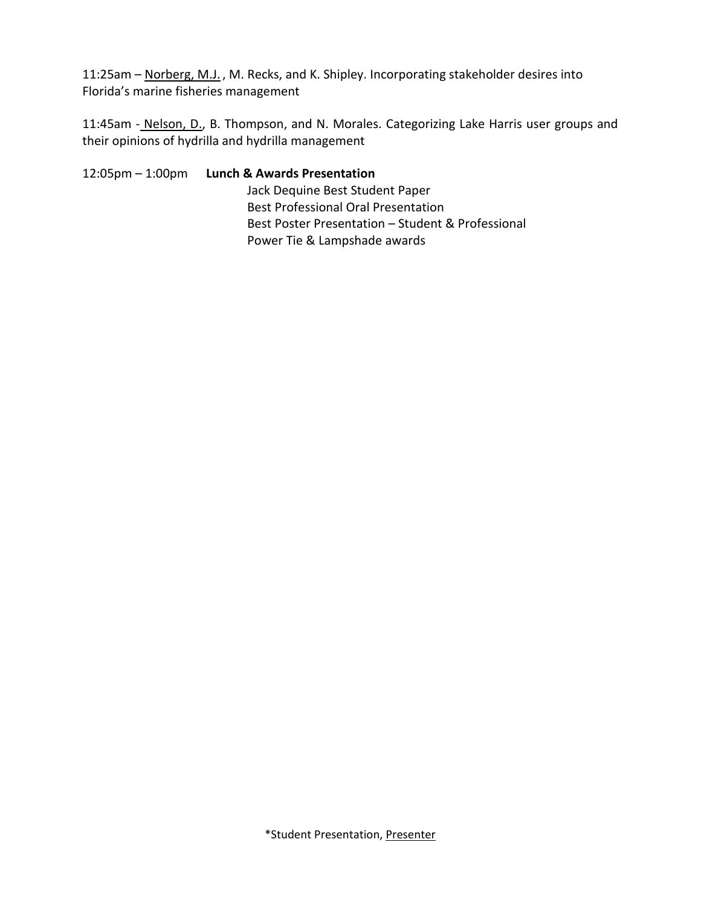11:25am – <u>Norberg, M.J.</u> , M. Recks, and K. Shipley. Incorporating stakeholder desires into Florida's marine fisheries management

11:45am - <u>Nelson, D.</u>, B. Thompson, and N. Morales. Categorizing Lake Harris user groups and their opinions of hydrilla and hydrilla management

12:05pm – 1:00pm **Lunch & Awards Presentation**

- Jack Dequine Best Student Paper
- Best Professional Oral Presentation
- Best Poster Presentation – Student & Professional
- Power Tie & Lampshade awards

*Student Presentation, <u>Presenter</u>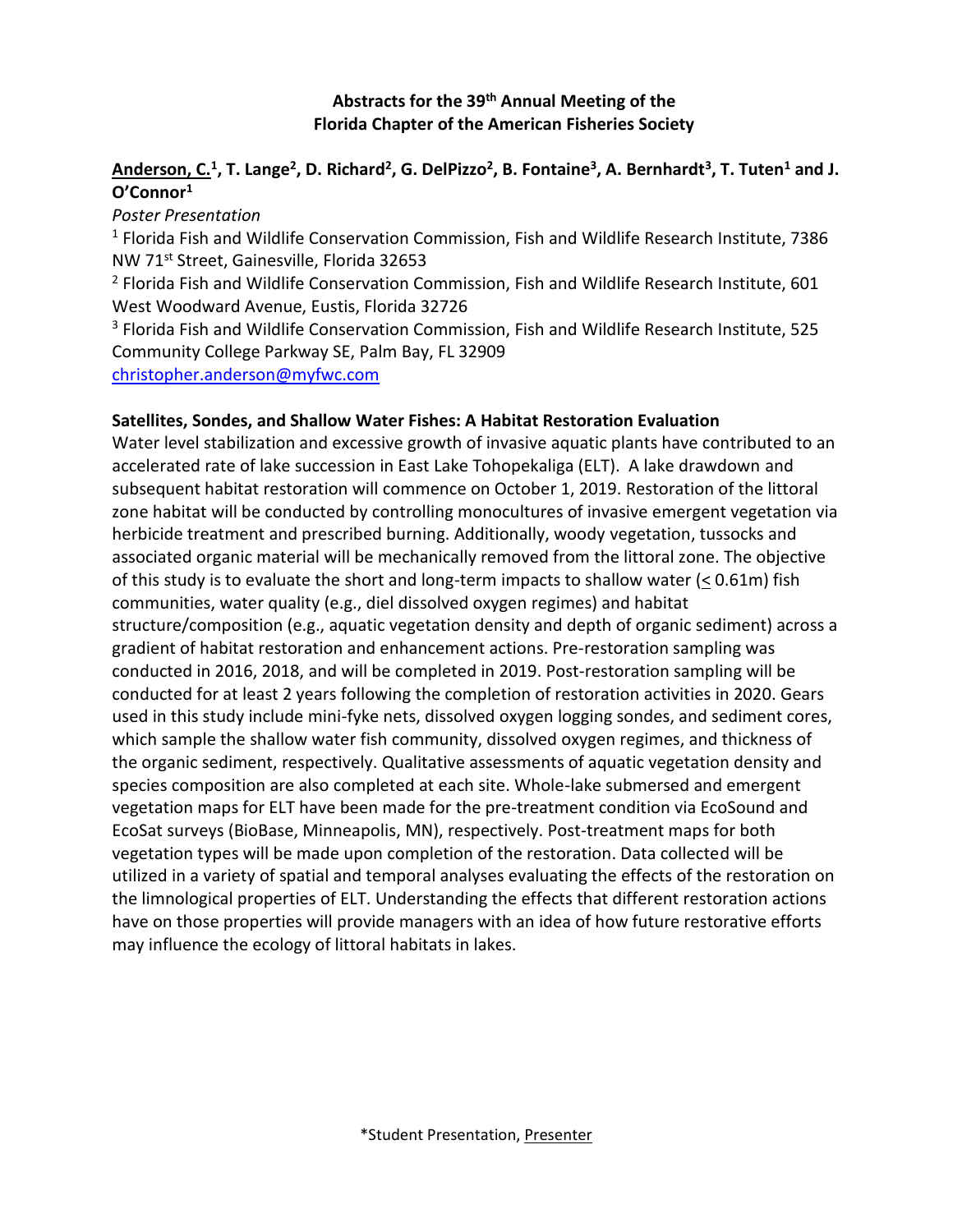**Abstracts for the 39th Annual Meeting of the Florida Chapter of the American Fisheries Society**

**Anderson, C.[1], T. Lange[2], D. Richard[2], G. DelPizzo[2], B. Fontaine[3], A. Bernhardt[3], T. Tuten[1] and J. O'Connor[1]**

*Poster Presentation*

[1] Florida Fish and Wildlife Conservation Commission, Fish and Wildlife Research Institute, 7386 NW 71st Street, Gainesville, Florida 32653

[2] Florida Fish and Wildlife Conservation Commission, Fish and Wildlife Research Institute, 601 West Woodward Avenue, Eustis, Florida 32726

[3] Florida Fish and Wildlife Conservation Commission, Fish and Wildlife Research Institute, 525 Community College Parkway SE, Palm Bay, FL 32909

christopher.anderson@myfwc.com

**Satellites, Sondes, and Shallow Water Fishes: A Habitat Restoration Evaluation**

Water level stabilization and excessive growth of invasive aquatic plants have contributed to an accelerated rate of lake succession in East Lake Tohopekaliga (ELT). A lake drawdown and subsequent habitat restoration will commence on October 1, 2019. Restoration of the littoral zone habitat will be conducted by controlling monocultures of invasive emergent vegetation via herbicide treatment and prescribed burning. Additionally, woody vegetation, tussocks and associated organic material will be mechanically removed from the littoral zone. The objective of this study is to evaluate the short and long-term impacts to shallow water (≤ 0.61m) fish communities, water quality (e.g., diel dissolved oxygen regimes) and habitat structure/composition (e.g., aquatic vegetation density and depth of organic sediment) across a gradient of habitat restoration and enhancement actions. Pre-restoration sampling was conducted in 2016, 2018, and will be completed in 2019. Post-restoration sampling will be conducted for at least 2 years following the completion of restoration activities in 2020. Gears used in this study include mini-fyke nets, dissolved oxygen logging sondes, and sediment cores, which sample the shallow water fish community, dissolved oxygen regimes, and thickness of the organic sediment, respectively. Qualitative assessments of aquatic vegetation density and species composition are also completed at each site. Whole-lake submersed and emergent vegetation maps for ELT have been made for the pre-treatment condition via EcoSound and EcoSat surveys (BioBase, Minneapolis, MN), respectively. Post-treatment maps for both vegetation types will be made upon completion of the restoration. Data collected will be utilized in a variety of spatial and temporal analyses evaluating the effects of the restoration on the limnological properties of ELT. Understanding the effects that different restoration actions have on those properties will provide managers with an idea of how future restorative efforts may influence the ecology of littoral habitats in lakes.

*Student Presentation, Presenter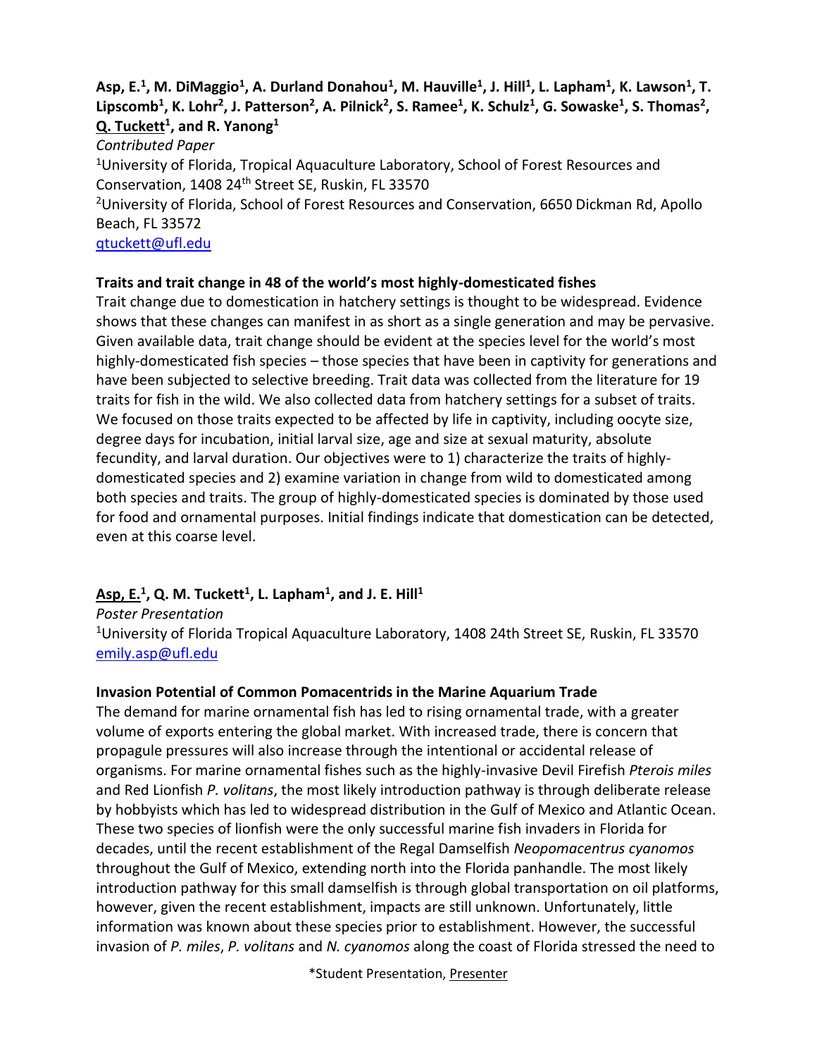**Asp, E.[1], M. DiMaggio[1], A. Durland Donahou[1], M. Hauville[1], J. Hill[1], L. Lapham[1], K. Lawson[1], T. Lipscomb[1], K. Lohr[2], J. Patterson[2], A. Pilnick[2], S. Ramee[1], K. Schulz[1], G. Sowaske[1], S. Thomas[2], Q. Tuckett[1], and R. Yanong[1]**

*Contributed Paper*

[1]University of Florida, Tropical Aquaculture Laboratory, School of Forest Resources and Conservation, 1408 24th Street SE, Ruskin, FL 33570

[2]University of Florida, School of Forest Resources and Conservation, 6650 Dickman Rd, Apollo Beach, FL 33572

qtuckett@ufl.edu

**Traits and trait change in 48 of the world's most highly-domesticated fishes**

Trait change due to domestication in hatchery settings is thought to be widespread. Evidence shows that these changes can manifest in as short as a single generation and may be pervasive. Given available data, trait change should be evident at the species level for the world's most highly-domesticated fish species – those species that have been in captivity for generations and have been subjected to selective breeding. Trait data was collected from the literature for 19 traits for fish in the wild. We also collected data from hatchery settings for a subset of traits. We focused on those traits expected to be affected by life in captivity, including oocyte size, degree days for incubation, initial larval size, age and size at sexual maturity, absolute fecundity, and larval duration. Our objectives were to 1) characterize the traits of highly-domesticated species and 2) examine variation in change from wild to domesticated among both species and traits. The group of highly-domesticated species is dominated by those used for food and ornamental purposes. Initial findings indicate that domestication can be detected, even at this coarse level.

**Asp, E.[1], Q. M. Tuckett[1], L. Lapham[1], and J. E. Hill[1]**

*Poster Presentation*

[1]University of Florida Tropical Aquaculture Laboratory, 1408 24th Street SE, Ruskin, FL 33570

emily.asp@ufl.edu

**Invasion Potential of Common Pomacentrids in the Marine Aquarium Trade**

The demand for marine ornamental fish has led to rising ornamental trade, with a greater volume of exports entering the global market. With increased trade, there is concern that propagule pressures will also increase through the intentional or accidental release of organisms. For marine ornamental fishes such as the highly-invasive Devil Firefish *Pterois miles* and Red Lionfish *P. volitans*, the most likely introduction pathway is through deliberate release by hobbyists which has led to widespread distribution in the Gulf of Mexico and Atlantic Ocean. These two species of lionfish were the only successful marine fish invaders in Florida for decades, until the recent establishment of the Regal Damselfish *Neopomacentrus cyanomos* throughout the Gulf of Mexico, extending north into the Florida panhandle. The most likely introduction pathway for this small damselfish is through global transportation on oil platforms, however, given the recent establishment, impacts are still unknown. Unfortunately, little information was known about these species prior to establishment. However, the successful invasion of *P. miles*, *P. volitans* and *N. cyanomos* along the coast of Florida stressed the need to

*Student Presentation, Presenter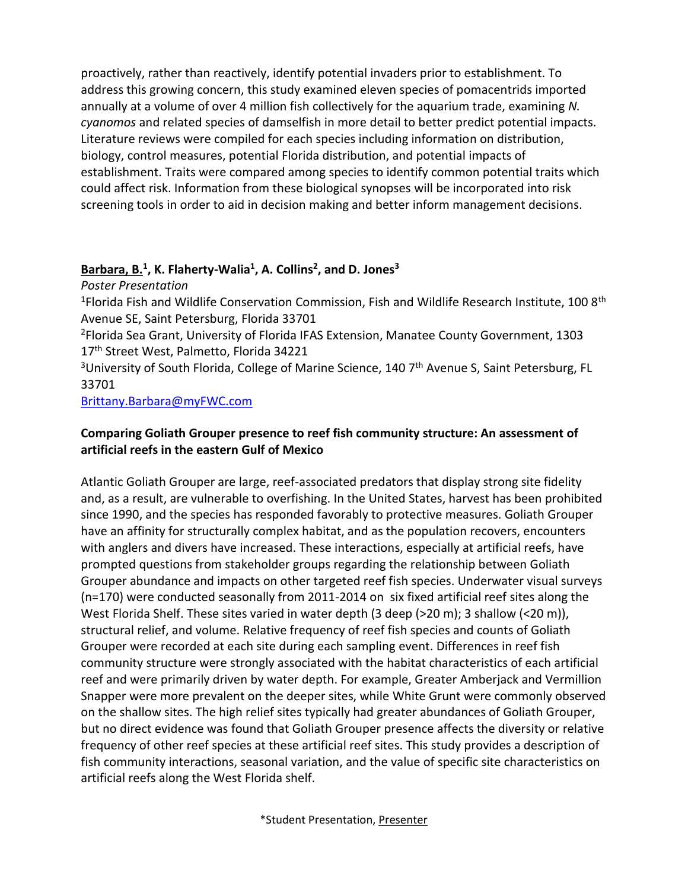proactively, rather than reactively, identify potential invaders prior to establishment. To address this growing concern, this study examined eleven species of pomacentrids imported annually at a volume of over 4 million fish collectively for the aquarium trade, examining *N. cyanomos* and related species of damselfish in more detail to better predict potential impacts. Literature reviews were compiled for each species including information on distribution, biology, control measures, potential Florida distribution, and potential impacts of establishment. Traits were compared among species to identify common potential traits which could affect risk. Information from these biological synopses will be incorporated into risk screening tools in order to aid in decision making and better inform management decisions.

**Barbara, B.[1], K. Flaherty-Walia[1], A. Collins[2], and D. Jones[3]**

*Poster Presentation*

[1]Florida Fish and Wildlife Conservation Commission, Fish and Wildlife Research Institute, 100 8th Avenue SE, Saint Petersburg, Florida 33701

[2]Florida Sea Grant, University of Florida IFAS Extension, Manatee County Government, 1303 17th Street West, Palmetto, Florida 34221

[3]University of South Florida, College of Marine Science, 140 7th Avenue S, Saint Petersburg, FL 33701

Brittany.Barbara@myFWC.com

**Comparing Goliath Grouper presence to reef fish community structure: An assessment of artificial reefs in the eastern Gulf of Mexico**

Atlantic Goliath Grouper are large, reef-associated predators that display strong site fidelity and, as a result, are vulnerable to overfishing. In the United States, harvest has been prohibited since 1990, and the species has responded favorably to protective measures. Goliath Grouper have an affinity for structurally complex habitat, and as the population recovers, encounters with anglers and divers have increased. These interactions, especially at artificial reefs, have prompted questions from stakeholder groups regarding the relationship between Goliath Grouper abundance and impacts on other targeted reef fish species. Underwater visual surveys (n=170) were conducted seasonally from 2011-2014 on six fixed artificial reef sites along the West Florida Shelf. These sites varied in water depth (3 deep (>20 m); 3 shallow (<20 m)), structural relief, and volume. Relative frequency of reef fish species and counts of Goliath Grouper were recorded at each site during each sampling event. Differences in reef fish community structure were strongly associated with the habitat characteristics of each artificial reef and were primarily driven by water depth. For example, Greater Amberjack and Vermillion Snapper were more prevalent on the deeper sites, while White Grunt were commonly observed on the shallow sites. The high relief sites typically had greater abundances of Goliath Grouper, but no direct evidence was found that Goliath Grouper presence affects the diversity or relative frequency of other reef species at these artificial reef sites. This study provides a description of fish community interactions, seasonal variation, and the value of specific site characteristics on artificial reefs along the West Florida shelf.

*Student Presentation, Presenter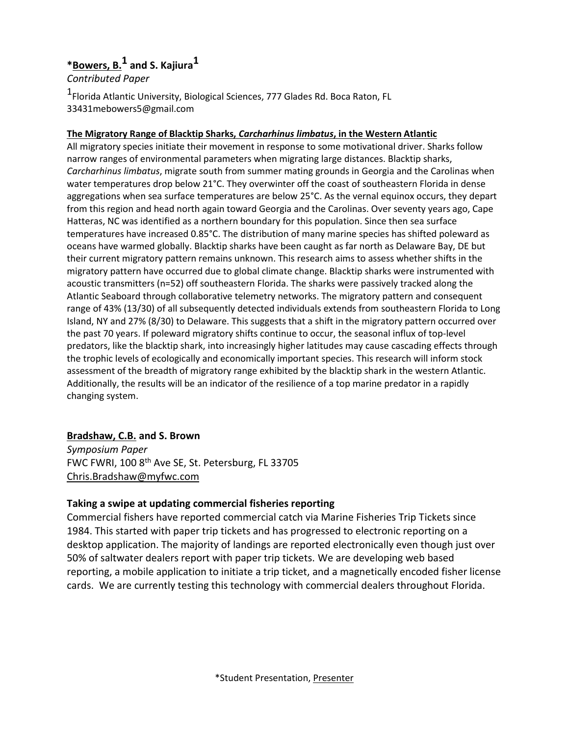**\*<u>Bowers, B.</u>[1] and S. Kajiura[1]**

*Contributed Paper*

[1]Florida Atlantic University, Biological Sciences, 777 Glades Rd. Boca Raton, FL 33431mebowers5@gmail.com

**<u>The Migratory Range of Blacktip Sharks, *Carcharhinus limbatus*, in the Western Atlantic</u>**

All migratory species initiate their movement in response to some motivational driver. Sharks follow narrow ranges of environmental parameters when migrating large distances. Blacktip sharks, *Carcharhinus limbatus*, migrate south from summer mating grounds in Georgia and the Carolinas when water temperatures drop below 21°C. They overwinter off the coast of southeastern Florida in dense aggregations when sea surface temperatures are below 25°C. As the vernal equinox occurs, they depart from this region and head north again toward Georgia and the Carolinas. Over seventy years ago, Cape Hatteras, NC was identified as a northern boundary for this population. Since then sea surface temperatures have increased 0.85°C. The distribution of many marine species has shifted poleward as oceans have warmed globally. Blacktip sharks have been caught as far north as Delaware Bay, DE but their current migratory pattern remains unknown. This research aims to assess whether shifts in the migratory pattern have occurred due to global climate change. Blacktip sharks were instrumented with acoustic transmitters (n=52) off southeastern Florida. The sharks were passively tracked along the Atlantic Seaboard through collaborative telemetry networks. The migratory pattern and consequent range of 43% (13/30) of all subsequently detected individuals extends from southeastern Florida to Long Island, NY and 27% (8/30) to Delaware. This suggests that a shift in the migratory pattern occurred over the past 70 years. If poleward migratory shifts continue to occur, the seasonal influx of top-level predators, like the blacktip shark, into increasingly higher latitudes may cause cascading effects through the trophic levels of ecologically and economically important species. This research will inform stock assessment of the breadth of migratory range exhibited by the blacktip shark in the western Atlantic. Additionally, the results will be an indicator of the resilience of a top marine predator in a rapidly changing system.

**<u>Bradshaw, C.B.</u> and S. Brown**

*Symposium Paper*

FWC FWRI, 100 8th Ave SE, St. Petersburg, FL 33705
Chris.Bradshaw@myfwc.com

**Taking a swipe at updating commercial fisheries reporting**

Commercial fishers have reported commercial catch via Marine Fisheries Trip Tickets since 1984. This started with paper trip tickets and has progressed to electronic reporting on a desktop application. The majority of landings are reported electronically even though just over 50% of saltwater dealers report with paper trip tickets. We are developing web based reporting, a mobile application to initiate a trip ticket, and a magnetically encoded fisher license cards. We are currently testing this technology with commercial dealers throughout Florida.

\*Student Presentation, <u>Presenter</u>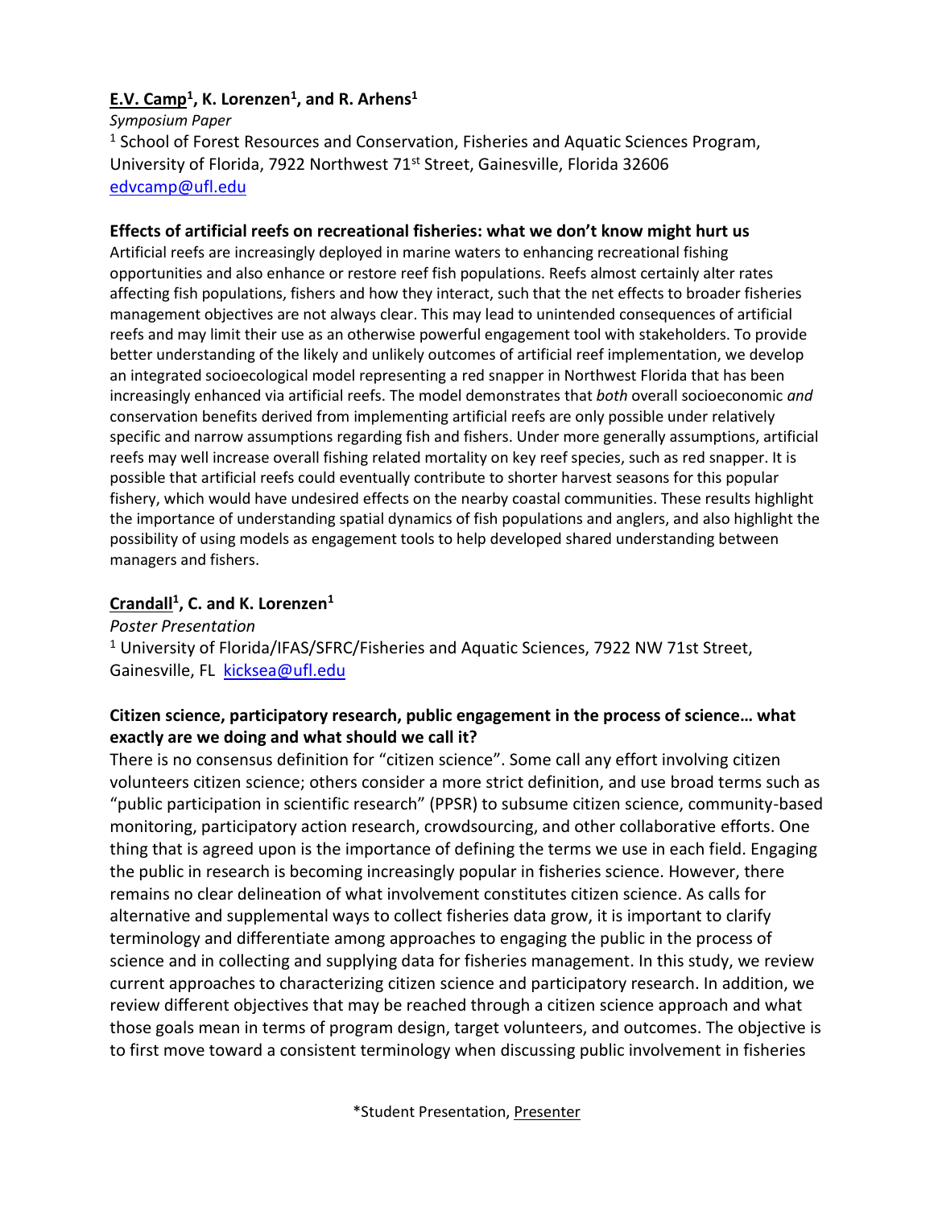**E.V. Camp[1], K. Lorenzen[1], and R. Arhens[1]**

*Symposium Paper*

[1] School of Forest Resources and Conservation, Fisheries and Aquatic Sciences Program, University of Florida, 7922 Northwest 71st Street, Gainesville, Florida 32606
edvcamp@ufl.edu

**Effects of artificial reefs on recreational fisheries: what we don't know might hurt us**

Artificial reefs are increasingly deployed in marine waters to enhancing recreational fishing opportunities and also enhance or restore reef fish populations. Reefs almost certainly alter rates affecting fish populations, fishers and how they interact, such that the net effects to broader fisheries management objectives are not always clear. This may lead to unintended consequences of artificial reefs and may limit their use as an otherwise powerful engagement tool with stakeholders. To provide better understanding of the likely and unlikely outcomes of artificial reef implementation, we develop an integrated socioecological model representing a red snapper in Northwest Florida that has been increasingly enhanced via artificial reefs. The model demonstrates that *both* overall socioeconomic *and* conservation benefits derived from implementing artificial reefs are only possible under relatively specific and narrow assumptions regarding fish and fishers. Under more generally assumptions, artificial reefs may well increase overall fishing related mortality on key reef species, such as red snapper. It is possible that artificial reefs could eventually contribute to shorter harvest seasons for this popular fishery, which would have undesired effects on the nearby coastal communities. These results highlight the importance of understanding spatial dynamics of fish populations and anglers, and also highlight the possibility of using models as engagement tools to help developed shared understanding between managers and fishers.

**Crandall[1], C. and K. Lorenzen[1]**

*Poster Presentation*

[1] University of Florida/IFAS/SFRC/Fisheries and Aquatic Sciences, 7922 NW 71st Street, Gainesville, FL kicksea@ufl.edu

**Citizen science, participatory research, public engagement in the process of science… what exactly are we doing and what should we call it?**

There is no consensus definition for "citizen science". Some call any effort involving citizen volunteers citizen science; others consider a more strict definition, and use broad terms such as "public participation in scientific research" (PPSR) to subsume citizen science, community-based monitoring, participatory action research, crowdsourcing, and other collaborative efforts. One thing that is agreed upon is the importance of defining the terms we use in each field. Engaging the public in research is becoming increasingly popular in fisheries science. However, there remains no clear delineation of what involvement constitutes citizen science. As calls for alternative and supplemental ways to collect fisheries data grow, it is important to clarify terminology and differentiate among approaches to engaging the public in the process of science and in collecting and supplying data for fisheries management. In this study, we review current approaches to characterizing citizen science and participatory research. In addition, we review different objectives that may be reached through a citizen science approach and what those goals mean in terms of program design, target volunteers, and outcomes. The objective is to first move toward a consistent terminology when discussing public involvement in fisheries

*Student Presentation, Presenter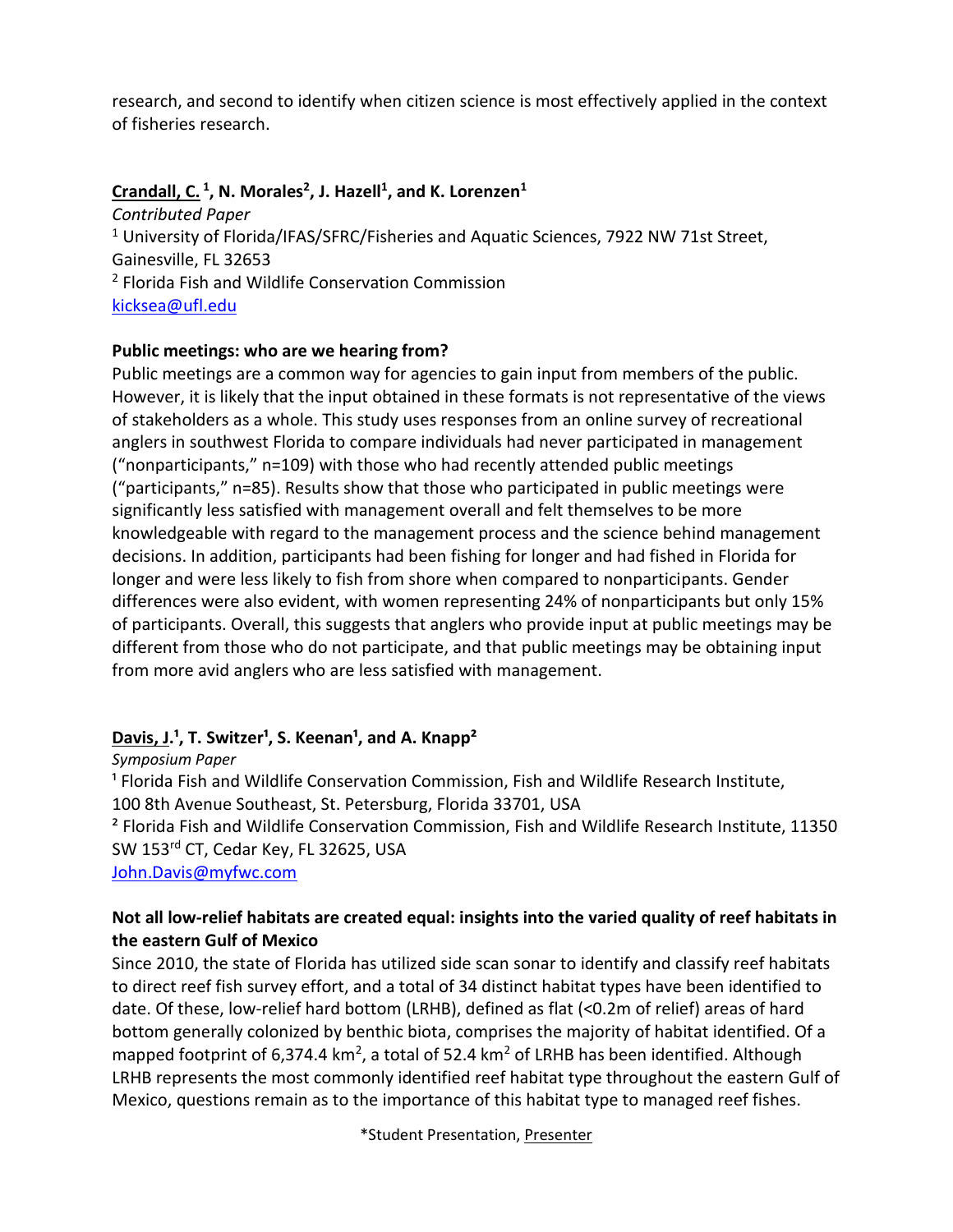research, and second to identify when citizen science is most effectively applied in the context of fisheries research.

**Crandall, C.** [1]**, N. Morales**[2]**, J. Hazell**[1]**, and K. Lorenzen**[1]

*Contributed Paper*

[1] University of Florida/IFAS/SFRC/Fisheries and Aquatic Sciences, 7922 NW 71st Street, Gainesville, FL 32653

[2] Florida Fish and Wildlife Conservation Commission

kicksea@ufl.edu

**Public meetings: who are we hearing from?**

Public meetings are a common way for agencies to gain input from members of the public. However, it is likely that the input obtained in these formats is not representative of the views of stakeholders as a whole. This study uses responses from an online survey of recreational anglers in southwest Florida to compare individuals had never participated in management ("nonparticipants," n=109) with those who had recently attended public meetings ("participants," n=85). Results show that those who participated in public meetings were significantly less satisfied with management overall and felt themselves to be more knowledgeable with regard to the management process and the science behind management decisions. In addition, participants had been fishing for longer and had fished in Florida for longer and were less likely to fish from shore when compared to nonparticipants. Gender differences were also evident, with women representing 24% of nonparticipants but only 15% of participants. Overall, this suggests that anglers who provide input at public meetings may be different from those who do not participate, and that public meetings may be obtaining input from more avid anglers who are less satisfied with management.

**Davis, J.**[1]**, T. Switzer**[1]**, S. Keenan**[1]**, and A. Knapp**[2]

*Symposium Paper*

[1] Florida Fish and Wildlife Conservation Commission, Fish and Wildlife Research Institute, 100 8th Avenue Southeast, St. Petersburg, Florida 33701, USA

[2] Florida Fish and Wildlife Conservation Commission, Fish and Wildlife Research Institute, 11350 SW 153rd CT, Cedar Key, FL 32625, USA

John.Davis@myfwc.com

**Not all low-relief habitats are created equal: insights into the varied quality of reef habitats in the eastern Gulf of Mexico**

Since 2010, the state of Florida has utilized side scan sonar to identify and classify reef habitats to direct reef fish survey effort, and a total of 34 distinct habitat types have been identified to date. Of these, low-relief hard bottom (LRHB), defined as flat (<0.2m of relief) areas of hard bottom generally colonized by benthic biota, comprises the majority of habitat identified. Of a mapped footprint of 6,374.4 $km^2$, a total of 52.4 $km^2$ of LRHB has been identified. Although LRHB represents the most commonly identified reef habitat type throughout the eastern Gulf of Mexico, questions remain as to the importance of this habitat type to managed reef fishes.

*Student Presentation, Presenter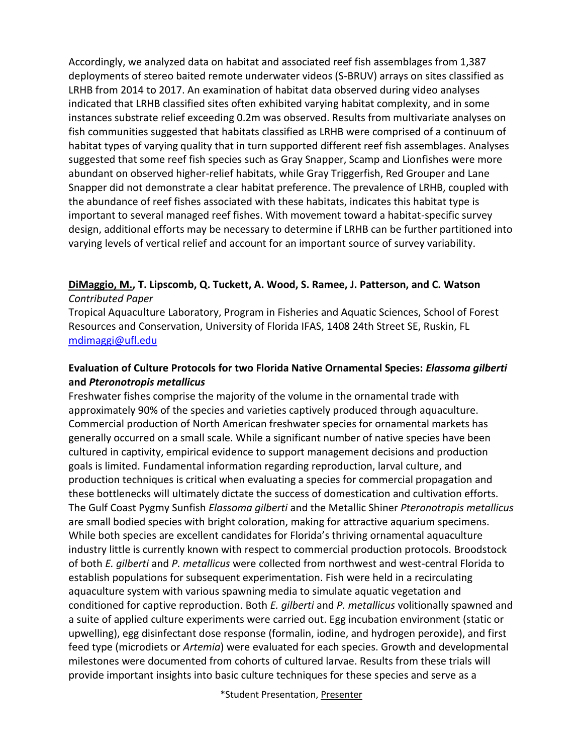Accordingly, we analyzed data on habitat and associated reef fish assemblages from 1,387 deployments of stereo baited remote underwater videos (S-BRUV) arrays on sites classified as LRHB from 2014 to 2017. An examination of habitat data observed during video analyses indicated that LRHB classified sites often exhibited varying habitat complexity, and in some instances substrate relief exceeding 0.2m was observed. Results from multivariate analyses on fish communities suggested that habitats classified as LRHB were comprised of a continuum of habitat types of varying quality that in turn supported different reef fish assemblages. Analyses suggested that some reef fish species such as Gray Snapper, Scamp and Lionfishes were more abundant on observed higher-relief habitats, while Gray Triggerfish, Red Grouper and Lane Snapper did not demonstrate a clear habitat preference. The prevalence of LRHB, coupled with the abundance of reef fishes associated with these habitats, indicates this habitat type is important to several managed reef fishes. With movement toward a habitat-specific survey design, additional efforts may be necessary to determine if LRHB can be further partitioned into varying levels of vertical relief and account for an important source of survey variability.

**DiMaggio, M., T. Lipscomb, Q. Tuckett, A. Wood, S. Ramee, J. Patterson, and C. Watson**
*Contributed Paper*
Tropical Aquaculture Laboratory, Program in Fisheries and Aquatic Sciences, School of Forest Resources and Conservation, University of Florida IFAS, 1408 24th Street SE, Ruskin, FL
mdimaggi@ufl.edu

**Evaluation of Culture Protocols for two Florida Native Ornamental Species: *Elassoma gilberti* and *Pteronotropis metallicus***

Freshwater fishes comprise the majority of the volume in the ornamental trade with approximately 90% of the species and varieties captively produced through aquaculture. Commercial production of North American freshwater species for ornamental markets has generally occurred on a small scale. While a significant number of native species have been cultured in captivity, empirical evidence to support management decisions and production goals is limited. Fundamental information regarding reproduction, larval culture, and production techniques is critical when evaluating a species for commercial propagation and these bottlenecks will ultimately dictate the success of domestication and cultivation efforts. The Gulf Coast Pygmy Sunfish *Elassoma gilberti* and the Metallic Shiner *Pteronotropis metallicus* are small bodied species with bright coloration, making for attractive aquarium specimens. While both species are excellent candidates for Florida's thriving ornamental aquaculture industry little is currently known with respect to commercial production protocols. Broodstock of both *E. gilberti* and *P. metallicus* were collected from northwest and west-central Florida to establish populations for subsequent experimentation. Fish were held in a recirculating aquaculture system with various spawning media to simulate aquatic vegetation and conditioned for captive reproduction. Both *E. gilberti* and *P. metallicus* volitionally spawned and a suite of applied culture experiments were carried out. Egg incubation environment (static or upwelling), egg disinfectant dose response (formalin, iodine, and hydrogen peroxide), and first feed type (microdiets or *Artemia*) were evaluated for each species. Growth and developmental milestones were documented from cohorts of cultured larvae. Results from these trials will provide important insights into basic culture techniques for these species and serve as a

*Student Presentation, Presenter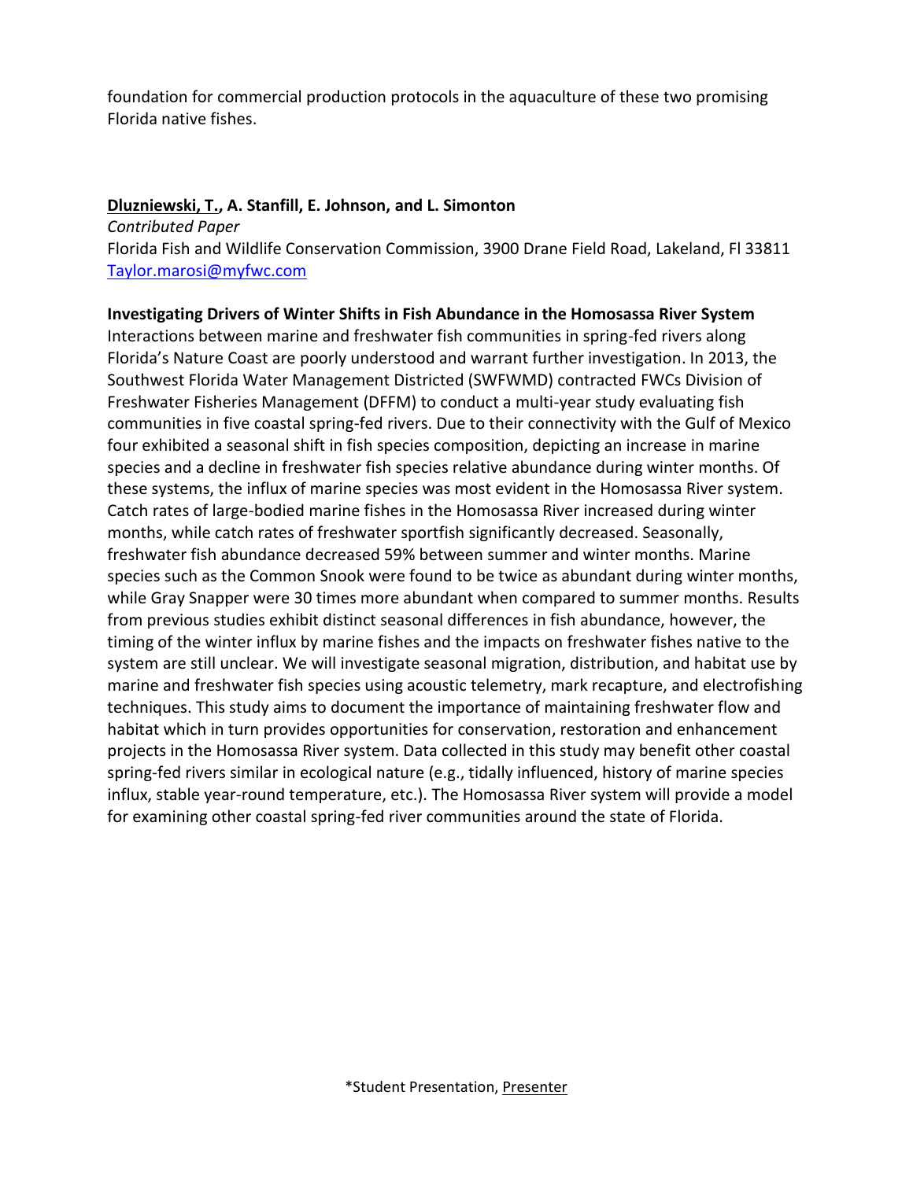foundation for commercial production protocols in the aquaculture of these two promising Florida native fishes.

**Dluzniewski, T., A. Stanfill, E. Johnson, and L. Simonton**

*Contributed Paper*

Florida Fish and Wildlife Conservation Commission, 3900 Drane Field Road, Lakeland, Fl 33811

Taylor.marosi@myfwc.com

**Investigating Drivers of Winter Shifts in Fish Abundance in the Homosassa River System**

Interactions between marine and freshwater fish communities in spring-fed rivers along Florida's Nature Coast are poorly understood and warrant further investigation. In 2013, the Southwest Florida Water Management Districted (SWFWMD) contracted FWCs Division of Freshwater Fisheries Management (DFFM) to conduct a multi-year study evaluating fish communities in five coastal spring-fed rivers. Due to their connectivity with the Gulf of Mexico four exhibited a seasonal shift in fish species composition, depicting an increase in marine species and a decline in freshwater fish species relative abundance during winter months. Of these systems, the influx of marine species was most evident in the Homosassa River system. Catch rates of large-bodied marine fishes in the Homosassa River increased during winter months, while catch rates of freshwater sportfish significantly decreased. Seasonally, freshwater fish abundance decreased 59% between summer and winter months. Marine species such as the Common Snook were found to be twice as abundant during winter months, while Gray Snapper were 30 times more abundant when compared to summer months. Results from previous studies exhibit distinct seasonal differences in fish abundance, however, the timing of the winter influx by marine fishes and the impacts on freshwater fishes native to the system are still unclear. We will investigate seasonal migration, distribution, and habitat use by marine and freshwater fish species using acoustic telemetry, mark recapture, and electrofishing techniques. This study aims to document the importance of maintaining freshwater flow and habitat which in turn provides opportunities for conservation, restoration and enhancement projects in the Homosassa River system. Data collected in this study may benefit other coastal spring-fed rivers similar in ecological nature (e.g., tidally influenced, history of marine species influx, stable year-round temperature, etc.). The Homosassa River system will provide a model for examining other coastal spring-fed river communities around the state of Florida.

*Student Presentation, Presenter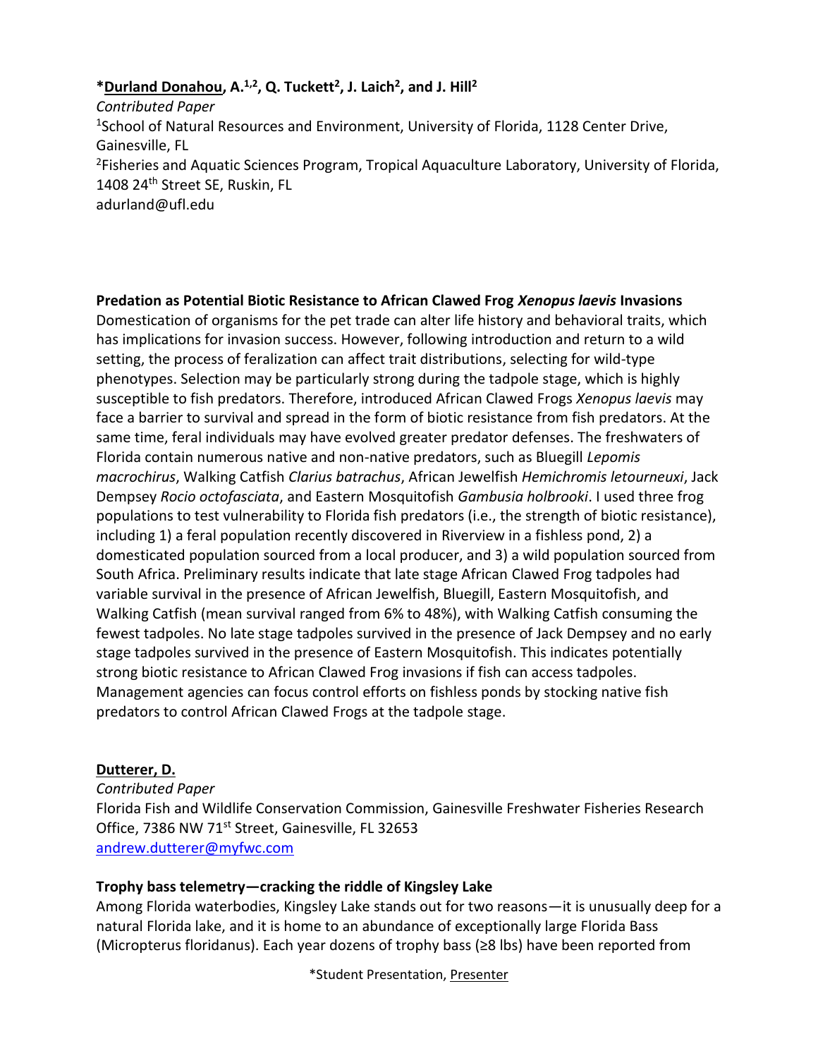***Durland Donahou**, A.[1,2], Q. Tuckett[2], J. Laich[2], and J. Hill[2]

*Contributed Paper*

[1]School of Natural Resources and Environment, University of Florida, 1128 Center Drive, Gainesville, FL

[2]Fisheries and Aquatic Sciences Program, Tropical Aquaculture Laboratory, University of Florida, 1408 24th Street SE, Ruskin, FL

adurland@ufl.edu

**Predation as Potential Biotic Resistance to African Clawed Frog *Xenopus laevis* Invasions**

Domestication of organisms for the pet trade can alter life history and behavioral traits, which has implications for invasion success. However, following introduction and return to a wild setting, the process of feralization can affect trait distributions, selecting for wild-type phenotypes. Selection may be particularly strong during the tadpole stage, which is highly susceptible to fish predators. Therefore, introduced African Clawed Frogs *Xenopus laevis* may face a barrier to survival and spread in the form of biotic resistance from fish predators. At the same time, feral individuals may have evolved greater predator defenses. The freshwaters of Florida contain numerous native and non-native predators, such as Bluegill *Lepomis macrochirus*, Walking Catfish *Clarius batrachus*, African Jewelfish *Hemichromis letourneuxi*, Jack Dempsey *Rocio octofasciata*, and Eastern Mosquitofish *Gambusia holbrooki*. I used three frog populations to test vulnerability to Florida fish predators (i.e., the strength of biotic resistance), including 1) a feral population recently discovered in Riverview in a fishless pond, 2) a domesticated population sourced from a local producer, and 3) a wild population sourced from South Africa. Preliminary results indicate that late stage African Clawed Frog tadpoles had variable survival in the presence of African Jewelfish, Bluegill, Eastern Mosquitofish, and Walking Catfish (mean survival ranged from 6% to 48%), with Walking Catfish consuming the fewest tadpoles. No late stage tadpoles survived in the presence of Jack Dempsey and no early stage tadpoles survived in the presence of Eastern Mosquitofish. This indicates potentially strong biotic resistance to African Clawed Frog invasions if fish can access tadpoles. Management agencies can focus control efforts on fishless ponds by stocking native fish predators to control African Clawed Frogs at the tadpole stage.

**Dutterer, D.**

*Contributed Paper*

Florida Fish and Wildlife Conservation Commission, Gainesville Freshwater Fisheries Research Office, 7386 NW 71st Street, Gainesville, FL 32653

andrew.dutterer@myfwc.com

**Trophy bass telemetry—cracking the riddle of Kingsley Lake**

Among Florida waterbodies, Kingsley Lake stands out for two reasons—it is unusually deep for a natural Florida lake, and it is home to an abundance of exceptionally large Florida Bass (Micropterus floridanus). Each year dozens of trophy bass (≥8 lbs) have been reported from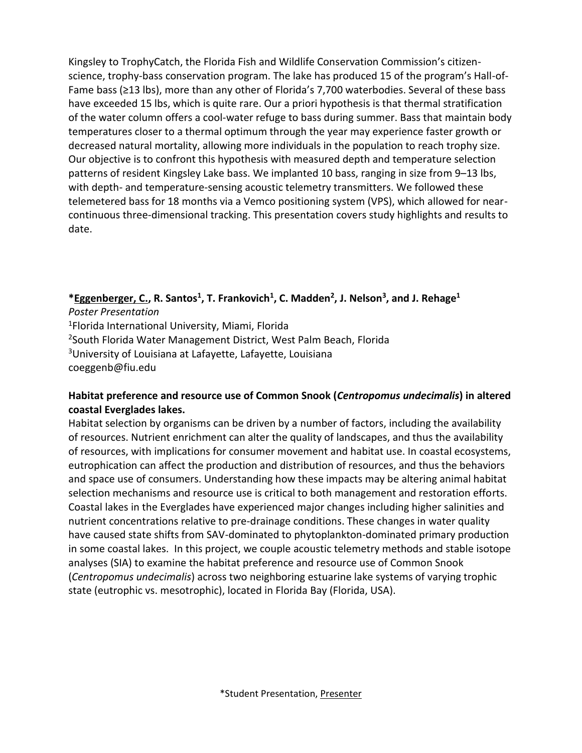Kingsley to TrophyCatch, the Florida Fish and Wildlife Conservation Commission's citizen-science, trophy-bass conservation program. The lake has produced 15 of the program's Hall-of-Fame bass (≥13 lbs), more than any other of Florida's 7,700 waterbodies. Several of these bass have exceeded 15 lbs, which is quite rare. Our a priori hypothesis is that thermal stratification of the water column offers a cool-water refuge to bass during summer. Bass that maintain body temperatures closer to a thermal optimum through the year may experience faster growth or decreased natural mortality, allowing more individuals in the population to reach trophy size. Our objective is to confront this hypothesis with measured depth and temperature selection patterns of resident Kingsley Lake bass. We implanted 10 bass, ranging in size from 9–13 lbs, with depth- and temperature-sensing acoustic telemetry transmitters. We followed these telemetered bass for 18 months via a Vemco positioning system (VPS), which allowed for near-continuous three-dimensional tracking. This presentation covers study highlights and results to date.

**\*<u>Eggenberger, C.</u>, R. Santos[1], T. Frankovich[1], C. Madden[2], J. Nelson[3], and J. Rehage[1]**

*Poster Presentation*

[1]Florida International University, Miami, Florida
[2]South Florida Water Management District, West Palm Beach, Florida
[3]University of Louisiana at Lafayette, Lafayette, Louisiana
coeggenb@fiu.edu

**Habitat preference and resource use of Common Snook (*Centropomus undecimalis*) in altered coastal Everglades lakes.**

Habitat selection by organisms can be driven by a number of factors, including the availability of resources. Nutrient enrichment can alter the quality of landscapes, and thus the availability of resources, with implications for consumer movement and habitat use. In coastal ecosystems, eutrophication can affect the production and distribution of resources, and thus the behaviors and space use of consumers. Understanding how these impacts may be altering animal habitat selection mechanisms and resource use is critical to both management and restoration efforts. Coastal lakes in the Everglades have experienced major changes including higher salinities and nutrient concentrations relative to pre-drainage conditions. These changes in water quality have caused state shifts from SAV-dominated to phytoplankton-dominated primary production in some coastal lakes. In this project, we couple acoustic telemetry methods and stable isotope analyses (SIA) to examine the habitat preference and resource use of Common Snook (*Centropomus undecimalis*) across two neighboring estuarine lake systems of varying trophic state (eutrophic vs. mesotrophic), located in Florida Bay (Florida, USA).

\*Student Presentation, <u>Presenter</u>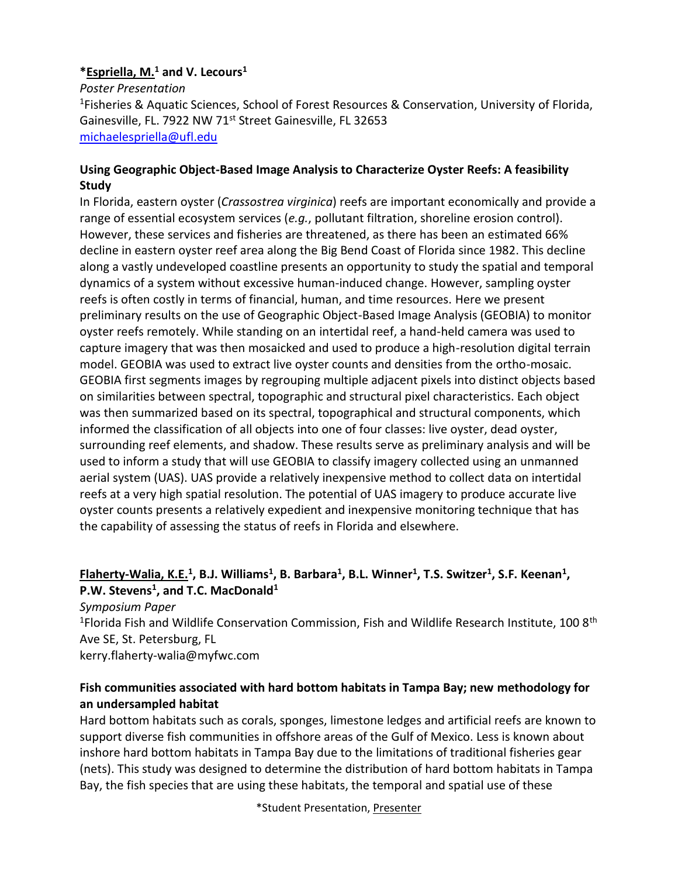**\*<u>Espriella, M.</u>[1] and V. Lecours[1]**

*Poster Presentation*

[1]Fisheries & Aquatic Sciences, School of Forest Resources & Conservation, University of Florida, Gainesville, FL. 7922 NW 71st Street Gainesville, FL 32653

michaelespriella@ufl.edu

**Using Geographic Object-Based Image Analysis to Characterize Oyster Reefs: A feasibility Study**

In Florida, eastern oyster (*Crassostrea virginica*) reefs are important economically and provide a range of essential ecosystem services (*e.g.*, pollutant filtration, shoreline erosion control). However, these services and fisheries are threatened, as there has been an estimated 66% decline in eastern oyster reef area along the Big Bend Coast of Florida since 1982. This decline along a vastly undeveloped coastline presents an opportunity to study the spatial and temporal dynamics of a system without excessive human-induced change. However, sampling oyster reefs is often costly in terms of financial, human, and time resources. Here we present preliminary results on the use of Geographic Object-Based Image Analysis (GEOBIA) to monitor oyster reefs remotely. While standing on an intertidal reef, a hand-held camera was used to capture imagery that was then mosaicked and used to produce a high-resolution digital terrain model. GEOBIA was used to extract live oyster counts and densities from the ortho-mosaic. GEOBIA first segments images by regrouping multiple adjacent pixels into distinct objects based on similarities between spectral, topographic and structural pixel characteristics. Each object was then summarized based on its spectral, topographical and structural components, which informed the classification of all objects into one of four classes: live oyster, dead oyster, surrounding reef elements, and shadow. These results serve as preliminary analysis and will be used to inform a study that will use GEOBIA to classify imagery collected using an unmanned aerial system (UAS). UAS provide a relatively inexpensive method to collect data on intertidal reefs at a very high spatial resolution. The potential of UAS imagery to produce accurate live oyster counts presents a relatively expedient and inexpensive monitoring technique that has the capability of assessing the status of reefs in Florida and elsewhere.

**<u>Flaherty-Walia, K.E.</u>[1], B.J. Williams[1], B. Barbara[1], B.L. Winner[1], T.S. Switzer[1], S.F. Keenan[1], P.W. Stevens[1], and T.C. MacDonald[1]**

*Symposium Paper*

[1]Florida Fish and Wildlife Conservation Commission, Fish and Wildlife Research Institute, 100 8th Ave SE, St. Petersburg, FL

kerry.flaherty-walia@myfwc.com

**Fish communities associated with hard bottom habitats in Tampa Bay; new methodology for an undersampled habitat**

Hard bottom habitats such as corals, sponges, limestone ledges and artificial reefs are known to support diverse fish communities in offshore areas of the Gulf of Mexico. Less is known about inshore hard bottom habitats in Tampa Bay due to the limitations of traditional fisheries gear (nets). This study was designed to determine the distribution of hard bottom habitats in Tampa Bay, the fish species that are using these habitats, the temporal and spatial use of these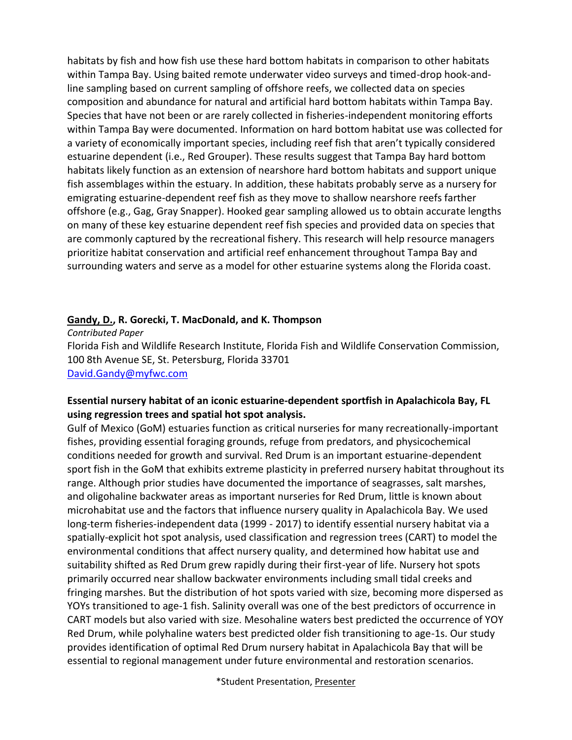habitats by fish and how fish use these hard bottom habitats in comparison to other habitats within Tampa Bay. Using baited remote underwater video surveys and timed-drop hook-and-line sampling based on current sampling of offshore reefs, we collected data on species composition and abundance for natural and artificial hard bottom habitats within Tampa Bay. Species that have not been or are rarely collected in fisheries-independent monitoring efforts within Tampa Bay were documented. Information on hard bottom habitat use was collected for a variety of economically important species, including reef fish that aren't typically considered estuarine dependent (i.e., Red Grouper). These results suggest that Tampa Bay hard bottom habitats likely function as an extension of nearshore hard bottom habitats and support unique fish assemblages within the estuary. In addition, these habitats probably serve as a nursery for emigrating estuarine-dependent reef fish as they move to shallow nearshore reefs farther offshore (e.g., Gag, Gray Snapper). Hooked gear sampling allowed us to obtain accurate lengths on many of these key estuarine dependent reef fish species and provided data on species that are commonly captured by the recreational fishery. This research will help resource managers prioritize habitat conservation and artificial reef enhancement throughout Tampa Bay and surrounding waters and serve as a model for other estuarine systems along the Florida coast.

**Gandy, D., R. Gorecki, T. MacDonald, and K. Thompson**

*Contributed Paper*

Florida Fish and Wildlife Research Institute, Florida Fish and Wildlife Conservation Commission, 100 8th Avenue SE, St. Petersburg, Florida 33701

David.Gandy@myfwc.com

**Essential nursery habitat of an iconic estuarine-dependent sportfish in Apalachicola Bay, FL using regression trees and spatial hot spot analysis.**

Gulf of Mexico (GoM) estuaries function as critical nurseries for many recreationally-important fishes, providing essential foraging grounds, refuge from predators, and physicochemical conditions needed for growth and survival. Red Drum is an important estuarine-dependent sport fish in the GoM that exhibits extreme plasticity in preferred nursery habitat throughout its range. Although prior studies have documented the importance of seagrasses, salt marshes, and oligohaline backwater areas as important nurseries for Red Drum, little is known about microhabitat use and the factors that influence nursery quality in Apalachicola Bay. We used long-term fisheries-independent data (1999 - 2017) to identify essential nursery habitat via a spatially-explicit hot spot analysis, used classification and regression trees (CART) to model the environmental conditions that affect nursery quality, and determined how habitat use and suitability shifted as Red Drum grew rapidly during their first-year of life. Nursery hot spots primarily occurred near shallow backwater environments including small tidal creeks and fringing marshes. But the distribution of hot spots varied with size, becoming more dispersed as YOYs transitioned to age-1 fish. Salinity overall was one of the best predictors of occurrence in CART models but also varied with size. Mesohaline waters best predicted the occurrence of YOY Red Drum, while polyhaline waters best predicted older fish transitioning to age-1s. Our study provides identification of optimal Red Drum nursery habitat in Apalachicola Bay that will be essential to regional management under future environmental and restoration scenarios.

*Student Presentation, Presenter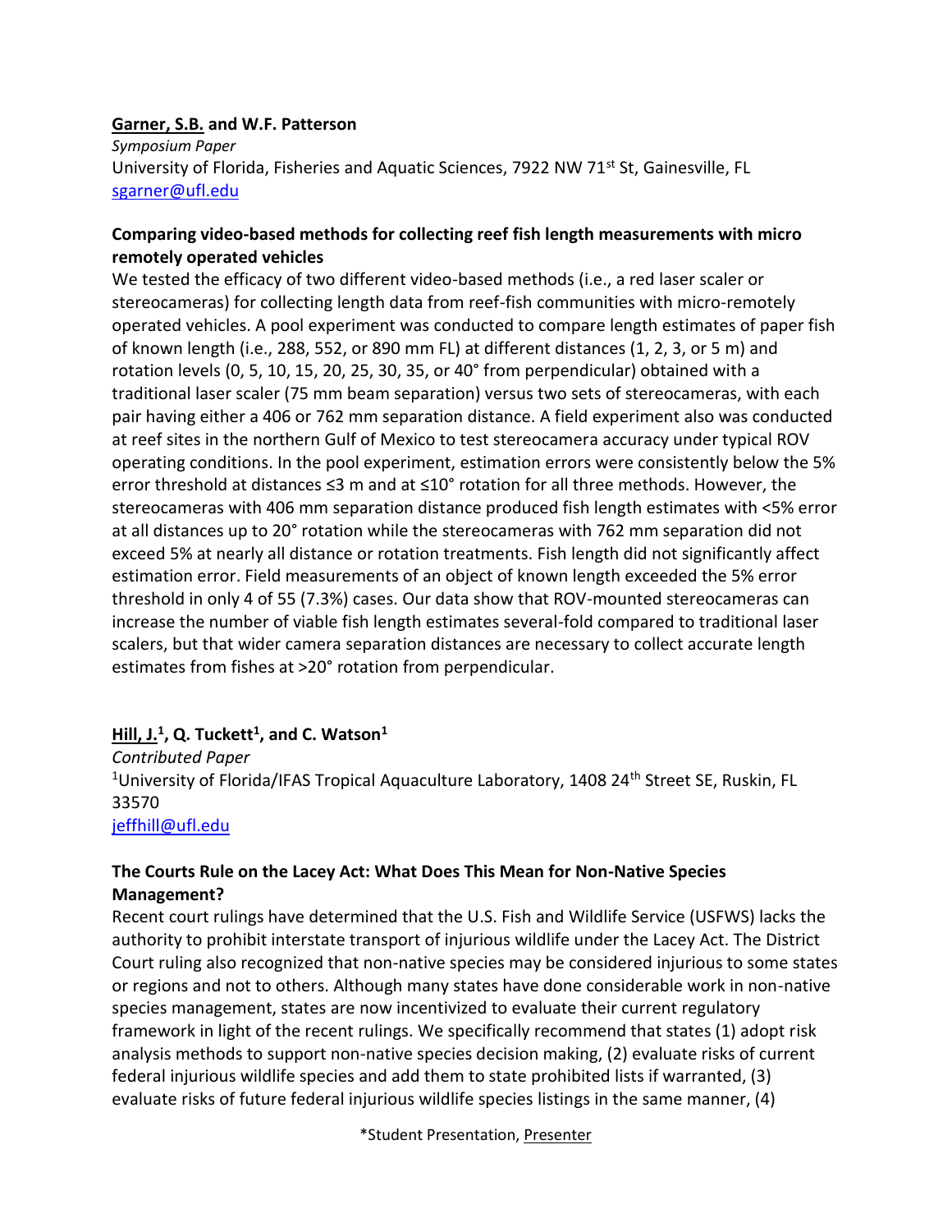**Garner, S.B. and W.F. Patterson**

*Symposium Paper*

University of Florida, Fisheries and Aquatic Sciences, 7922 NW 71st St, Gainesville, FL

sgarner@ufl.edu

**Comparing video-based methods for collecting reef fish length measurements with micro remotely operated vehicles**

We tested the efficacy of two different video-based methods (i.e., a red laser scaler or stereocameras) for collecting length data from reef-fish communities with micro-remotely operated vehicles. A pool experiment was conducted to compare length estimates of paper fish of known length (i.e., 288, 552, or 890 mm FL) at different distances (1, 2, 3, or 5 m) and rotation levels (0, 5, 10, 15, 20, 25, 30, 35, or 40° from perpendicular) obtained with a traditional laser scaler (75 mm beam separation) versus two sets of stereocameras, with each pair having either a 406 or 762 mm separation distance. A field experiment also was conducted at reef sites in the northern Gulf of Mexico to test stereocamera accuracy under typical ROV operating conditions. In the pool experiment, estimation errors were consistently below the 5% error threshold at distances ≤3 m and at ≤10° rotation for all three methods. However, the stereocameras with 406 mm separation distance produced fish length estimates with <5% error at all distances up to 20° rotation while the stereocameras with 762 mm separation did not exceed 5% at nearly all distance or rotation treatments. Fish length did not significantly affect estimation error. Field measurements of an object of known length exceeded the 5% error threshold in only 4 of 55 (7.3%) cases. Our data show that ROV-mounted stereocameras can increase the number of viable fish length estimates several-fold compared to traditional laser scalers, but that wider camera separation distances are necessary to collect accurate length estimates from fishes at >20° rotation from perpendicular.

**Hill, J.[1], Q. Tuckett[1], and C. Watson[1]**

*Contributed Paper*

[1]University of Florida/IFAS Tropical Aquaculture Laboratory, 1408 24th Street SE, Ruskin, FL 33570

jeffhill@ufl.edu

**The Courts Rule on the Lacey Act: What Does This Mean for Non-Native Species Management?**

Recent court rulings have determined that the U.S. Fish and Wildlife Service (USFWS) lacks the authority to prohibit interstate transport of injurious wildlife under the Lacey Act. The District Court ruling also recognized that non-native species may be considered injurious to some states or regions and not to others. Although many states have done considerable work in non-native species management, states are now incentivized to evaluate their current regulatory framework in light of the recent rulings. We specifically recommend that states (1) adopt risk analysis methods to support non-native species decision making, (2) evaluate risks of current federal injurious wildlife species and add them to state prohibited lists if warranted, (3) evaluate risks of future federal injurious wildlife species listings in the same manner, (4)

*Student Presentation, Presenter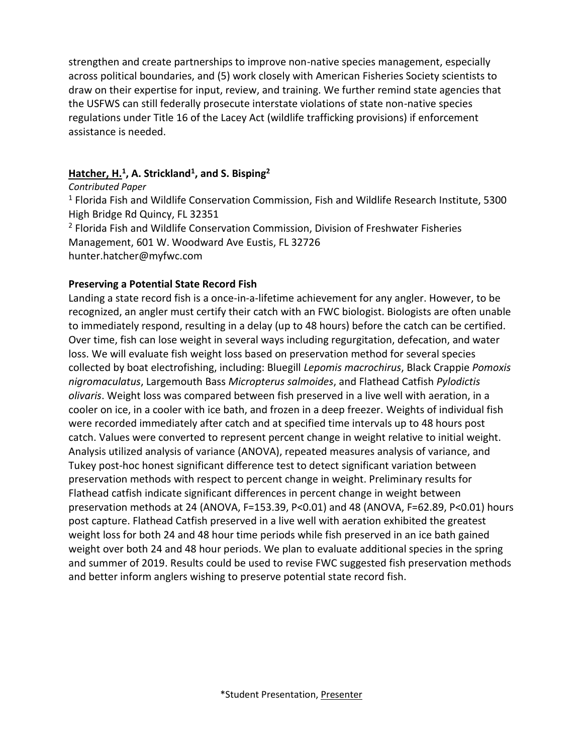strengthen and create partnerships to improve non-native species management, especially across political boundaries, and (5) work closely with American Fisheries Society scientists to draw on their expertise for input, review, and training. We further remind state agencies that the USFWS can still federally prosecute interstate violations of state non-native species regulations under Title 16 of the Lacey Act (wildlife trafficking provisions) if enforcement assistance is needed.

**Hatcher, H.[1], A. Strickland[1], and S. Bisping[2]**

*Contributed Paper*

[1] Florida Fish and Wildlife Conservation Commission, Fish and Wildlife Research Institute, 5300 High Bridge Rd Quincy, FL 32351

[2] Florida Fish and Wildlife Conservation Commission, Division of Freshwater Fisheries Management, 601 W. Woodward Ave Eustis, FL 32726

hunter.hatcher@myfwc.com

**Preserving a Potential State Record Fish**

Landing a state record fish is a once-in-a-lifetime achievement for any angler. However, to be recognized, an angler must certify their catch with an FWC biologist. Biologists are often unable to immediately respond, resulting in a delay (up to 48 hours) before the catch can be certified. Over time, fish can lose weight in several ways including regurgitation, defecation, and water loss. We will evaluate fish weight loss based on preservation method for several species collected by boat electrofishing, including: Bluegill *Lepomis macrochirus*, Black Crappie *Pomoxis nigromaculatus*, Largemouth Bass *Micropterus salmoides*, and Flathead Catfish *Pylodictis olivaris*. Weight loss was compared between fish preserved in a live well with aeration, in a cooler on ice, in a cooler with ice bath, and frozen in a deep freezer. Weights of individual fish were recorded immediately after catch and at specified time intervals up to 48 hours post catch. Values were converted to represent percent change in weight relative to initial weight. Analysis utilized analysis of variance (ANOVA), repeated measures analysis of variance, and Tukey post-hoc honest significant difference test to detect significant variation between preservation methods with respect to percent change in weight. Preliminary results for Flathead catfish indicate significant differences in percent change in weight between preservation methods at 24 (ANOVA, $F=153.39$, $P<0.01$) and 48 (ANOVA, $F=62.89$, $P<0.01$) hours post capture. Flathead Catfish preserved in a live well with aeration exhibited the greatest weight loss for both 24 and 48 hour time periods while fish preserved in an ice bath gained weight over both 24 and 48 hour periods. We plan to evaluate additional species in the spring and summer of 2019. Results could be used to revise FWC suggested fish preservation methods and better inform anglers wishing to preserve potential state record fish.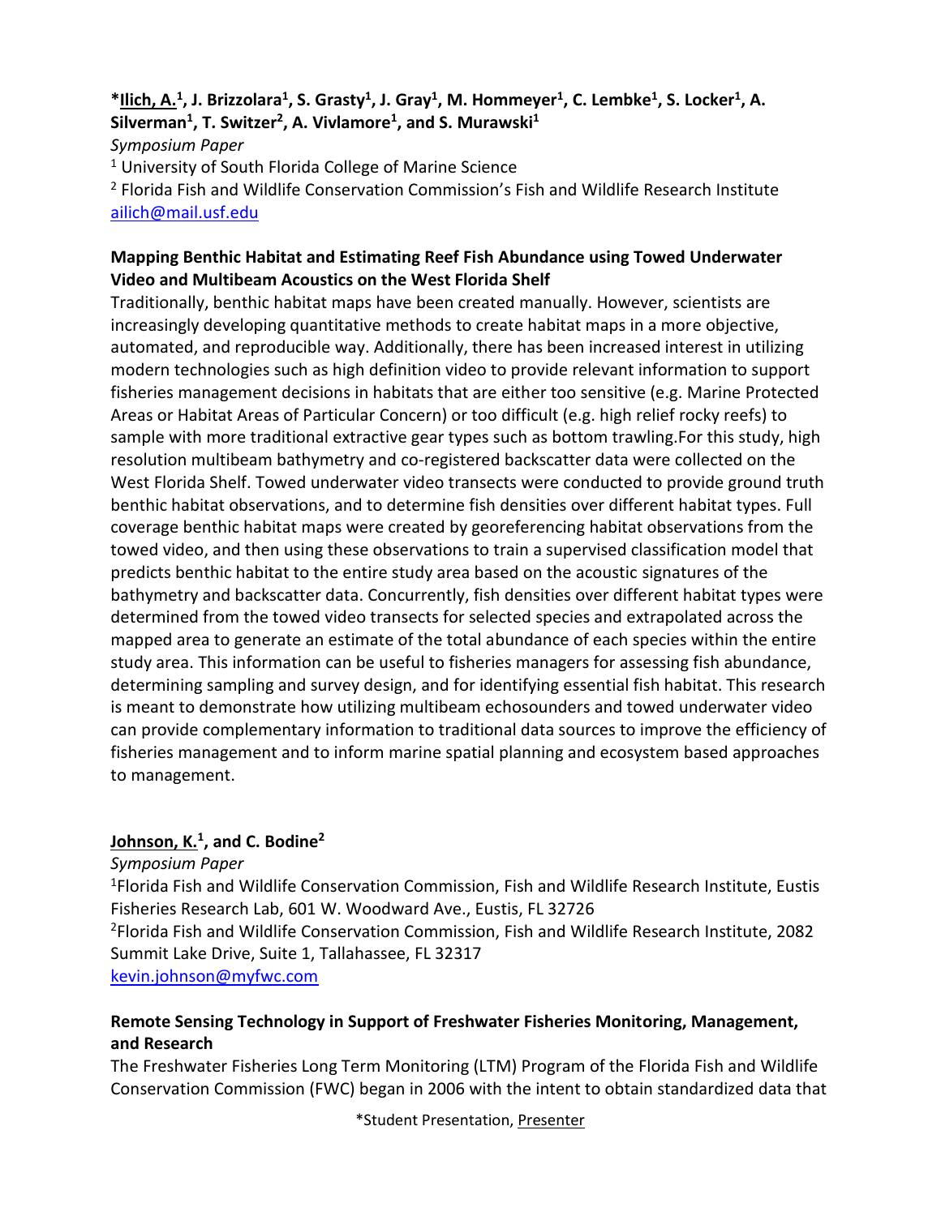***Ilich, A.**[1]**, J. Brizzolara**[1]**, S. Grasty**[1]**, J. Gray**[1]**, M. Hommeyer**[1]**, C. Lembke**[1]**, S. Locker**[1]**, A. Silverman**[1]**, T. Switzer**[2]**, A. Vivlamore**[1]**, and S. Murawski**[1]

*Symposium Paper*

[1] University of South Florida College of Marine Science

[2] Florida Fish and Wildlife Conservation Commission's Fish and Wildlife Research Institute

ailich@mail.usf.edu

### Mapping Benthic Habitat and Estimating Reef Fish Abundance using Towed Underwater Video and Multibeam Acoustics on the West Florida Shelf

Traditionally, benthic habitat maps have been created manually. However, scientists are increasingly developing quantitative methods to create habitat maps in a more objective, automated, and reproducible way. Additionally, there has been increased interest in utilizing modern technologies such as high definition video to provide relevant information to support fisheries management decisions in habitats that are either too sensitive (e.g. Marine Protected Areas or Habitat Areas of Particular Concern) or too difficult (e.g. high relief rocky reefs) to sample with more traditional extractive gear types such as bottom trawling.For this study, high resolution multibeam bathymetry and co-registered backscatter data were collected on the West Florida Shelf. Towed underwater video transects were conducted to provide ground truth benthic habitat observations, and to determine fish densities over different habitat types. Full coverage benthic habitat maps were created by georeferencing habitat observations from the towed video, and then using these observations to train a supervised classification model that predicts benthic habitat to the entire study area based on the acoustic signatures of the bathymetry and backscatter data. Concurrently, fish densities over different habitat types were determined from the towed video transects for selected species and extrapolated across the mapped area to generate an estimate of the total abundance of each species within the entire study area. This information can be useful to fisheries managers for assessing fish abundance, determining sampling and survey design, and for identifying essential fish habitat. This research is meant to demonstrate how utilizing multibeam echosounders and towed underwater video can provide complementary information to traditional data sources to improve the efficiency of fisheries management and to inform marine spatial planning and ecosystem based approaches to management.

**Johnson, K.**[1]**, and C. Bodine**[2]

*Symposium Paper*

[1]Florida Fish and Wildlife Conservation Commission, Fish and Wildlife Research Institute, Eustis Fisheries Research Lab, 601 W. Woodward Ave., Eustis, FL 32726

[2]Florida Fish and Wildlife Conservation Commission, Fish and Wildlife Research Institute, 2082 Summit Lake Drive, Suite 1, Tallahassee, FL 32317

kevin.johnson@myfwc.com

### Remote Sensing Technology in Support of Freshwater Fisheries Monitoring, Management, and Research

The Freshwater Fisheries Long Term Monitoring (LTM) Program of the Florida Fish and Wildlife Conservation Commission (FWC) began in 2006 with the intent to obtain standardized data that

*Student Presentation, Presenter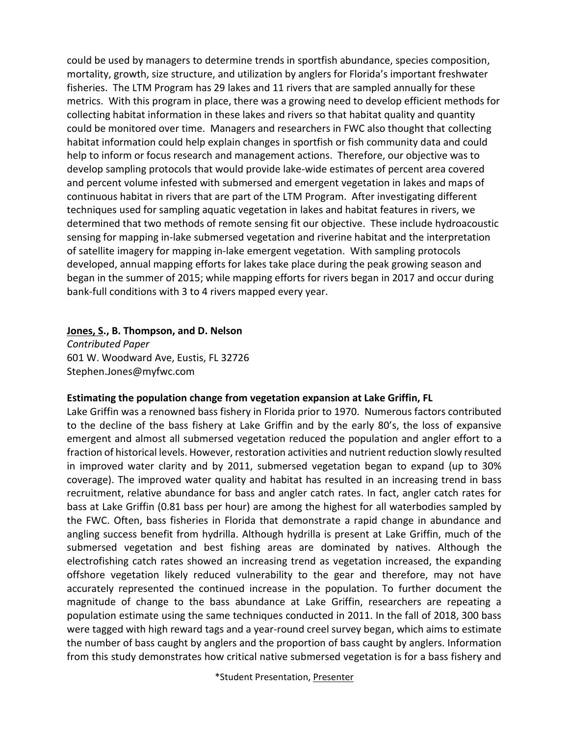could be used by managers to determine trends in sportfish abundance, species composition, mortality, growth, size structure, and utilization by anglers for Florida's important freshwater fisheries. The LTM Program has 29 lakes and 11 rivers that are sampled annually for these metrics. With this program in place, there was a growing need to develop efficient methods for collecting habitat information in these lakes and rivers so that habitat quality and quantity could be monitored over time. Managers and researchers in FWC also thought that collecting habitat information could help explain changes in sportfish or fish community data and could help to inform or focus research and management actions. Therefore, our objective was to develop sampling protocols that would provide lake-wide estimates of percent area covered and percent volume infested with submersed and emergent vegetation in lakes and maps of continuous habitat in rivers that are part of the LTM Program. After investigating different techniques used for sampling aquatic vegetation in lakes and habitat features in rivers, we determined that two methods of remote sensing fit our objective. These include hydroacoustic sensing for mapping in-lake submersed vegetation and riverine habitat and the interpretation of satellite imagery for mapping in-lake emergent vegetation. With sampling protocols developed, annual mapping efforts for lakes take place during the peak growing season and began in the summer of 2015; while mapping efforts for rivers began in 2017 and occur during bank-full conditions with 3 to 4 rivers mapped every year.

**Jones, S., B. Thompson, and D. Nelson**
*Contributed Paper*
601 W. Woodward Ave, Eustis, FL 32726
Stephen.Jones@myfwc.com

**Estimating the population change from vegetation expansion at Lake Griffin, FL**

Lake Griffin was a renowned bass fishery in Florida prior to 1970. Numerous factors contributed to the decline of the bass fishery at Lake Griffin and by the early 80's, the loss of expansive emergent and almost all submersed vegetation reduced the population and angler effort to a fraction of historical levels. However, restoration activities and nutrient reduction slowly resulted in improved water clarity and by 2011, submersed vegetation began to expand (up to 30% coverage). The improved water quality and habitat has resulted in an increasing trend in bass recruitment, relative abundance for bass and angler catch rates. In fact, angler catch rates for bass at Lake Griffin (0.81 bass per hour) are among the highest for all waterbodies sampled by the FWC. Often, bass fisheries in Florida that demonstrate a rapid change in abundance and angling success benefit from hydrilla. Although hydrilla is present at Lake Griffin, much of the submersed vegetation and best fishing areas are dominated by natives. Although the electrofishing catch rates showed an increasing trend as vegetation increased, the expanding offshore vegetation likely reduced vulnerability to the gear and therefore, may not have accurately represented the continued increase in the population. To further document the magnitude of change to the bass abundance at Lake Griffin, researchers are repeating a population estimate using the same techniques conducted in 2011. In the fall of 2018, 300 bass were tagged with high reward tags and a year-round creel survey began, which aims to estimate the number of bass caught by anglers and the proportion of bass caught by anglers. Information from this study demonstrates how critical native submersed vegetation is for a bass fishery and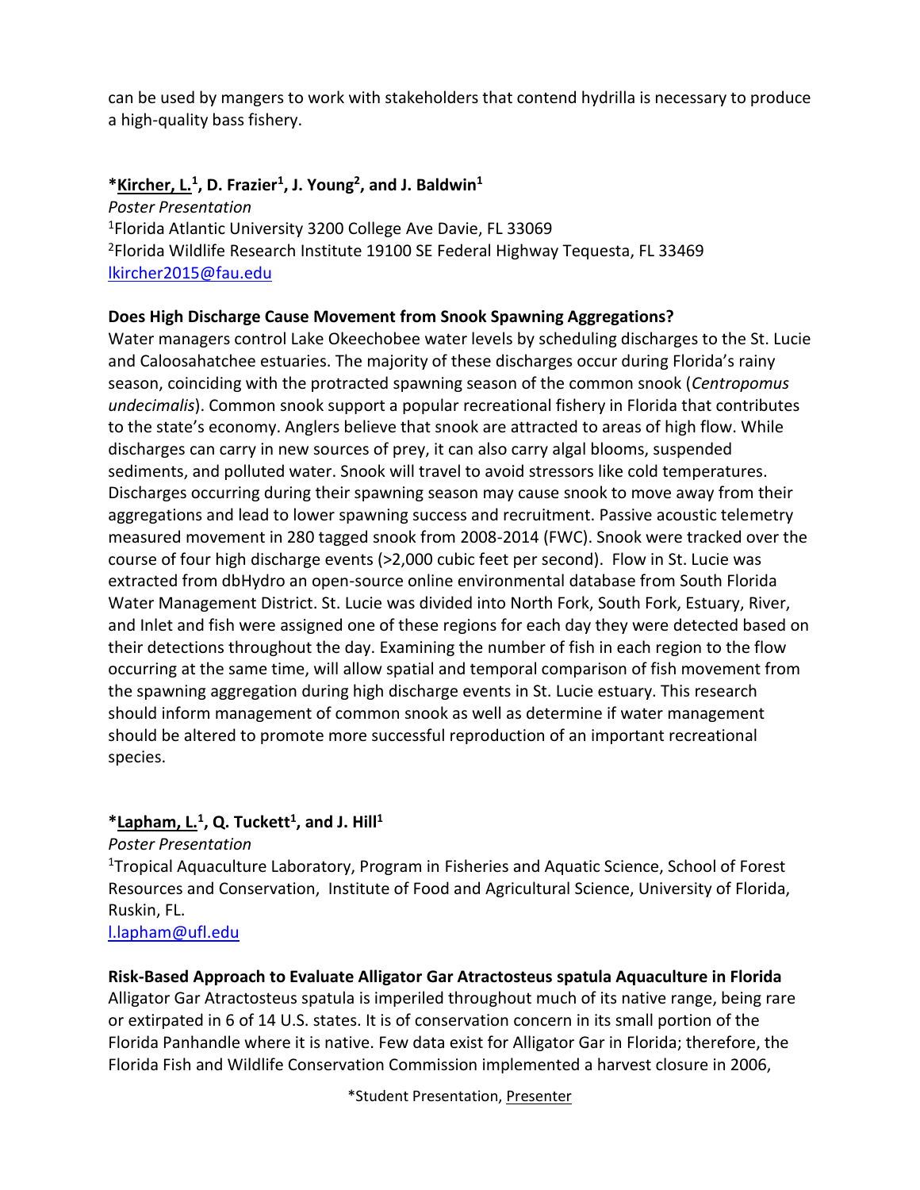can be used by mangers to work with stakeholders that contend hydrilla is necessary to produce a high-quality bass fishery.

**\*Kircher, L.[1], D. Frazier[1], J. Young[2], and J. Baldwin[1]**

*Poster Presentation*

[1]Florida Atlantic University 3200 College Ave Davie, FL 33069

[2]Florida Wildlife Research Institute 19100 SE Federal Highway Tequesta, FL 33469

lkircher2015@fau.edu

**Does High Discharge Cause Movement from Snook Spawning Aggregations?**

Water managers control Lake Okeechobee water levels by scheduling discharges to the St. Lucie and Caloosahatchee estuaries. The majority of these discharges occur during Florida's rainy season, coinciding with the protracted spawning season of the common snook (*Centropomus undecimalis*). Common snook support a popular recreational fishery in Florida that contributes to the state's economy. Anglers believe that snook are attracted to areas of high flow. While discharges can carry in new sources of prey, it can also carry algal blooms, suspended sediments, and polluted water. Snook will travel to avoid stressors like cold temperatures. Discharges occurring during their spawning season may cause snook to move away from their aggregations and lead to lower spawning success and recruitment. Passive acoustic telemetry measured movement in 280 tagged snook from 2008-2014 (FWC). Snook were tracked over the course of four high discharge events (>2,000 cubic feet per second). Flow in St. Lucie was extracted from dbHydro an open-source online environmental database from South Florida Water Management District. St. Lucie was divided into North Fork, South Fork, Estuary, River, and Inlet and fish were assigned one of these regions for each day they were detected based on their detections throughout the day. Examining the number of fish in each region to the flow occurring at the same time, will allow spatial and temporal comparison of fish movement from the spawning aggregation during high discharge events in St. Lucie estuary. This research should inform management of common snook as well as determine if water management should be altered to promote more successful reproduction of an important recreational species.

**\*Lapham, L.[1], Q. Tuckett[1], and J. Hill[1]**

*Poster Presentation*

[1]Tropical Aquaculture Laboratory, Program in Fisheries and Aquatic Science, School of Forest Resources and Conservation, Institute of Food and Agricultural Science, University of Florida, Ruskin, FL.

l.lapham@ufl.edu

**Risk-Based Approach to Evaluate Alligator Gar Atractosteus spatula Aquaculture in Florida**

Alligator Gar Atractosteus spatula is imperiled throughout much of its native range, being rare or extirpated in 6 of 14 U.S. states. It is of conservation concern in its small portion of the Florida Panhandle where it is native. Few data exist for Alligator Gar in Florida; therefore, the Florida Fish and Wildlife Conservation Commission implemented a harvest closure in 2006,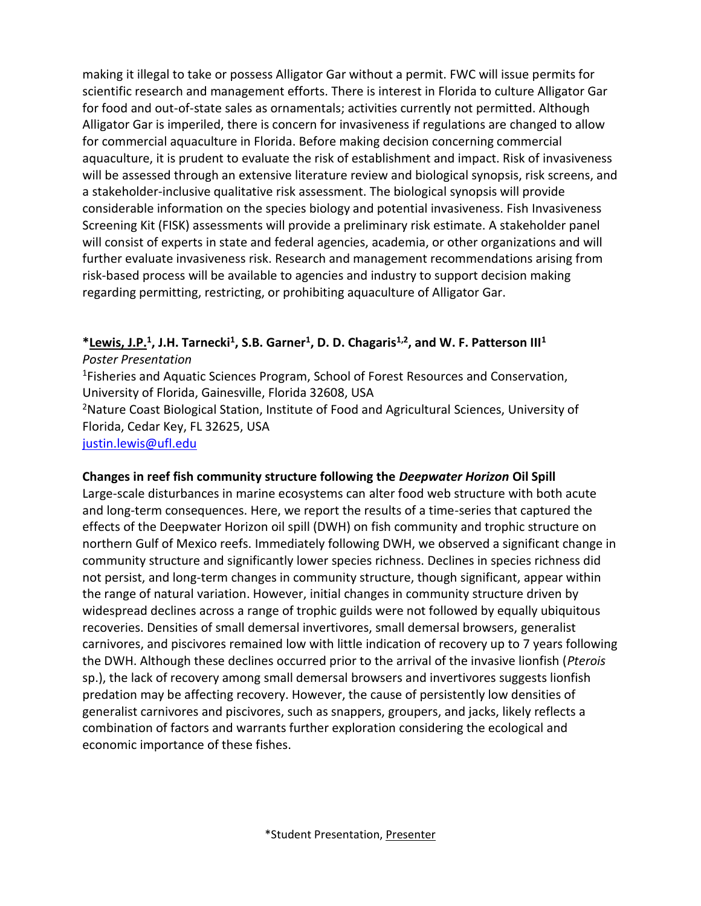making it illegal to take or possess Alligator Gar without a permit. FWC will issue permits for scientific research and management efforts. There is interest in Florida to culture Alligator Gar for food and out-of-state sales as ornamentals; activities currently not permitted. Although Alligator Gar is imperiled, there is concern for invasiveness if regulations are changed to allow for commercial aquaculture in Florida. Before making decision concerning commercial aquaculture, it is prudent to evaluate the risk of establishment and impact. Risk of invasiveness will be assessed through an extensive literature review and biological synopsis, risk screens, and a stakeholder-inclusive qualitative risk assessment. The biological synopsis will provide considerable information on the species biology and potential invasiveness. Fish Invasiveness Screening Kit (FISK) assessments will provide a preliminary risk estimate. A stakeholder panel will consist of experts in state and federal agencies, academia, or other organizations and will further evaluate invasiveness risk. Research and management recommendations arising from risk-based process will be available to agencies and industry to support decision making regarding permitting, restricting, or prohibiting aquaculture of Alligator Gar.

**\*Lewis, J.P.[1], J.H. Tarnecki[1], S.B. Garner[1], D. D. Chagaris[1,2], and W. F. Patterson III[1]**

*Poster Presentation*

[1]Fisheries and Aquatic Sciences Program, School of Forest Resources and Conservation, University of Florida, Gainesville, Florida 32608, USA

[2]Nature Coast Biological Station, Institute of Food and Agricultural Sciences, University of Florida, Cedar Key, FL 32625, USA

justin.lewis@ufl.edu

**Changes in reef fish community structure following the *Deepwater Horizon* Oil Spill**

Large-scale disturbances in marine ecosystems can alter food web structure with both acute and long-term consequences. Here, we report the results of a time-series that captured the effects of the Deepwater Horizon oil spill (DWH) on fish community and trophic structure on northern Gulf of Mexico reefs. Immediately following DWH, we observed a significant change in community structure and significantly lower species richness. Declines in species richness did not persist, and long-term changes in community structure, though significant, appear within the range of natural variation. However, initial changes in community structure driven by widespread declines across a range of trophic guilds were not followed by equally ubiquitous recoveries. Densities of small demersal invertivores, small demersal browsers, generalist carnivores, and piscivores remained low with little indication of recovery up to 7 years following the DWH. Although these declines occurred prior to the arrival of the invasive lionfish (*Pterois* sp.), the lack of recovery among small demersal browsers and invertivores suggests lionfish predation may be affecting recovery. However, the cause of persistently low densities of generalist carnivores and piscivores, such as snappers, groupers, and jacks, likely reflects a combination of factors and warrants further exploration considering the ecological and economic importance of these fishes.

\*Student Presentation, Presenter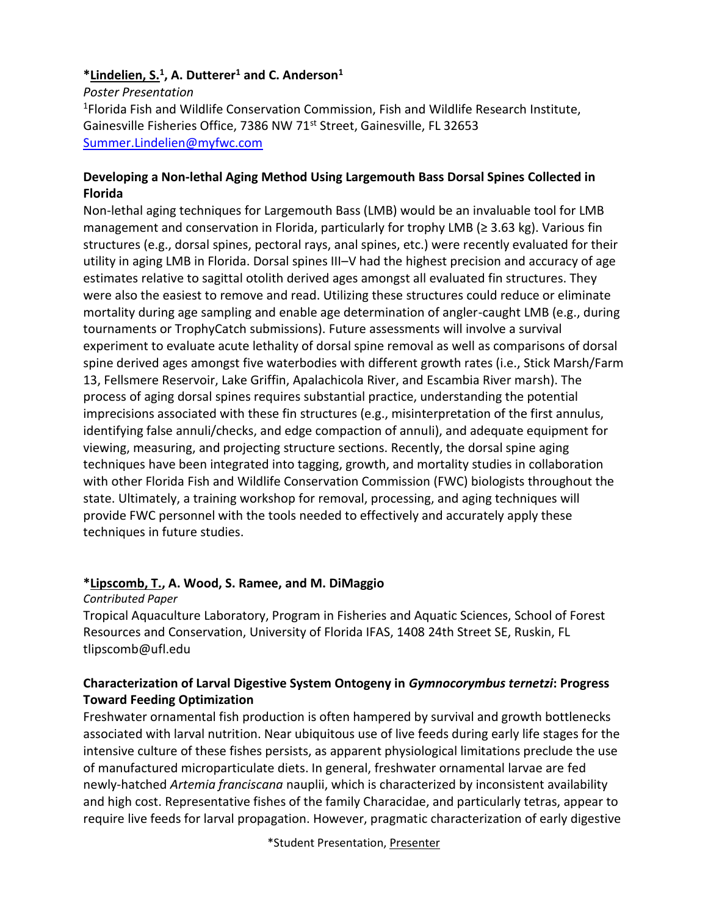**\*Lindelien, S.[1], A. Dutterer[1] and C. Anderson[1]**

*Poster Presentation*

[1]Florida Fish and Wildlife Conservation Commission, Fish and Wildlife Research Institute, Gainesville Fisheries Office, 7386 NW 71st Street, Gainesville, FL 32653
Summer.Lindelien@myfwc.com

### Developing a Non-lethal Aging Method Using Largemouth Bass Dorsal Spines Collected in Florida

Non-lethal aging techniques for Largemouth Bass (LMB) would be an invaluable tool for LMB management and conservation in Florida, particularly for trophy LMB (≥ 3.63 kg). Various fin structures (e.g., dorsal spines, pectoral rays, anal spines, etc.) were recently evaluated for their utility in aging LMB in Florida. Dorsal spines III–V had the highest precision and accuracy of age estimates relative to sagittal otolith derived ages amongst all evaluated fin structures. They were also the easiest to remove and read. Utilizing these structures could reduce or eliminate mortality during age sampling and enable age determination of angler-caught LMB (e.g., during tournaments or TrophyCatch submissions). Future assessments will involve a survival experiment to evaluate acute lethality of dorsal spine removal as well as comparisons of dorsal spine derived ages amongst five waterbodies with different growth rates (i.e., Stick Marsh/Farm 13, Fellsmere Reservoir, Lake Griffin, Apalachicola River, and Escambia River marsh). The process of aging dorsal spines requires substantial practice, understanding the potential imprecisions associated with these fin structures (e.g., misinterpretation of the first annulus, identifying false annuli/checks, and edge compaction of annuli), and adequate equipment for viewing, measuring, and projecting structure sections. Recently, the dorsal spine aging techniques have been integrated into tagging, growth, and mortality studies in collaboration with other Florida Fish and Wildlife Conservation Commission (FWC) biologists throughout the state. Ultimately, a training workshop for removal, processing, and aging techniques will provide FWC personnel with the tools needed to effectively and accurately apply these techniques in future studies.

**\*Lipscomb, T., A. Wood, S. Ramee, and M. DiMaggio**

*Contributed Paper*

Tropical Aquaculture Laboratory, Program in Fisheries and Aquatic Sciences, School of Forest Resources and Conservation, University of Florida IFAS, 1408 24th Street SE, Ruskin, FL
tlipscomb@ufl.edu

### Characterization of Larval Digestive System Ontogeny in *Gymnocorymbus ternetzi*: Progress Toward Feeding Optimization

Freshwater ornamental fish production is often hampered by survival and growth bottlenecks associated with larval nutrition. Near ubiquitous use of live feeds during early life stages for the intensive culture of these fishes persists, as apparent physiological limitations preclude the use of manufactured microparticulate diets. In general, freshwater ornamental larvae are fed newly-hatched *Artemia franciscana* nauplii, which is characterized by inconsistent availability and high cost. Representative fishes of the family Characidae, and particularly tetras, appear to require live feeds for larval propagation. However, pragmatic characterization of early digestive

\*Student Presentation, Presenter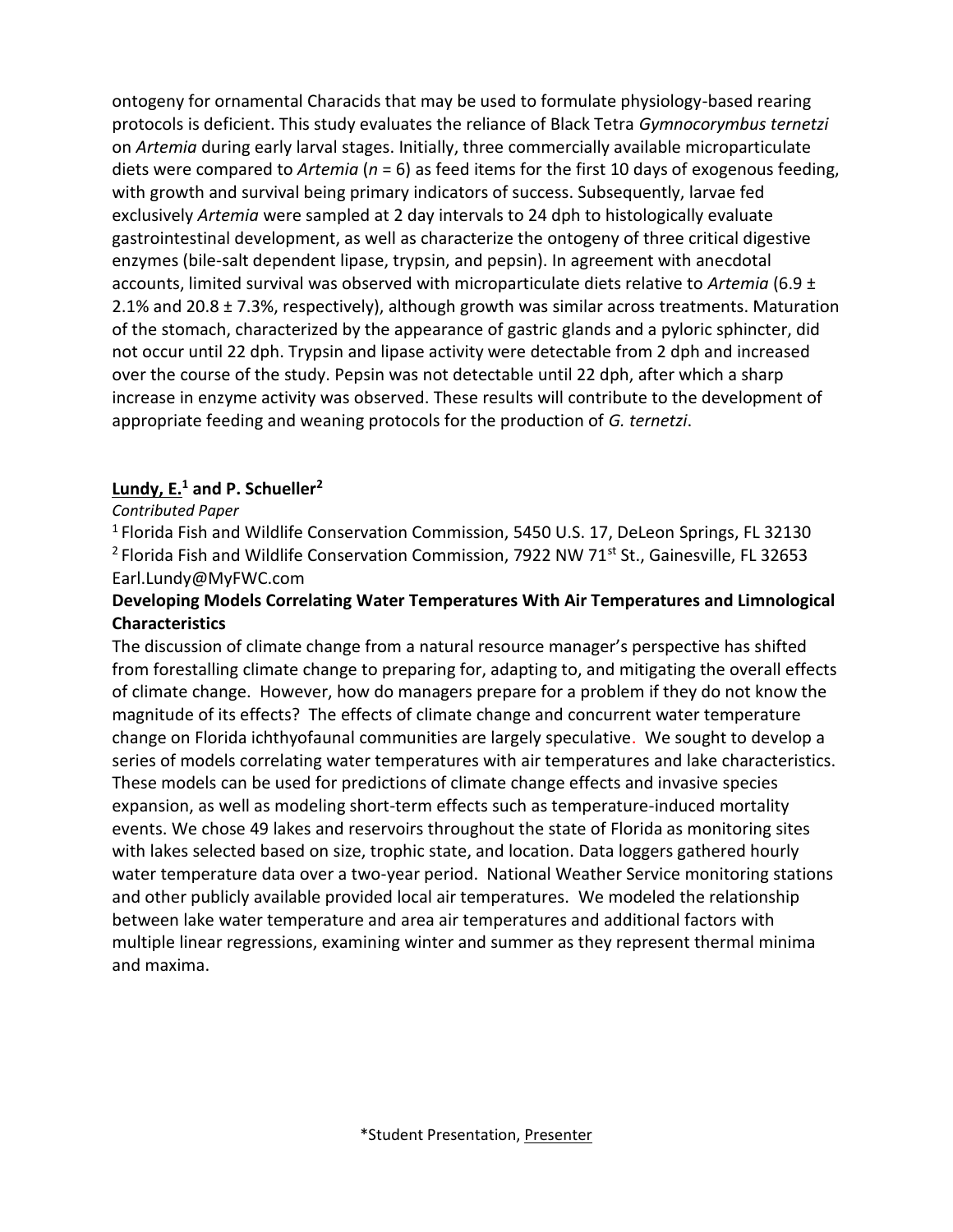ontogeny for ornamental Characids that may be used to formulate physiology-based rearing protocols is deficient. This study evaluates the reliance of Black Tetra *Gymnocorymbus ternetzi* on *Artemia* during early larval stages. Initially, three commercially available microparticulate diets were compared to *Artemia* ($n$ = 6) as feed items for the first 10 days of exogenous feeding, with growth and survival being primary indicators of success. Subsequently, larvae fed exclusively *Artemia* were sampled at 2 day intervals to 24 dph to histologically evaluate gastrointestinal development, as well as characterize the ontogeny of three critical digestive enzymes (bile-salt dependent lipase, trypsin, and pepsin). In agreement with anecdotal accounts, limited survival was observed with microparticulate diets relative to *Artemia* (6.9 ± 2.1% and 20.8 ± 7.3%, respectively), although growth was similar across treatments. Maturation of the stomach, characterized by the appearance of gastric glands and a pyloric sphincter, did not occur until 22 dph. Trypsin and lipase activity were detectable from 2 dph and increased over the course of the study. Pepsin was not detectable until 22 dph, after which a sharp increase in enzyme activity was observed. These results will contribute to the development of appropriate feeding and weaning protocols for the production of *G. ternetzi*.

**Lundy, E.[1] and P. Schueller[2]**

*Contributed Paper*

[1] Florida Fish and Wildlife Conservation Commission, 5450 U.S. 17, DeLeon Springs, FL 32130
[2] Florida Fish and Wildlife Conservation Commission, 7922 NW 71st St., Gainesville, FL 32653
Earl.Lundy@MyFWC.com

**Developing Models Correlating Water Temperatures With Air Temperatures and Limnological Characteristics**

The discussion of climate change from a natural resource manager's perspective has shifted from forestalling climate change to preparing for, adapting to, and mitigating the overall effects of climate change. However, how do managers prepare for a problem if they do not know the magnitude of its effects? The effects of climate change and concurrent water temperature change on Florida ichthyofaunal communities are largely speculative. We sought to develop a series of models correlating water temperatures with air temperatures and lake characteristics. These models can be used for predictions of climate change effects and invasive species expansion, as well as modeling short-term effects such as temperature-induced mortality events. We chose 49 lakes and reservoirs throughout the state of Florida as monitoring sites with lakes selected based on size, trophic state, and location. Data loggers gathered hourly water temperature data over a two-year period. National Weather Service monitoring stations and other publicly available provided local air temperatures. We modeled the relationship between lake water temperature and area air temperatures and additional factors with multiple linear regressions, examining winter and summer as they represent thermal minima and maxima.

*Student Presentation, Presenter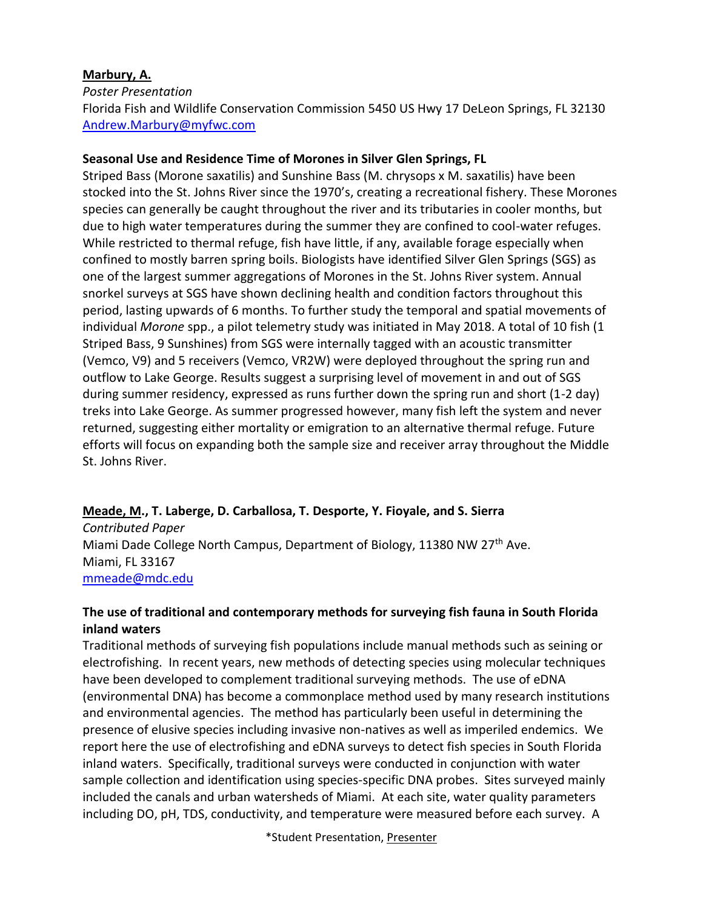**Marbury, A.**

*Poster Presentation*

Florida Fish and Wildlife Conservation Commission 5450 US Hwy 17 DeLeon Springs, FL 32130

Andrew.Marbury@myfwc.com

**Seasonal Use and Residence Time of Morones in Silver Glen Springs, FL**

Striped Bass (Morone saxatilis) and Sunshine Bass (M. chrysops x M. saxatilis) have been stocked into the St. Johns River since the 1970's, creating a recreational fishery. These Morones species can generally be caught throughout the river and its tributaries in cooler months, but due to high water temperatures during the summer they are confined to cool-water refuges. While restricted to thermal refuge, fish have little, if any, available forage especially when confined to mostly barren spring boils. Biologists have identified Silver Glen Springs (SGS) as one of the largest summer aggregations of Morones in the St. Johns River system. Annual snorkel surveys at SGS have shown declining health and condition factors throughout this period, lasting upwards of 6 months. To further study the temporal and spatial movements of individual *Morone* spp., a pilot telemetry study was initiated in May 2018. A total of 10 fish (1 Striped Bass, 9 Sunshines) from SGS were internally tagged with an acoustic transmitter (Vemco, V9) and 5 receivers (Vemco, VR2W) were deployed throughout the spring run and outflow to Lake George. Results suggest a surprising level of movement in and out of SGS during summer residency, expressed as runs further down the spring run and short (1-2 day) treks into Lake George. As summer progressed however, many fish left the system and never returned, suggesting either mortality or emigration to an alternative thermal refuge. Future efforts will focus on expanding both the sample size and receiver array throughout the Middle St. Johns River.

**Meade, M., T. Laberge, D. Carballosa, T. Desporte, Y. Fioyale, and S. Sierra**

*Contributed Paper*

Miami Dade College North Campus, Department of Biology, 11380 NW 27th Ave.
Miami, FL 33167

mmeade@mdc.edu

**The use of traditional and contemporary methods for surveying fish fauna in South Florida inland waters**

Traditional methods of surveying fish populations include manual methods such as seining or electrofishing. In recent years, new methods of detecting species using molecular techniques have been developed to complement traditional surveying methods. The use of eDNA (environmental DNA) has become a commonplace method used by many research institutions and environmental agencies. The method has particularly been useful in determining the presence of elusive species including invasive non-natives as well as imperiled endemics. We report here the use of electrofishing and eDNA surveys to detect fish species in South Florida inland waters. Specifically, traditional surveys were conducted in conjunction with water sample collection and identification using species-specific DNA probes. Sites surveyed mainly included the canals and urban watersheds of Miami. At each site, water quality parameters including DO, pH, TDS, conductivity, and temperature were measured before each survey. A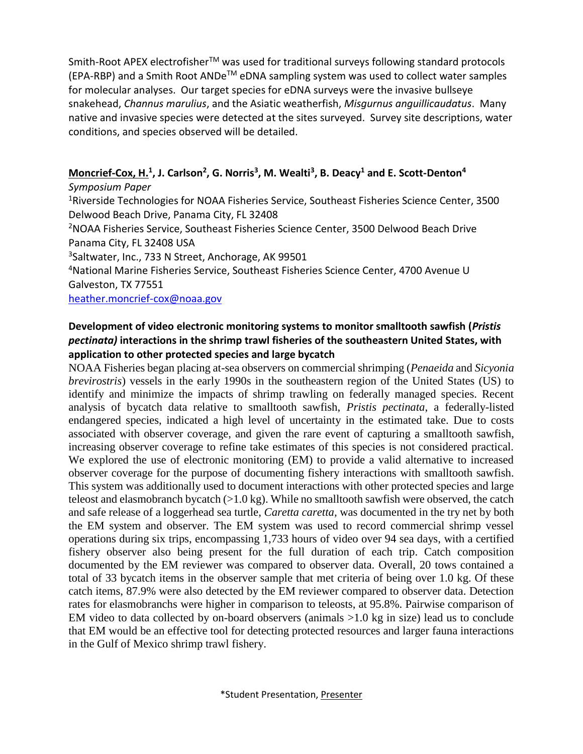Smith-Root APEX electrofisher™ was used for traditional surveys following standard protocols (EPA-RBP) and a Smith Root ANDe™ eDNA sampling system was used to collect water samples for molecular analyses. Our target species for eDNA surveys were the invasive bullseye snakehead, *Channus marulius*, and the Asiatic weatherfish, *Misgurnus anguillicaudatus*. Many native and invasive species were detected at the sites surveyed. Survey site descriptions, water conditions, and species observed will be detailed.

**<u>Moncrief-Cox, H.</u>[1], J. Carlson[2], G. Norris[3], M. Wealti[3], B. Deacy[1] and E. Scott-Denton[4]**

*Symposium Paper*

[1]Riverside Technologies for NOAA Fisheries Service, Southeast Fisheries Science Center, 3500 Delwood Beach Drive, Panama City, FL 32408

[2]NOAA Fisheries Service, Southeast Fisheries Science Center, 3500 Delwood Beach Drive Panama City, FL 32408 USA

[3]Saltwater, Inc., 733 N Street, Anchorage, AK 99501

[4]National Marine Fisheries Service, Southeast Fisheries Science Center, 4700 Avenue U Galveston, TX 77551

heather.moncrief-cox@noaa.gov

**Development of video electronic monitoring systems to monitor smalltooth sawfish (*Pristis pectinata)* interactions in the shrimp trawl fisheries of the southeastern United States, with application to other protected species and large bycatch**

NOAA Fisheries began placing at-sea observers on commercial shrimping (*Penaeida* and *Sicyonia brevirostris*) vessels in the early 1990s in the southeastern region of the United States (US) to identify and minimize the impacts of shrimp trawling on federally managed species. Recent analysis of bycatch data relative to smalltooth sawfish, *Pristis pectinata*, a federally-listed endangered species, indicated a high level of uncertainty in the estimated take. Due to costs associated with observer coverage, and given the rare event of capturing a smalltooth sawfish, increasing observer coverage to refine take estimates of this species is not considered practical. We explored the use of electronic monitoring (EM) to provide a valid alternative to increased observer coverage for the purpose of documenting fishery interactions with smalltooth sawfish. This system was additionally used to document interactions with other protected species and large teleost and elasmobranch bycatch (>1.0 kg). While no smalltooth sawfish were observed, the catch and safe release of a loggerhead sea turtle, *Caretta caretta*, was documented in the try net by both the EM system and observer. The EM system was used to record commercial shrimp vessel operations during six trips, encompassing 1,733 hours of video over 94 sea days, with a certified fishery observer also being present for the full duration of each trip. Catch composition documented by the EM reviewer was compared to observer data. Overall, 20 tows contained a total of 33 bycatch items in the observer sample that met criteria of being over 1.0 kg. Of these catch items, 87.9% were also detected by the EM reviewer compared to observer data. Detection rates for elasmobranchs were higher in comparison to teleosts, at 95.8%. Pairwise comparison of EM video to data collected by on-board observers (animals >1.0 kg in size) lead us to conclude that EM would be an effective tool for detecting protected resources and larger fauna interactions in the Gulf of Mexico shrimp trawl fishery.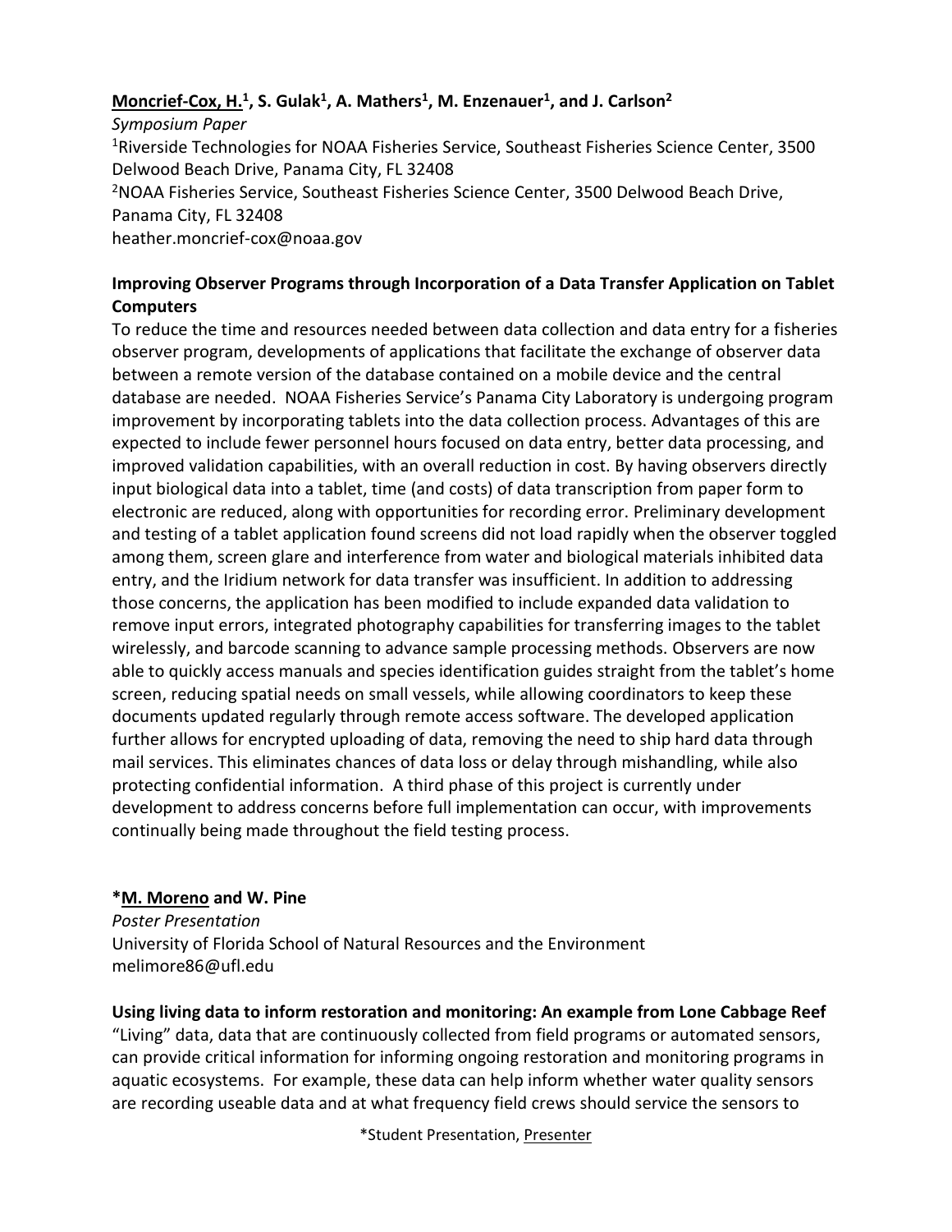**Moncrief-Cox, H.[1], S. Gulak[1], A. Mathers[1], M. Enzenauer[1], and J. Carlson[2]**

*Symposium Paper*

[1]Riverside Technologies for NOAA Fisheries Service, Southeast Fisheries Science Center, 3500 Delwood Beach Drive, Panama City, FL 32408

[2]NOAA Fisheries Service, Southeast Fisheries Science Center, 3500 Delwood Beach Drive, Panama City, FL 32408

heather.moncrief-cox@noaa.gov

**Improving Observer Programs through Incorporation of a Data Transfer Application on Tablet Computers**

To reduce the time and resources needed between data collection and data entry for a fisheries observer program, developments of applications that facilitate the exchange of observer data between a remote version of the database contained on a mobile device and the central database are needed. NOAA Fisheries Service's Panama City Laboratory is undergoing program improvement by incorporating tablets into the data collection process. Advantages of this are expected to include fewer personnel hours focused on data entry, better data processing, and improved validation capabilities, with an overall reduction in cost. By having observers directly input biological data into a tablet, time (and costs) of data transcription from paper form to electronic are reduced, along with opportunities for recording error. Preliminary development and testing of a tablet application found screens did not load rapidly when the observer toggled among them, screen glare and interference from water and biological materials inhibited data entry, and the Iridium network for data transfer was insufficient. In addition to addressing those concerns, the application has been modified to include expanded data validation to remove input errors, integrated photography capabilities for transferring images to the tablet wirelessly, and barcode scanning to advance sample processing methods. Observers are now able to quickly access manuals and species identification guides straight from the tablet's home screen, reducing spatial needs on small vessels, while allowing coordinators to keep these documents updated regularly through remote access software. The developed application further allows for encrypted uploading of data, removing the need to ship hard data through mail services. This eliminates chances of data loss or delay through mishandling, while also protecting confidential information. A third phase of this project is currently under development to address concerns before full implementation can occur, with improvements continually being made throughout the field testing process.

**\*M. Moreno and W. Pine**

*Poster Presentation*

University of Florida School of Natural Resources and the Environment

melimore86@ufl.edu

**Using living data to inform restoration and monitoring: An example from Lone Cabbage Reef**

"Living" data, data that are continuously collected from field programs or automated sensors, can provide critical information for informing ongoing restoration and monitoring programs in aquatic ecosystems. For example, these data can help inform whether water quality sensors are recording useable data and at what frequency field crews should service the sensors to

\*Student Presentation, Presenter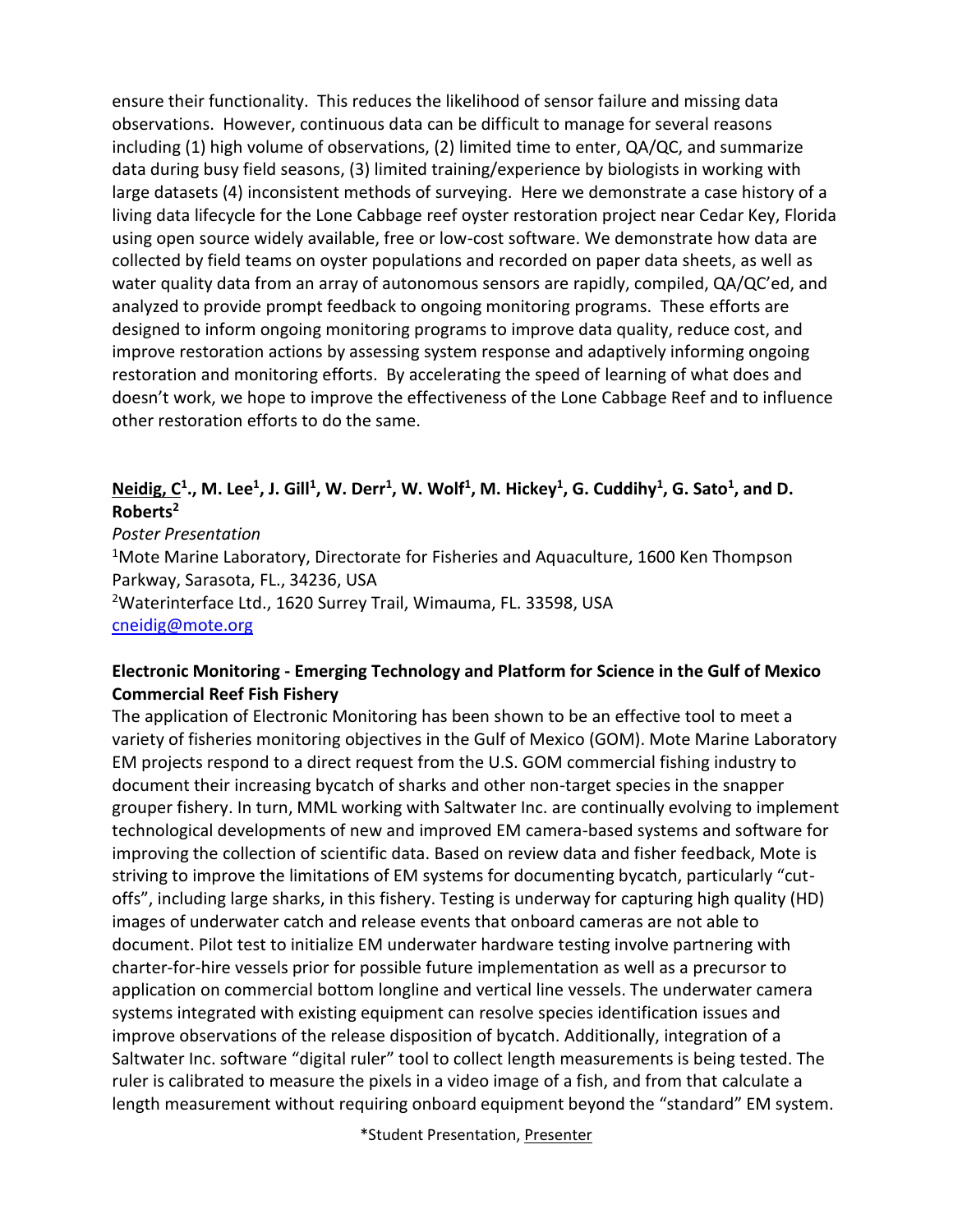ensure their functionality. This reduces the likelihood of sensor failure and missing data observations. However, continuous data can be difficult to manage for several reasons including (1) high volume of observations, (2) limited time to enter, QA/QC, and summarize data during busy field seasons, (3) limited training/experience by biologists in working with large datasets (4) inconsistent methods of surveying. Here we demonstrate a case history of a living data lifecycle for the Lone Cabbage reef oyster restoration project near Cedar Key, Florida using open source widely available, free or low-cost software. We demonstrate how data are collected by field teams on oyster populations and recorded on paper data sheets, as well as water quality data from an array of autonomous sensors are rapidly, compiled, QA/QC'ed, and analyzed to provide prompt feedback to ongoing monitoring programs. These efforts are designed to inform ongoing monitoring programs to improve data quality, reduce cost, and improve restoration actions by assessing system response and adaptively informing ongoing restoration and monitoring efforts. By accelerating the speed of learning of what does and doesn't work, we hope to improve the effectiveness of the Lone Cabbage Reef and to influence other restoration efforts to do the same.

**Neidig, C[1]., M. Lee[1], J. Gill[1], W. Derr[1], W. Wolf[1], M. Hickey[1], G. Cuddihy[1], G. Sato[1], and D. Roberts[2]**

*Poster Presentation*

[1]Mote Marine Laboratory, Directorate for Fisheries and Aquaculture, 1600 Ken Thompson Parkway, Sarasota, FL., 34236, USA

[2]Waterinterface Ltd., 1620 Surrey Trail, Wimauma, FL. 33598, USA

cneidig@mote.org

**Electronic Monitoring - Emerging Technology and Platform for Science in the Gulf of Mexico Commercial Reef Fish Fishery**

The application of Electronic Monitoring has been shown to be an effective tool to meet a variety of fisheries monitoring objectives in the Gulf of Mexico (GOM). Mote Marine Laboratory EM projects respond to a direct request from the U.S. GOM commercial fishing industry to document their increasing bycatch of sharks and other non-target species in the snapper grouper fishery. In turn, MML working with Saltwater Inc. are continually evolving to implement technological developments of new and improved EM camera-based systems and software for improving the collection of scientific data. Based on review data and fisher feedback, Mote is striving to improve the limitations of EM systems for documenting bycatch, particularly "cut-offs", including large sharks, in this fishery. Testing is underway for capturing high quality (HD) images of underwater catch and release events that onboard cameras are not able to document. Pilot test to initialize EM underwater hardware testing involve partnering with charter-for-hire vessels prior for possible future implementation as well as a precursor to application on commercial bottom longline and vertical line vessels. The underwater camera systems integrated with existing equipment can resolve species identification issues and improve observations of the release disposition of bycatch. Additionally, integration of a Saltwater Inc. software "digital ruler" tool to collect length measurements is being tested. The ruler is calibrated to measure the pixels in a video image of a fish, and from that calculate a length measurement without requiring onboard equipment beyond the "standard" EM system.

*Student Presentation, Presenter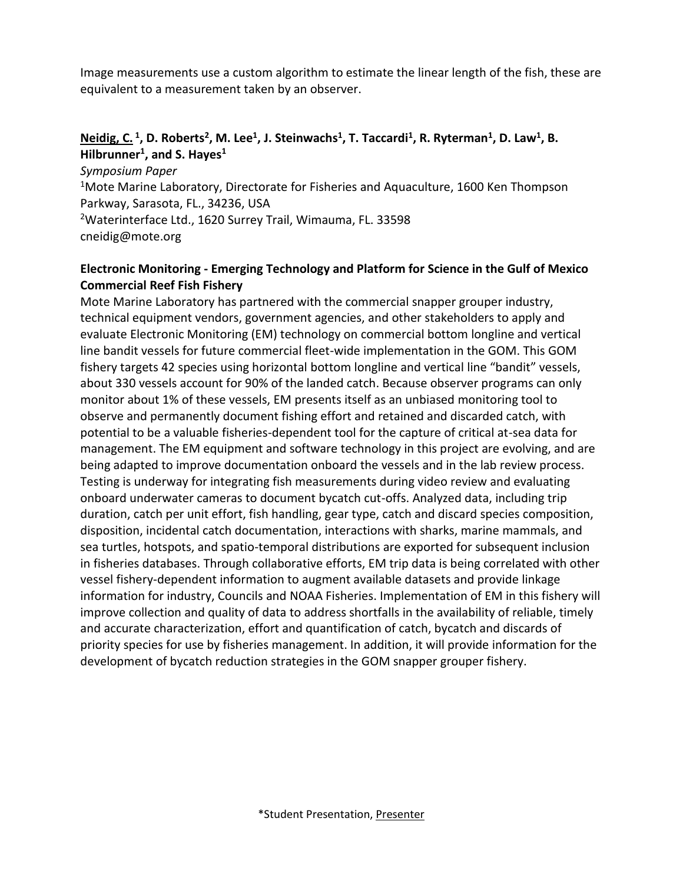Image measurements use a custom algorithm to estimate the linear length of the fish, these are equivalent to a measurement taken by an observer.

**Neidig, C.** [1]**, D. Roberts**[2]**, M. Lee**[1]**, J. Steinwachs**[1]**, T. Taccardi**[1]**, R. Ryterman**[1]**, D. Law**[1]**, B. Hilbrunner**[1]**, and S. Hayes**[1]

*Symposium Paper*

[1]Mote Marine Laboratory, Directorate for Fisheries and Aquaculture, 1600 Ken Thompson Parkway, Sarasota, FL., 34236, USA

[2]Waterinterface Ltd., 1620 Surrey Trail, Wimauma, FL. 33598

cneidig@mote.org

**Electronic Monitoring - Emerging Technology and Platform for Science in the Gulf of Mexico Commercial Reef Fish Fishery**

Mote Marine Laboratory has partnered with the commercial snapper grouper industry, technical equipment vendors, government agencies, and other stakeholders to apply and evaluate Electronic Monitoring (EM) technology on commercial bottom longline and vertical line bandit vessels for future commercial fleet-wide implementation in the GOM. This GOM fishery targets 42 species using horizontal bottom longline and vertical line "bandit" vessels, about 330 vessels account for 90% of the landed catch. Because observer programs can only monitor about 1% of these vessels, EM presents itself as an unbiased monitoring tool to observe and permanently document fishing effort and retained and discarded catch, with potential to be a valuable fisheries-dependent tool for the capture of critical at-sea data for management. The EM equipment and software technology in this project are evolving, and are being adapted to improve documentation onboard the vessels and in the lab review process. Testing is underway for integrating fish measurements during video review and evaluating onboard underwater cameras to document bycatch cut-offs. Analyzed data, including trip duration, catch per unit effort, fish handling, gear type, catch and discard species composition, disposition, incidental catch documentation, interactions with sharks, marine mammals, and sea turtles, hotspots, and spatio-temporal distributions are exported for subsequent inclusion in fisheries databases. Through collaborative efforts, EM trip data is being correlated with other vessel fishery-dependent information to augment available datasets and provide linkage information for industry, Councils and NOAA Fisheries. Implementation of EM in this fishery will improve collection and quality of data to address shortfalls in the availability of reliable, timely and accurate characterization, effort and quantification of catch, bycatch and discards of priority species for use by fisheries management. In addition, it will provide information for the development of bycatch reduction strategies in the GOM snapper grouper fishery.

*Student Presentation, Presenter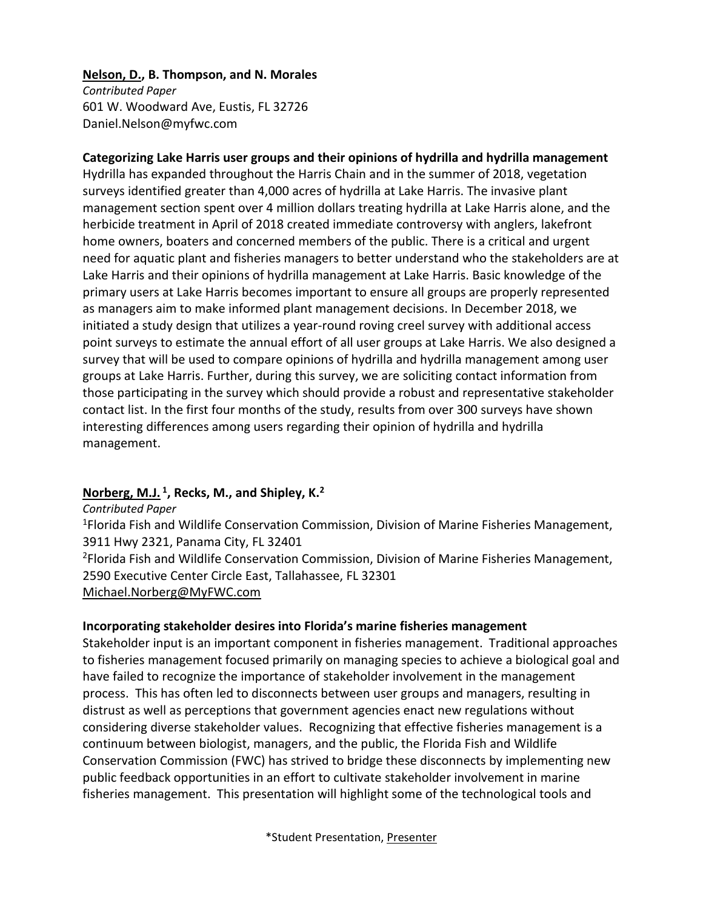**<u>Nelson, D.</u>, B. Thompson, and N. Morales**
*Contributed Paper*
601 W. Woodward Ave, Eustis, FL 32726
Daniel.Nelson@myfwc.com

**Categorizing Lake Harris user groups and their opinions of hydrilla and hydrilla management**

Hydrilla has expanded throughout the Harris Chain and in the summer of 2018, vegetation surveys identified greater than 4,000 acres of hydrilla at Lake Harris. The invasive plant management section spent over 4 million dollars treating hydrilla at Lake Harris alone, and the herbicide treatment in April of 2018 created immediate controversy with anglers, lakefront home owners, boaters and concerned members of the public. There is a critical and urgent need for aquatic plant and fisheries managers to better understand who the stakeholders are at Lake Harris and their opinions of hydrilla management at Lake Harris. Basic knowledge of the primary users at Lake Harris becomes important to ensure all groups are properly represented as managers aim to make informed plant management decisions. In December 2018, we initiated a study design that utilizes a year-round roving creel survey with additional access point surveys to estimate the annual effort of all user groups at Lake Harris. We also designed a survey that will be used to compare opinions of hydrilla and hydrilla management among user groups at Lake Harris. Further, during this survey, we are soliciting contact information from those participating in the survey which should provide a robust and representative stakeholder contact list. In the first four months of the study, results from over 300 surveys have shown interesting differences among users regarding their opinion of hydrilla and hydrilla management.

**<u>Norberg, M.J.</u> [1], Recks, M., and Shipley, K.[2]**
*Contributed Paper*
[1]Florida Fish and Wildlife Conservation Commission, Division of Marine Fisheries Management, 3911 Hwy 2321, Panama City, FL 32401
[2]Florida Fish and Wildlife Conservation Commission, Division of Marine Fisheries Management, 2590 Executive Center Circle East, Tallahassee, FL 32301
Michael.Norberg@MyFWC.com

**Incorporating stakeholder desires into Florida's marine fisheries management**

Stakeholder input is an important component in fisheries management. Traditional approaches to fisheries management focused primarily on managing species to achieve a biological goal and have failed to recognize the importance of stakeholder involvement in the management process. This has often led to disconnects between user groups and managers, resulting in distrust as well as perceptions that government agencies enact new regulations without considering diverse stakeholder values. Recognizing that effective fisheries management is a continuum between biologist, managers, and the public, the Florida Fish and Wildlife Conservation Commission (FWC) has strived to bridge these disconnects by implementing new public feedback opportunities in an effort to cultivate stakeholder involvement in marine fisheries management. This presentation will highlight some of the technological tools and

*Student Presentation, <u>Presenter</u>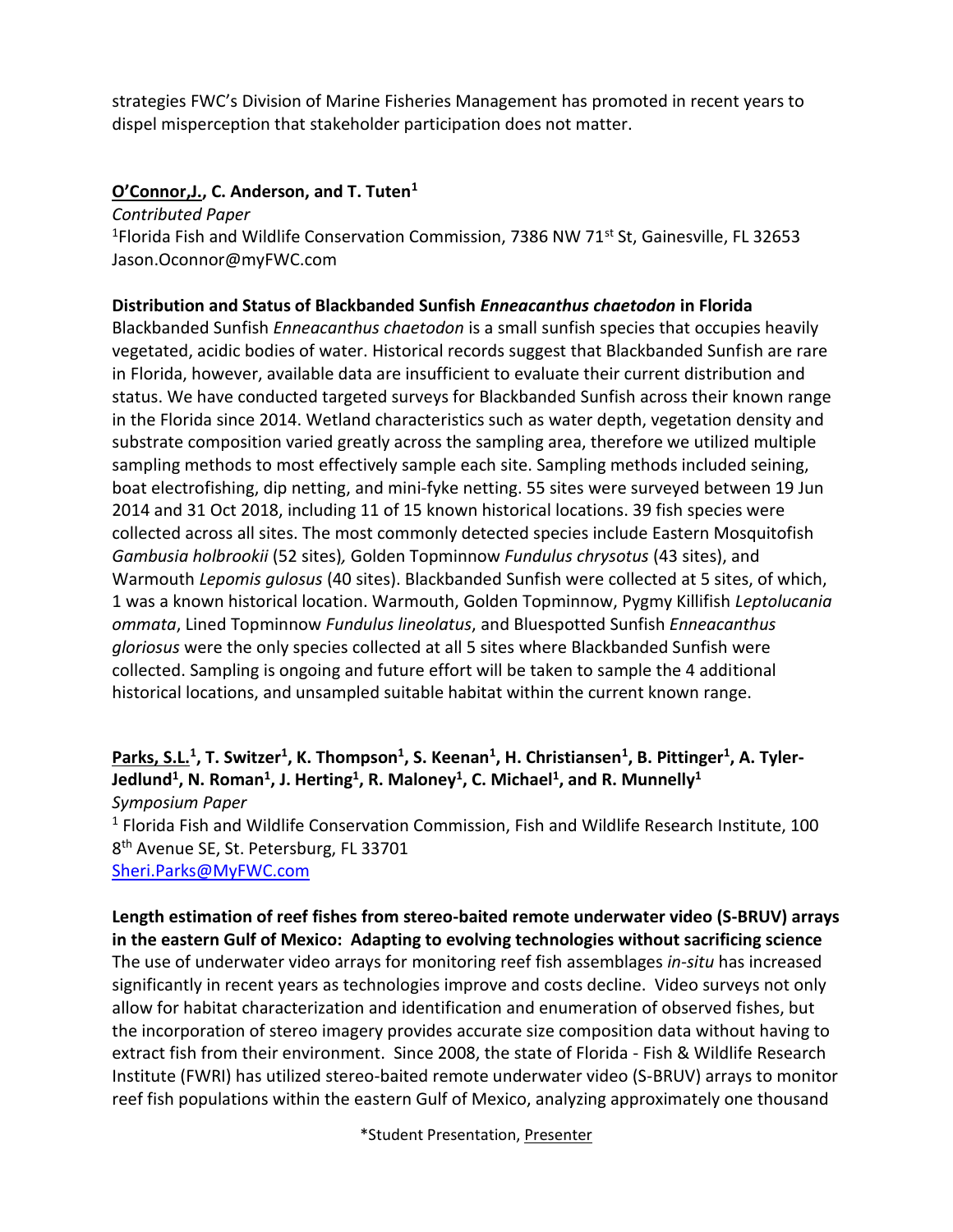strategies FWC's Division of Marine Fisheries Management has promoted in recent years to dispel misperception that stakeholder participation does not matter.

**O'Connor,J., C. Anderson, and T. Tuten[1]**
*Contributed Paper*
[1]Florida Fish and Wildlife Conservation Commission, 7386 NW 71st St, Gainesville, FL 32653
Jason.Oconnor@myFWC.com

**Distribution and Status of Blackbanded Sunfish *Enneacanthus chaetodon* in Florida**
Blackbanded Sunfish *Enneacanthus chaetodon* is a small sunfish species that occupies heavily vegetated, acidic bodies of water. Historical records suggest that Blackbanded Sunfish are rare in Florida, however, available data are insufficient to evaluate their current distribution and status. We have conducted targeted surveys for Blackbanded Sunfish across their known range in the Florida since 2014. Wetland characteristics such as water depth, vegetation density and substrate composition varied greatly across the sampling area, therefore we utilized multiple sampling methods to most effectively sample each site. Sampling methods included seining, boat electrofishing, dip netting, and mini-fyke netting. 55 sites were surveyed between 19 Jun 2014 and 31 Oct 2018, including 11 of 15 known historical locations. 39 fish species were collected across all sites. The most commonly detected species include Eastern Mosquitofish *Gambusia holbrookii* (52 sites), Golden Topminnow *Fundulus chrysotus* (43 sites), and Warmouth *Lepomis gulosus* (40 sites). Blackbanded Sunfish were collected at 5 sites, of which, 1 was a known historical location. Warmouth, Golden Topminnow, Pygmy Killifish *Leptolucania ommata*, Lined Topminnow *Fundulus lineolatus*, and Bluespotted Sunfish *Enneacanthus gloriosus* were the only species collected at all 5 sites where Blackbanded Sunfish were collected. Sampling is ongoing and future effort will be taken to sample the 4 additional historical locations, and unsampled suitable habitat within the current known range.

**Parks, S.L.[1], T. Switzer[1], K. Thompson[1], S. Keenan[1], H. Christiansen[1], B. Pittinger[1], A. Tyler-Jedlund[1], N. Roman[1], J. Herting[1], R. Maloney[1], C. Michael[1], and R. Munnelly[1]**
*Symposium Paper*
[1] Florida Fish and Wildlife Conservation Commission, Fish and Wildlife Research Institute, 100 8th Avenue SE, St. Petersburg, FL 33701
Sheri.Parks@MyFWC.com

**Length estimation of reef fishes from stereo-baited remote underwater video (S-BRUV) arrays in the eastern Gulf of Mexico: Adapting to evolving technologies without sacrificing science**
The use of underwater video arrays for monitoring reef fish assemblages *in-situ* has increased significantly in recent years as technologies improve and costs decline. Video surveys not only allow for habitat characterization and identification and enumeration of observed fishes, but the incorporation of stereo imagery provides accurate size composition data without having to extract fish from their environment. Since 2008, the state of Florida - Fish & Wildlife Research Institute (FWRI) has utilized stereo-baited remote underwater video (S-BRUV) arrays to monitor reef fish populations within the eastern Gulf of Mexico, analyzing approximately one thousand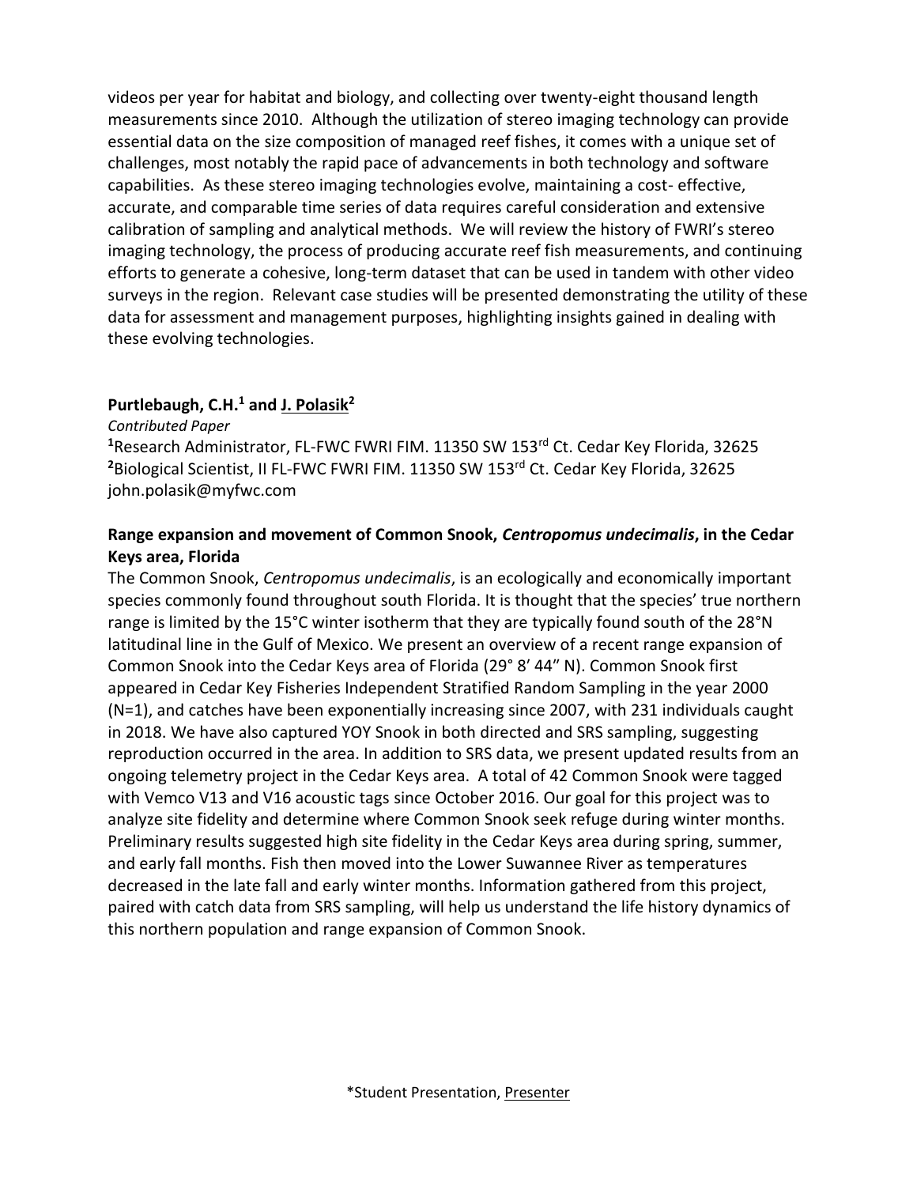videos per year for habitat and biology, and collecting over twenty-eight thousand length measurements since 2010. Although the utilization of stereo imaging technology can provide essential data on the size composition of managed reef fishes, it comes with a unique set of challenges, most notably the rapid pace of advancements in both technology and software capabilities. As these stereo imaging technologies evolve, maintaining a cost- effective, accurate, and comparable time series of data requires careful consideration and extensive calibration of sampling and analytical methods. We will review the history of FWRI's stereo imaging technology, the process of producing accurate reef fish measurements, and continuing efforts to generate a cohesive, long-term dataset that can be used in tandem with other video surveys in the region. Relevant case studies will be presented demonstrating the utility of these data for assessment and management purposes, highlighting insights gained in dealing with these evolving technologies.

**Purtlebaugh, C.H.[1] and J. Polasik[2]**

*Contributed Paper*

[1]Research Administrator, FL-FWC FWRI FIM. 11350 SW 153rd Ct. Cedar Key Florida, 32625
[2]Biological Scientist, II FL-FWC FWRI FIM. 11350 SW 153rd Ct. Cedar Key Florida, 32625
john.polasik@myfwc.com

**Range expansion and movement of Common Snook, *Centropomus undecimalis*, in the Cedar Keys area, Florida**

The Common Snook, *Centropomus undecimalis*, is an ecologically and economically important species commonly found throughout south Florida. It is thought that the species' true northern range is limited by the 15°C winter isotherm that they are typically found south of the 28°N latitudinal line in the Gulf of Mexico. We present an overview of a recent range expansion of Common Snook into the Cedar Keys area of Florida (29° 8′ 44″ N). Common Snook first appeared in Cedar Key Fisheries Independent Stratified Random Sampling in the year 2000 (N=1), and catches have been exponentially increasing since 2007, with 231 individuals caught in 2018. We have also captured YOY Snook in both directed and SRS sampling, suggesting reproduction occurred in the area. In addition to SRS data, we present updated results from an ongoing telemetry project in the Cedar Keys area. A total of 42 Common Snook were tagged with Vemco V13 and V16 acoustic tags since October 2016. Our goal for this project was to analyze site fidelity and determine where Common Snook seek refuge during winter months. Preliminary results suggested high site fidelity in the Cedar Keys area during spring, summer, and early fall months. Fish then moved into the Lower Suwannee River as temperatures decreased in the late fall and early winter months. Information gathered from this project, paired with catch data from SRS sampling, will help us understand the life history dynamics of this northern population and range expansion of Common Snook.

*Student Presentation, Presenter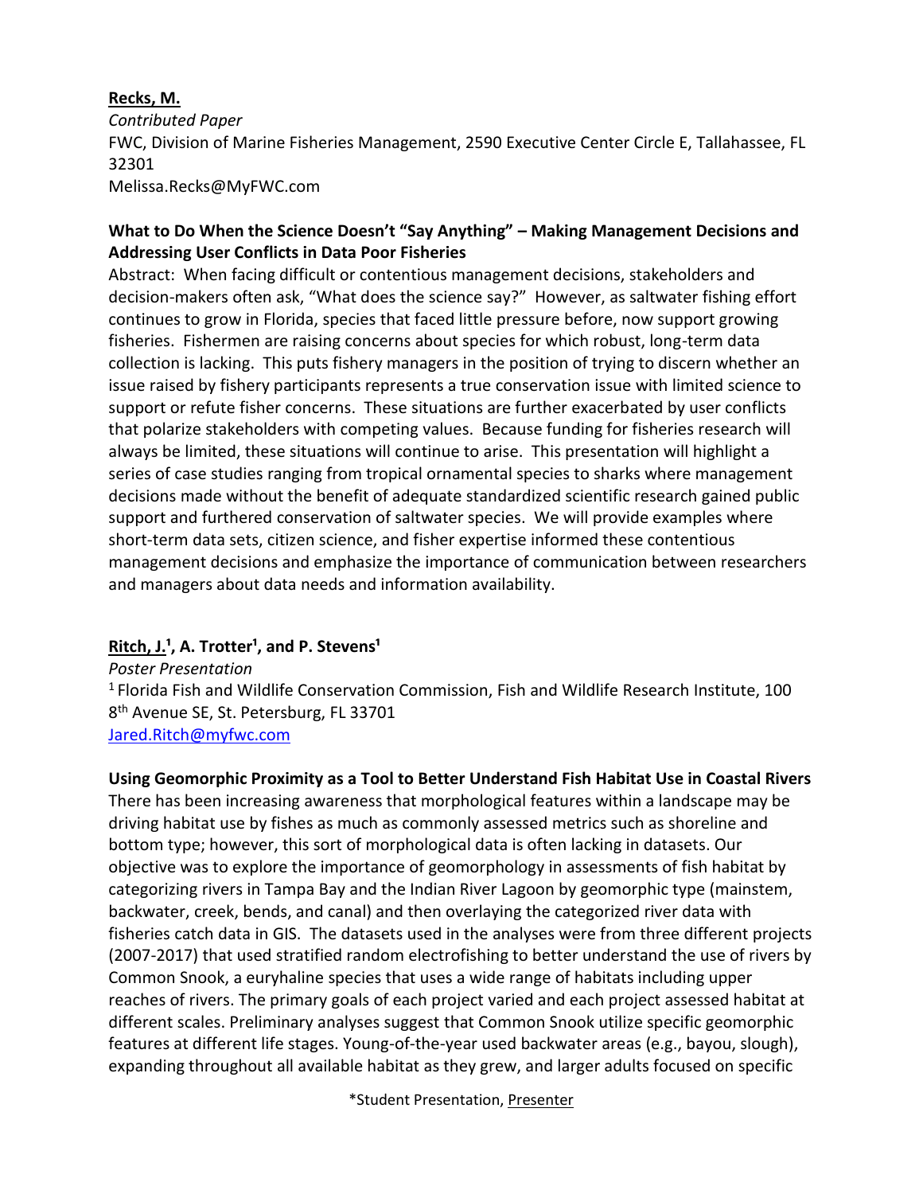**Recks, M.**
*Contributed Paper*
FWC, Division of Marine Fisheries Management, 2590 Executive Center Circle E, Tallahassee, FL 32301
Melissa.Recks@MyFWC.com

**What to Do When the Science Doesn't "Say Anything" – Making Management Decisions and Addressing User Conflicts in Data Poor Fisheries**

Abstract: When facing difficult or contentious management decisions, stakeholders and decision-makers often ask, "What does the science say?" However, as saltwater fishing effort continues to grow in Florida, species that faced little pressure before, now support growing fisheries. Fishermen are raising concerns about species for which robust, long-term data collection is lacking. This puts fishery managers in the position of trying to discern whether an issue raised by fishery participants represents a true conservation issue with limited science to support or refute fisher concerns. These situations are further exacerbated by user conflicts that polarize stakeholders with competing values. Because funding for fisheries research will always be limited, these situations will continue to arise. This presentation will highlight a series of case studies ranging from tropical ornamental species to sharks where management decisions made without the benefit of adequate standardized scientific research gained public support and furthered conservation of saltwater species. We will provide examples where short-term data sets, citizen science, and fisher expertise informed these contentious management decisions and emphasize the importance of communication between researchers and managers about data needs and information availability.

**Ritch, J.[1], A. Trotter[1], and P. Stevens[1]**
*Poster Presentation*
[1] Florida Fish and Wildlife Conservation Commission, Fish and Wildlife Research Institute, 100 8th Avenue SE, St. Petersburg, FL 33701
Jared.Ritch@myfwc.com

**Using Geomorphic Proximity as a Tool to Better Understand Fish Habitat Use in Coastal Rivers**

There has been increasing awareness that morphological features within a landscape may be driving habitat use by fishes as much as commonly assessed metrics such as shoreline and bottom type; however, this sort of morphological data is often lacking in datasets. Our objective was to explore the importance of geomorphology in assessments of fish habitat by categorizing rivers in Tampa Bay and the Indian River Lagoon by geomorphic type (mainstem, backwater, creek, bends, and canal) and then overlaying the categorized river data with fisheries catch data in GIS. The datasets used in the analyses were from three different projects (2007-2017) that used stratified random electrofishing to better understand the use of rivers by Common Snook, a euryhaline species that uses a wide range of habitats including upper reaches of rivers. The primary goals of each project varied and each project assessed habitat at different scales. Preliminary analyses suggest that Common Snook utilize specific geomorphic features at different life stages. Young-of-the-year used backwater areas (e.g., bayou, slough), expanding throughout all available habitat as they grew, and larger adults focused on specific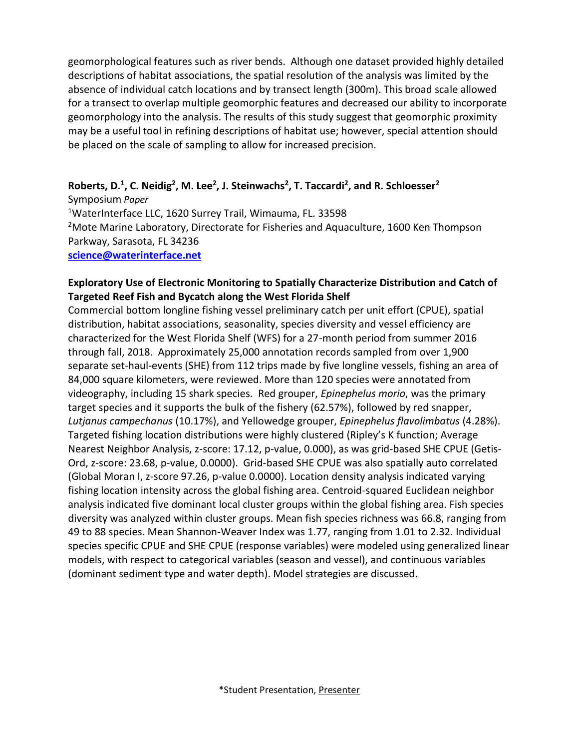geomorphological features such as river bends. Although one dataset provided highly detailed descriptions of habitat associations, the spatial resolution of the analysis was limited by the absence of individual catch locations and by transect length (300m). This broad scale allowed for a transect to overlap multiple geomorphic features and decreased our ability to incorporate geomorphology into the analysis. The results of this study suggest that geomorphic proximity may be a useful tool in refining descriptions of habitat use; however, special attention should be placed on the scale of sampling to allow for increased precision.

**Roberts, D.[1], C. Neidig[2], M. Lee[2], J. Steinwachs[2], T. Taccardi[2], and R. Schloesser[2]**

Symposium *Paper*

[1]WaterInterface LLC, 1620 Surrey Trail, Wimauma, FL. 33598

[2]Mote Marine Laboratory, Directorate for Fisheries and Aquaculture, 1600 Ken Thompson Parkway, Sarasota, FL 34236

**science@waterinterface.net**

**Exploratory Use of Electronic Monitoring to Spatially Characterize Distribution and Catch of Targeted Reef Fish and Bycatch along the West Florida Shelf**

Commercial bottom longline fishing vessel preliminary catch per unit effort (CPUE), spatial distribution, habitat associations, seasonality, species diversity and vessel efficiency are characterized for the West Florida Shelf (WFS) for a 27-month period from summer 2016 through fall, 2018. Approximately 25,000 annotation records sampled from over 1,900 separate set-haul-events (SHE) from 112 trips made by five longline vessels, fishing an area of 84,000 square kilometers, were reviewed. More than 120 species were annotated from videography, including 15 shark species. Red grouper, *Epinephelus morio*, was the primary target species and it supports the bulk of the fishery (62.57%), followed by red snapper, *Lutjanus campechanus* (10.17%), and Yellowedge grouper, *Epinephelus flavolimbatus* (4.28%). Targeted fishing location distributions were highly clustered (Ripley's K function; Average Nearest Neighbor Analysis, z-score: 17.12, p-value, 0.000), as was grid-based SHE CPUE (Getis-Ord, z-score: 23.68, p-value, 0.0000). Grid-based SHE CPUE was also spatially auto correlated (Global Moran I, z-score 97.26, p-value 0.0000). Location density analysis indicated varying fishing location intensity across the global fishing area. Centroid-squared Euclidean neighbor analysis indicated five dominant local cluster groups within the global fishing area. Fish species diversity was analyzed within cluster groups. Mean fish species richness was 66.8, ranging from 49 to 88 species. Mean Shannon-Weaver Index was 1.77, ranging from 1.01 to 2.32. Individual species specific CPUE and SHE CPUE (response variables) were modeled using generalized linear models, with respect to categorical variables (season and vessel), and continuous variables (dominant sediment type and water depth). Model strategies are discussed.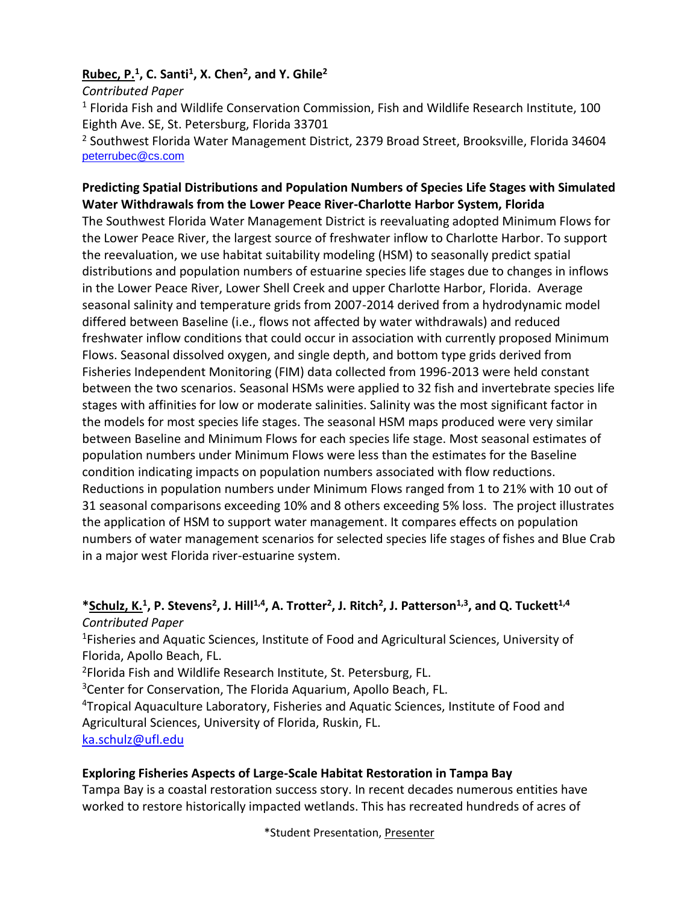**<u>Rubec, P.</u>[1], C. Santi[1], X. Chen[2], and Y. Ghile[2]**

*Contributed Paper*

[1] Florida Fish and Wildlife Conservation Commission, Fish and Wildlife Research Institute, 100 Eighth Ave. SE, St. Petersburg, Florida 33701

[2] Southwest Florida Water Management District, 2379 Broad Street, Brooksville, Florida 34604

peterrubec@cs.com

**Predicting Spatial Distributions and Population Numbers of Species Life Stages with Simulated Water Withdrawals from the Lower Peace River-Charlotte Harbor System, Florida**

The Southwest Florida Water Management District is reevaluating adopted Minimum Flows for the Lower Peace River, the largest source of freshwater inflow to Charlotte Harbor. To support the reevaluation, we use habitat suitability modeling (HSM) to seasonally predict spatial distributions and population numbers of estuarine species life stages due to changes in inflows in the Lower Peace River, Lower Shell Creek and upper Charlotte Harbor, Florida. Average seasonal salinity and temperature grids from 2007-2014 derived from a hydrodynamic model differed between Baseline (i.e., flows not affected by water withdrawals) and reduced freshwater inflow conditions that could occur in association with currently proposed Minimum Flows. Seasonal dissolved oxygen, and single depth, and bottom type grids derived from Fisheries Independent Monitoring (FIM) data collected from 1996-2013 were held constant between the two scenarios. Seasonal HSMs were applied to 32 fish and invertebrate species life stages with affinities for low or moderate salinities. Salinity was the most significant factor in the models for most species life stages. The seasonal HSM maps produced were very similar between Baseline and Minimum Flows for each species life stage. Most seasonal estimates of population numbers under Minimum Flows were less than the estimates for the Baseline condition indicating impacts on population numbers associated with flow reductions. Reductions in population numbers under Minimum Flows ranged from 1 to 21% with 10 out of 31 seasonal comparisons exceeding 10% and 8 others exceeding 5% loss. The project illustrates the application of HSM to support water management. It compares effects on population numbers of water management scenarios for selected species life stages of fishes and Blue Crab in a major west Florida river-estuarine system.

**\*<u>Schulz, K.</u>[1], P. Stevens[2], J. Hill[1,4], A. Trotter[2], J. Ritch[2], J. Patterson[1,3], and Q. Tuckett[1,4]**

*Contributed Paper*

[1]Fisheries and Aquatic Sciences, Institute of Food and Agricultural Sciences, University of Florida, Apollo Beach, FL.

[2]Florida Fish and Wildlife Research Institute, St. Petersburg, FL.

[3]Center for Conservation, The Florida Aquarium, Apollo Beach, FL.

[4]Tropical Aquaculture Laboratory, Fisheries and Aquatic Sciences, Institute of Food and Agricultural Sciences, University of Florida, Ruskin, FL.

ka.schulz@ufl.edu

**Exploring Fisheries Aspects of Large-Scale Habitat Restoration in Tampa Bay**

Tampa Bay is a coastal restoration success story. In recent decades numerous entities have worked to restore historically impacted wetlands. This has recreated hundreds of acres of

*Student Presentation, <u>Presenter</u>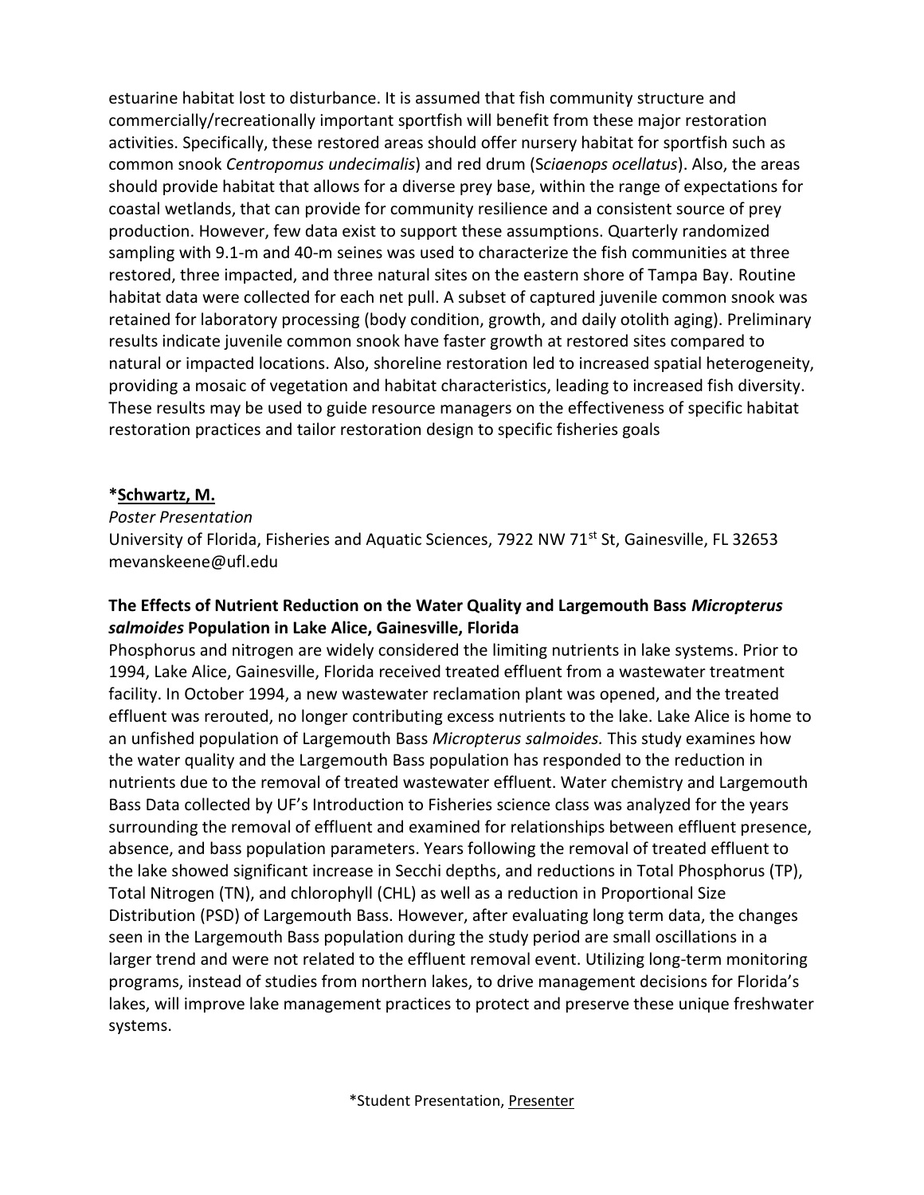estuarine habitat lost to disturbance. It is assumed that fish community structure and commercially/recreationally important sportfish will benefit from these major restoration activities. Specifically, these restored areas should offer nursery habitat for sportfish such as common snook *Centropomus undecimalis*) and red drum (S*ciaenops ocellatus*). Also, the areas should provide habitat that allows for a diverse prey base, within the range of expectations for coastal wetlands, that can provide for community resilience and a consistent source of prey production. However, few data exist to support these assumptions. Quarterly randomized sampling with 9.1-m and 40-m seines was used to characterize the fish communities at three restored, three impacted, and three natural sites on the eastern shore of Tampa Bay. Routine habitat data were collected for each net pull. A subset of captured juvenile common snook was retained for laboratory processing (body condition, growth, and daily otolith aging). Preliminary results indicate juvenile common snook have faster growth at restored sites compared to natural or impacted locations. Also, shoreline restoration led to increased spatial heterogeneity, providing a mosaic of vegetation and habitat characteristics, leading to increased fish diversity. These results may be used to guide resource managers on the effectiveness of specific habitat restoration practices and tailor restoration design to specific fisheries goals

**\*<u>Schwartz, M.</u>**

*Poster Presentation*

University of Florida, Fisheries and Aquatic Sciences, 7922 NW 71st St, Gainesville, FL 32653
mevanskeene@ufl.edu

**The Effects of Nutrient Reduction on the Water Quality and Largemouth Bass *Micropterus salmoides* Population in Lake Alice, Gainesville, Florida**

Phosphorus and nitrogen are widely considered the limiting nutrients in lake systems. Prior to 1994, Lake Alice, Gainesville, Florida received treated effluent from a wastewater treatment facility. In October 1994, a new wastewater reclamation plant was opened, and the treated effluent was rerouted, no longer contributing excess nutrients to the lake. Lake Alice is home to an unfished population of Largemouth Bass *Micropterus salmoides.* This study examines how the water quality and the Largemouth Bass population has responded to the reduction in nutrients due to the removal of treated wastewater effluent. Water chemistry and Largemouth Bass Data collected by UF's Introduction to Fisheries science class was analyzed for the years surrounding the removal of effluent and examined for relationships between effluent presence, absence, and bass population parameters. Years following the removal of treated effluent to the lake showed significant increase in Secchi depths, and reductions in Total Phosphorus (TP), Total Nitrogen (TN), and chlorophyll (CHL) as well as a reduction in Proportional Size Distribution (PSD) of Largemouth Bass. However, after evaluating long term data, the changes seen in the Largemouth Bass population during the study period are small oscillations in a larger trend and were not related to the effluent removal event. Utilizing long-term monitoring programs, instead of studies from northern lakes, to drive management decisions for Florida's lakes, will improve lake management practices to protect and preserve these unique freshwater systems.

\*Student Presentation, <u>Presenter</u>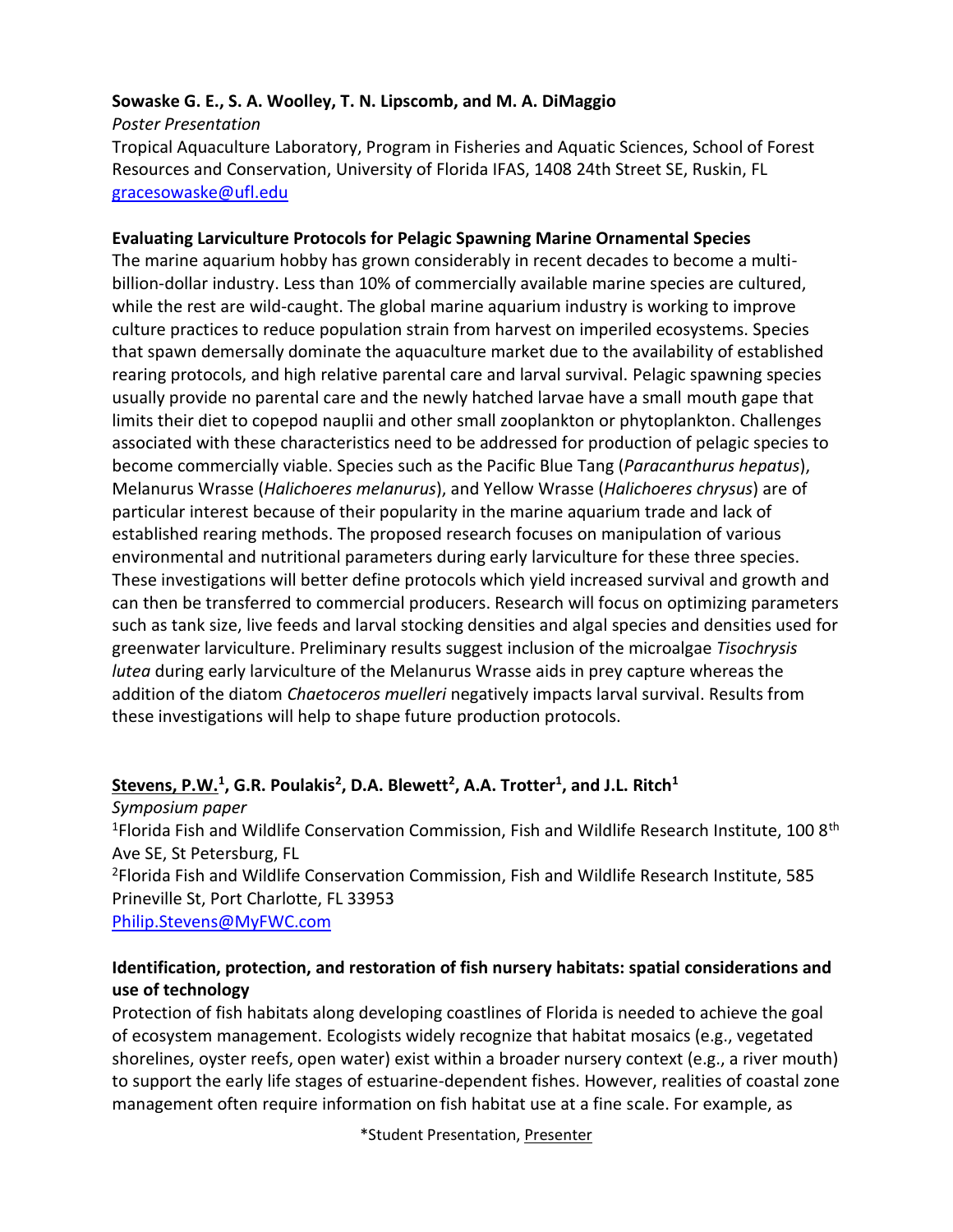**Sowaske G. E., S. A. Woolley, T. N. Lipscomb, and M. A. DiMaggio**

*Poster Presentation*

Tropical Aquaculture Laboratory, Program in Fisheries and Aquatic Sciences, School of Forest Resources and Conservation, University of Florida IFAS, 1408 24th Street SE, Ruskin, FL

gracesowaske@ufl.edu

**Evaluating Larviculture Protocols for Pelagic Spawning Marine Ornamental Species**

The marine aquarium hobby has grown considerably in recent decades to become a multi-billion-dollar industry. Less than 10% of commercially available marine species are cultured, while the rest are wild-caught. The global marine aquarium industry is working to improve culture practices to reduce population strain from harvest on imperiled ecosystems. Species that spawn demersally dominate the aquaculture market due to the availability of established rearing protocols, and high relative parental care and larval survival. Pelagic spawning species usually provide no parental care and the newly hatched larvae have a small mouth gape that limits their diet to copepod nauplii and other small zooplankton or phytoplankton. Challenges associated with these characteristics need to be addressed for production of pelagic species to become commercially viable. Species such as the Pacific Blue Tang (*Paracanthurus hepatus*), Melanurus Wrasse (*Halichoeres melanurus*), and Yellow Wrasse (*Halichoeres chrysus*) are of particular interest because of their popularity in the marine aquarium trade and lack of established rearing methods. The proposed research focuses on manipulation of various environmental and nutritional parameters during early larviculture for these three species. These investigations will better define protocols which yield increased survival and growth and can then be transferred to commercial producers. Research will focus on optimizing parameters such as tank size, live feeds and larval stocking densities and algal species and densities used for greenwater larviculture. Preliminary results suggest inclusion of the microalgae *Tisochrysis lutea* during early larviculture of the Melanurus Wrasse aids in prey capture whereas the addition of the diatom *Chaetoceros muelleri* negatively impacts larval survival. Results from these investigations will help to shape future production protocols.

**Stevens, P.W.[1], G.R. Poulakis[2], D.A. Blewett[2], A.A. Trotter[1], and J.L. Ritch[1]**

*Symposium paper*

[1]Florida Fish and Wildlife Conservation Commission, Fish and Wildlife Research Institute, 100 8th Ave SE, St Petersburg, FL

[2]Florida Fish and Wildlife Conservation Commission, Fish and Wildlife Research Institute, 585 Prineville St, Port Charlotte, FL 33953

Philip.Stevens@MyFWC.com

**Identification, protection, and restoration of fish nursery habitats: spatial considerations and use of technology**

Protection of fish habitats along developing coastlines of Florida is needed to achieve the goal of ecosystem management. Ecologists widely recognize that habitat mosaics (e.g., vegetated shorelines, oyster reefs, open water) exist within a broader nursery context (e.g., a river mouth) to support the early life stages of estuarine-dependent fishes. However, realities of coastal zone management often require information on fish habitat use at a fine scale. For example, as

\*Student Presentation, Presenter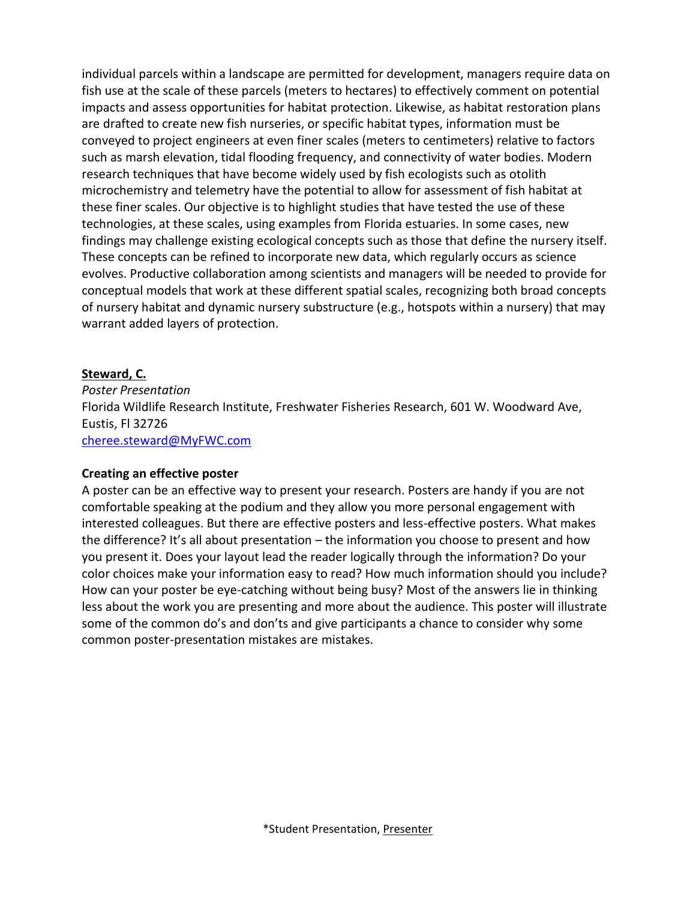individual parcels within a landscape are permitted for development, managers require data on fish use at the scale of these parcels (meters to hectares) to effectively comment on potential impacts and assess opportunities for habitat protection. Likewise, as habitat restoration plans are drafted to create new fish nurseries, or specific habitat types, information must be conveyed to project engineers at even finer scales (meters to centimeters) relative to factors such as marsh elevation, tidal flooding frequency, and connectivity of water bodies. Modern research techniques that have become widely used by fish ecologists such as otolith microchemistry and telemetry have the potential to allow for assessment of fish habitat at these finer scales. Our objective is to highlight studies that have tested the use of these technologies, at these scales, using examples from Florida estuaries. In some cases, new findings may challenge existing ecological concepts such as those that define the nursery itself. These concepts can be refined to incorporate new data, which regularly occurs as science evolves. Productive collaboration among scientists and managers will be needed to provide for conceptual models that work at these different spatial scales, recognizing both broad concepts of nursery habitat and dynamic nursery substructure (e.g., hotspots within a nursery) that may warrant added layers of protection.

**Steward, C.**
*Poster Presentation*
Florida Wildlife Research Institute, Freshwater Fisheries Research, 601 W. Woodward Ave, Eustis, Fl 32726
cheree.steward@MyFWC.com

**Creating an effective poster**
A poster can be an effective way to present your research. Posters are handy if you are not comfortable speaking at the podium and they allow you more personal engagement with interested colleagues. But there are effective posters and less-effective posters. What makes the difference? It's all about presentation – the information you choose to present and how you present it. Does your layout lead the reader logically through the information? Do your color choices make your information easy to read? How much information should you include? How can your poster be eye-catching without being busy? Most of the answers lie in thinking less about the work you are presenting and more about the audience. This poster will illustrate some of the common do's and don'ts and give participants a chance to consider why some common poster-presentation mistakes are mistakes.

*Student Presentation, Presenter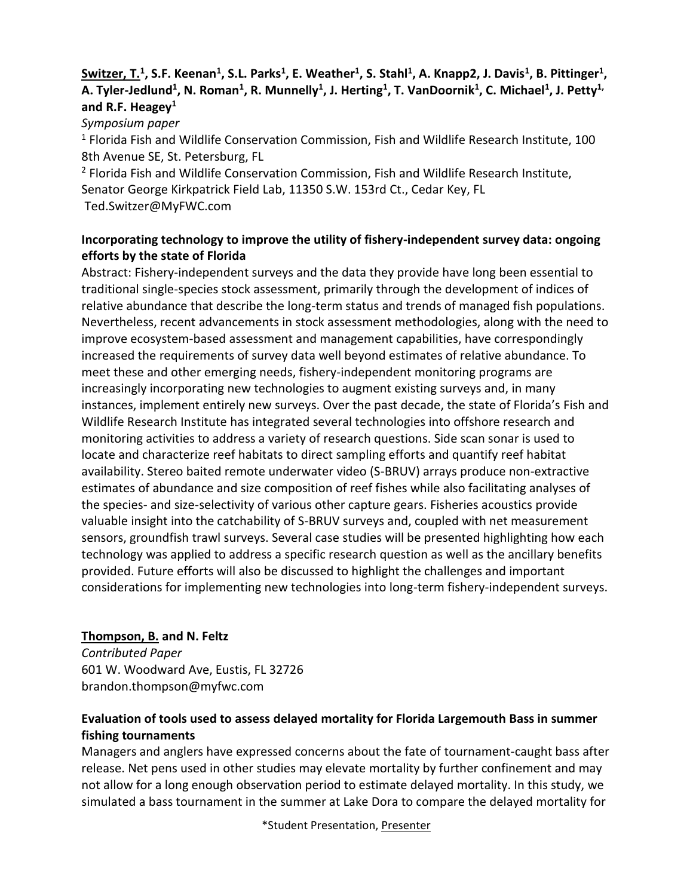**Switzer, T.[1], S.F. Keenan[1], S.L. Parks[1], E. Weather[1], S. Stahl[1], A. Knapp2, J. Davis[1], B. Pittinger[1], A. Tyler-Jedlund[1], N. Roman[1], R. Munnelly[1], J. Herting[1], T. VanDoornik[1], C. Michael[1], J. Petty[1,] and R.F. Heagey[1]**

*Symposium paper*

[1] Florida Fish and Wildlife Conservation Commission, Fish and Wildlife Research Institute, 100 8th Avenue SE, St. Petersburg, FL

[2] Florida Fish and Wildlife Conservation Commission, Fish and Wildlife Research Institute, Senator George Kirkpatrick Field Lab, 11350 S.W. 153rd Ct., Cedar Key, FL

Ted.Switzer@MyFWC.com

**Incorporating technology to improve the utility of fishery-independent survey data: ongoing efforts by the state of Florida**

Abstract: Fishery-independent surveys and the data they provide have long been essential to traditional single-species stock assessment, primarily through the development of indices of relative abundance that describe the long-term status and trends of managed fish populations. Nevertheless, recent advancements in stock assessment methodologies, along with the need to improve ecosystem-based assessment and management capabilities, have correspondingly increased the requirements of survey data well beyond estimates of relative abundance. To meet these and other emerging needs, fishery-independent monitoring programs are increasingly incorporating new technologies to augment existing surveys and, in many instances, implement entirely new surveys. Over the past decade, the state of Florida's Fish and Wildlife Research Institute has integrated several technologies into offshore research and monitoring activities to address a variety of research questions. Side scan sonar is used to locate and characterize reef habitats to direct sampling efforts and quantify reef habitat availability. Stereo baited remote underwater video (S-BRUV) arrays produce non-extractive estimates of abundance and size composition of reef fishes while also facilitating analyses of the species- and size-selectivity of various other capture gears. Fisheries acoustics provide valuable insight into the catchability of S-BRUV surveys and, coupled with net measurement sensors, groundfish trawl surveys. Several case studies will be presented highlighting how each technology was applied to address a specific research question as well as the ancillary benefits provided. Future efforts will also be discussed to highlight the challenges and important considerations for implementing new technologies into long-term fishery-independent surveys.

**Thompson, B. and N. Feltz**

*Contributed Paper*

601 W. Woodward Ave, Eustis, FL 32726

brandon.thompson@myfwc.com

**Evaluation of tools used to assess delayed mortality for Florida Largemouth Bass in summer fishing tournaments**

Managers and anglers have expressed concerns about the fate of tournament-caught bass after release. Net pens used in other studies may elevate mortality by further confinement and may not allow for a long enough observation period to estimate delayed mortality. In this study, we simulated a bass tournament in the summer at Lake Dora to compare the delayed mortality for

*Student Presentation, Presenter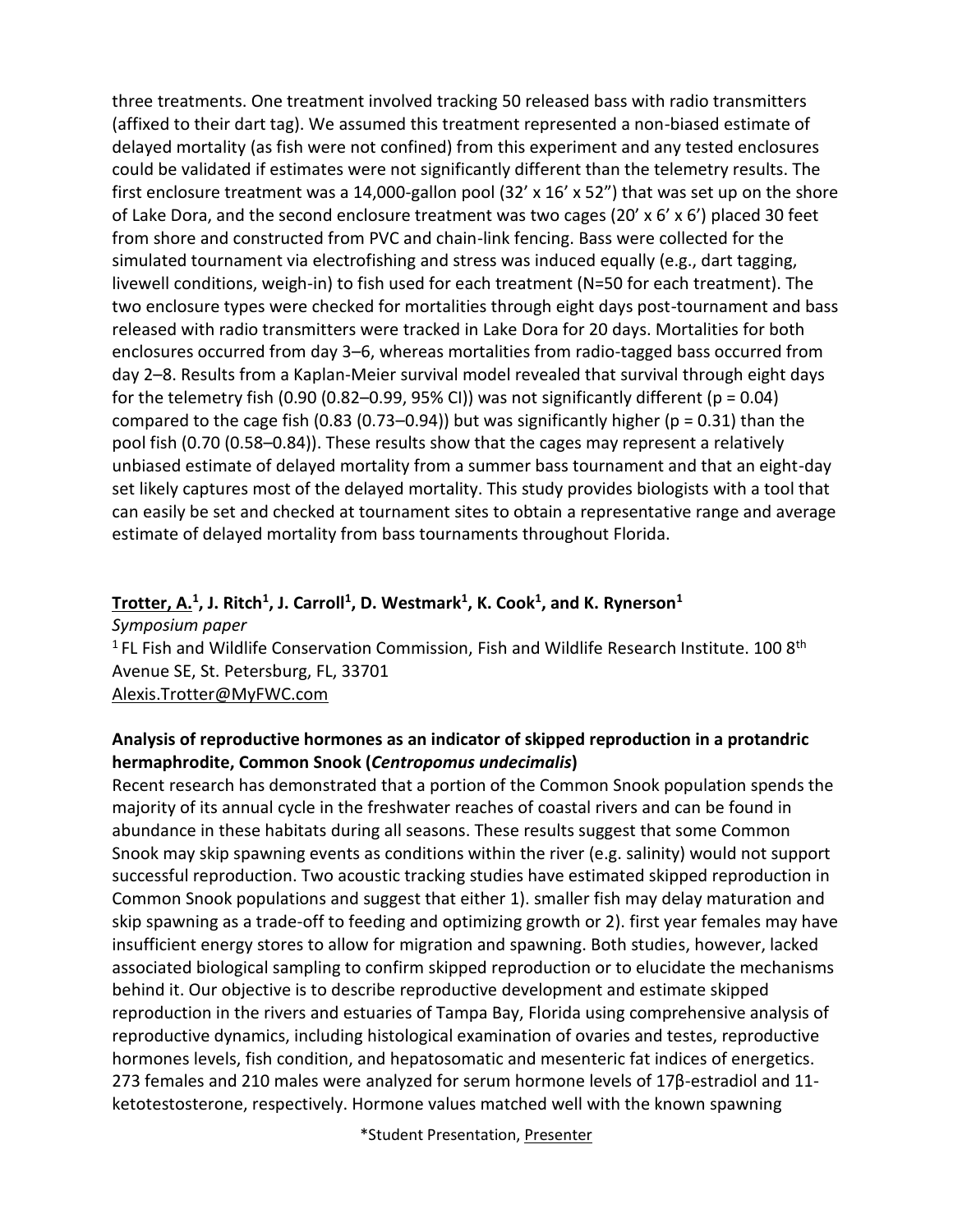three treatments. One treatment involved tracking 50 released bass with radio transmitters (affixed to their dart tag). We assumed this treatment represented a non-biased estimate of delayed mortality (as fish were not confined) from this experiment and any tested enclosures could be validated if estimates were not significantly different than the telemetry results. The first enclosure treatment was a 14,000-gallon pool (32' x 16' x 52") that was set up on the shore of Lake Dora, and the second enclosure treatment was two cages (20' x 6' x 6') placed 30 feet from shore and constructed from PVC and chain-link fencing. Bass were collected for the simulated tournament via electrofishing and stress was induced equally (e.g., dart tagging, livewell conditions, weigh-in) to fish used for each treatment (N=50 for each treatment). The two enclosure types were checked for mortalities through eight days post-tournament and bass released with radio transmitters were tracked in Lake Dora for 20 days. Mortalities for both enclosures occurred from day 3–6, whereas mortalities from radio-tagged bass occurred from day 2–8. Results from a Kaplan-Meier survival model revealed that survival through eight days for the telemetry fish (0.90 (0.82–0.99, 95% CI)) was not significantly different ($p = 0.04$) compared to the cage fish (0.83 (0.73–0.94)) but was significantly higher ($p = 0.31$) than the pool fish (0.70 (0.58–0.84)). These results show that the cages may represent a relatively unbiased estimate of delayed mortality from a summer bass tournament and that an eight-day set likely captures most of the delayed mortality. This study provides biologists with a tool that can easily be set and checked at tournament sites to obtain a representative range and average estimate of delayed mortality from bass tournaments throughout Florida.

**Trotter, A.[1], J. Ritch[1], J. Carroll[1], D. Westmark[1], K. Cook[1], and K. Rynerson[1]**

*Symposium paper*

[1] FL Fish and Wildlife Conservation Commission, Fish and Wildlife Research Institute. 100 8th Avenue SE, St. Petersburg, FL, 33701

Alexis.Trotter@MyFWC.com

### Analysis of reproductive hormones as an indicator of skipped reproduction in a protandric hermaphrodite, Common Snook (*Centropomus undecimalis*)

Recent research has demonstrated that a portion of the Common Snook population spends the majority of its annual cycle in the freshwater reaches of coastal rivers and can be found in abundance in these habitats during all seasons. These results suggest that some Common Snook may skip spawning events as conditions within the river (e.g. salinity) would not support successful reproduction. Two acoustic tracking studies have estimated skipped reproduction in Common Snook populations and suggest that either 1). smaller fish may delay maturation and skip spawning as a trade-off to feeding and optimizing growth or 2). first year females may have insufficient energy stores to allow for migration and spawning. Both studies, however, lacked associated biological sampling to confirm skipped reproduction or to elucidate the mechanisms behind it. Our objective is to describe reproductive development and estimate skipped reproduction in the rivers and estuaries of Tampa Bay, Florida using comprehensive analysis of reproductive dynamics, including histological examination of ovaries and testes, reproductive hormones levels, fish condition, and hepatosomatic and mesenteric fat indices of energetics. 273 females and 210 males were analyzed for serum hormone levels of 17β-estradiol and 11-ketotestosterone, respectively. Hormone values matched well with the known spawning

*Student Presentation, Presenter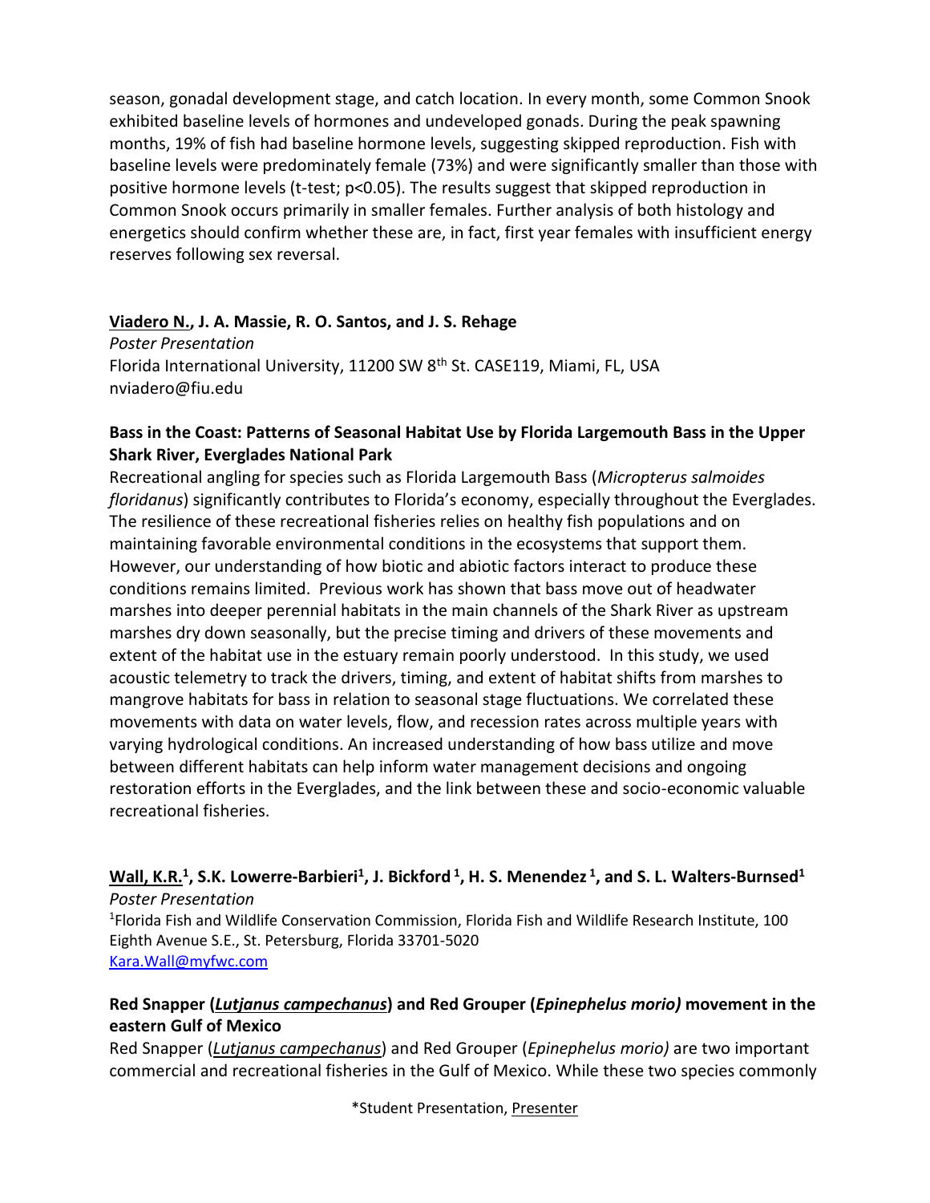season, gonadal development stage, and catch location. In every month, some Common Snook exhibited baseline levels of hormones and undeveloped gonads. During the peak spawning months, 19% of fish had baseline hormone levels, suggesting skipped reproduction. Fish with baseline levels were predominately female (73%) and were significantly smaller than those with positive hormone levels (t-test; $p<0.05$). The results suggest that skipped reproduction in Common Snook occurs primarily in smaller females. Further analysis of both histology and energetics should confirm whether these are, in fact, first year females with insufficient energy reserves following sex reversal.

**<u>Viadero N.</u>, J. A. Massie, R. O. Santos, and J. S. Rehage**

*Poster Presentation*

Florida International University, 11200 SW 8th St. CASE119, Miami, FL, USA

nviadero@fiu.edu

### Bass in the Coast: Patterns of Seasonal Habitat Use by Florida Largemouth Bass in the Upper Shark River, Everglades National Park

Recreational angling for species such as Florida Largemouth Bass (*Micropterus salmoides floridanus*) significantly contributes to Florida's economy, especially throughout the Everglades. The resilience of these recreational fisheries relies on healthy fish populations and on maintaining favorable environmental conditions in the ecosystems that support them. However, our understanding of how biotic and abiotic factors interact to produce these conditions remains limited. Previous work has shown that bass move out of headwater marshes into deeper perennial habitats in the main channels of the Shark River as upstream marshes dry down seasonally, but the precise timing and drivers of these movements and extent of the habitat use in the estuary remain poorly understood. In this study, we used acoustic telemetry to track the drivers, timing, and extent of habitat shifts from marshes to mangrove habitats for bass in relation to seasonal stage fluctuations. We correlated these movements with data on water levels, flow, and recession rates across multiple years with varying hydrological conditions. An increased understanding of how bass utilize and move between different habitats can help inform water management decisions and ongoing restoration efforts in the Everglades, and the link between these and socio-economic valuable recreational fisheries.

**<u>Wall, K.R.</u>[1], S.K. Lowerre-Barbieri[1], J. Bickford[1], H. S. Menendez[1], and S. L. Walters-Burnsed[1]**

*Poster Presentation*

[1]Florida Fish and Wildlife Conservation Commission, Florida Fish and Wildlife Research Institute, 100 Eighth Avenue S.E., St. Petersburg, Florida 33701-5020

Kara.Wall@myfwc.com

### Red Snapper (*Lutjanus campechanus*) and Red Grouper (*Epinephelus morio*) movement in the eastern Gulf of Mexico

Red Snapper (*Lutjanus campechanus*) and Red Grouper (*Epinephelus morio*) are two important commercial and recreational fisheries in the Gulf of Mexico. While these two species commonly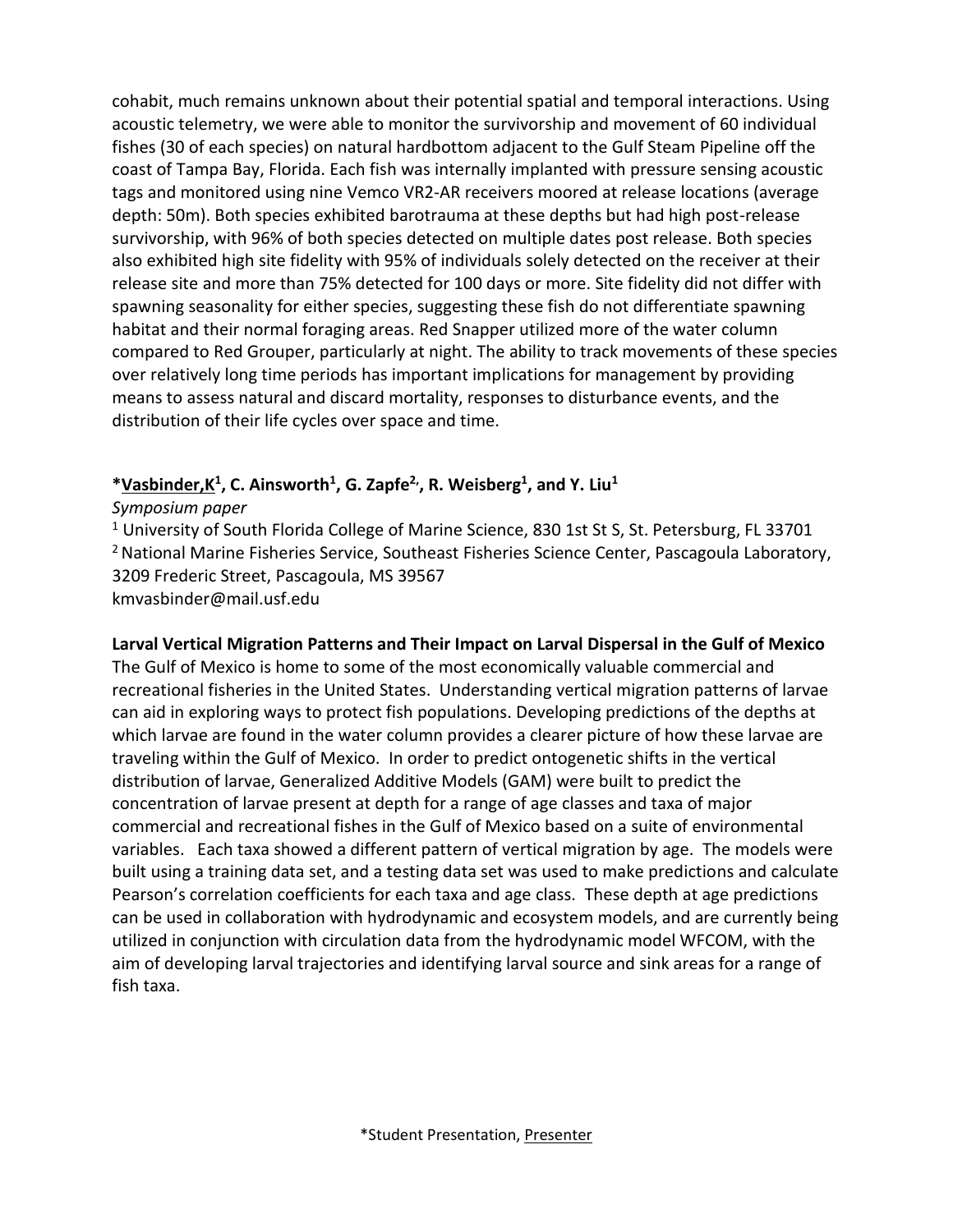cohabit, much remains unknown about their potential spatial and temporal interactions. Using acoustic telemetry, we were able to monitor the survivorship and movement of 60 individual fishes (30 of each species) on natural hardbottom adjacent to the Gulf Steam Pipeline off the coast of Tampa Bay, Florida. Each fish was internally implanted with pressure sensing acoustic tags and monitored using nine Vemco VR2-AR receivers moored at release locations (average depth: 50m). Both species exhibited barotrauma at these depths but had high post-release survivorship, with 96% of both species detected on multiple dates post release. Both species also exhibited high site fidelity with 95% of individuals solely detected on the receiver at their release site and more than 75% detected for 100 days or more. Site fidelity did not differ with spawning seasonality for either species, suggesting these fish do not differentiate spawning habitat and their normal foraging areas. Red Snapper utilized more of the water column compared to Red Grouper, particularly at night. The ability to track movements of these species over relatively long time periods has important implications for management by providing means to assess natural and discard mortality, responses to disturbance events, and the distribution of their life cycles over space and time.

**\*Vasbinder,K[1], C. Ainsworth[1], G. Zapfe[2,], R. Weisberg[1], and Y. Liu[1]**

*Symposium paper*

[1] University of South Florida College of Marine Science, 830 1st St S, St. Petersburg, FL 33701
[2] National Marine Fisheries Service, Southeast Fisheries Science Center, Pascagoula Laboratory, 3209 Frederic Street, Pascagoula, MS 39567
kmvasbinder@mail.usf.edu

**Larval Vertical Migration Patterns and Their Impact on Larval Dispersal in the Gulf of Mexico**

The Gulf of Mexico is home to some of the most economically valuable commercial and recreational fisheries in the United States. Understanding vertical migration patterns of larvae can aid in exploring ways to protect fish populations. Developing predictions of the depths at which larvae are found in the water column provides a clearer picture of how these larvae are traveling within the Gulf of Mexico. In order to predict ontogenetic shifts in the vertical distribution of larvae, Generalized Additive Models (GAM) were built to predict the concentration of larvae present at depth for a range of age classes and taxa of major commercial and recreational fishes in the Gulf of Mexico based on a suite of environmental variables. Each taxa showed a different pattern of vertical migration by age. The models were built using a training data set, and a testing data set was used to make predictions and calculate Pearson's correlation coefficients for each taxa and age class. These depth at age predictions can be used in collaboration with hydrodynamic and ecosystem models, and are currently being utilized in conjunction with circulation data from the hydrodynamic model WFCOM, with the aim of developing larval trajectories and identifying larval source and sink areas for a range of fish taxa.

*Student Presentation, Presenter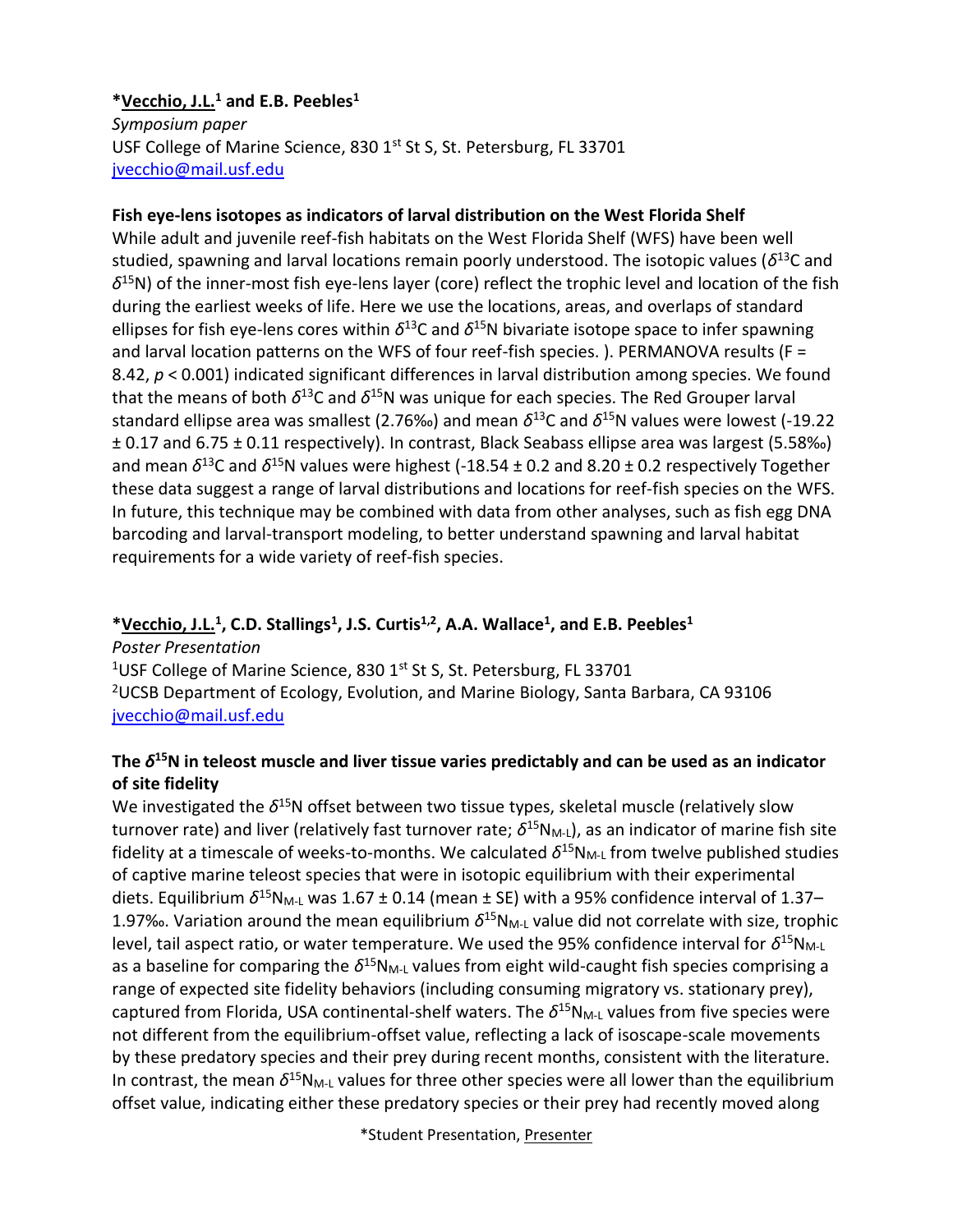**\*Vecchio, J.L.[1] and E.B. Peebles[1]**

*Symposium paper*

USF College of Marine Science, 830 1st St S, St. Petersburg, FL 33701

jvecchio@mail.usf.edu

**Fish eye-lens isotopes as indicators of larval distribution on the West Florida Shelf**

While adult and juvenile reef-fish habitats on the West Florida Shelf (WFS) have been well studied, spawning and larval locations remain poorly understood. The isotopic values ($\delta^{13}$C and $\delta^{15}$N) of the inner-most fish eye-lens layer (core) reflect the trophic level and location of the fish during the earliest weeks of life. Here we use the locations, areas, and overlaps of standard ellipses for fish eye-lens cores within $\delta^{13}$C and $\delta^{15}$N bivariate isotope space to infer spawning and larval location patterns on the WFS of four reef-fish species. ). PERMANOVA results ($F = 8.42$, $p < 0.001$) indicated significant differences in larval distribution among species. We found that the means of both $\delta^{13}$C and $\delta^{15}$N was unique for each species. The Red Grouper larval standard ellipse area was smallest (2.76‰) and mean $\delta^{13}$C and $\delta^{15}$N values were lowest (-19.22 ± 0.17 and 6.75 ± 0.11 respectively). In contrast, Black Seabass ellipse area was largest (5.58‰) and mean $\delta^{13}$C and $\delta^{15}$N values were highest (-18.54 ± 0.2 and 8.20 ± 0.2 respectively Together these data suggest a range of larval distributions and locations for reef-fish species on the WFS. In future, this technique may be combined with data from other analyses, such as fish egg DNA barcoding and larval-transport modeling, to better understand spawning and larval habitat requirements for a wide variety of reef-fish species.

**\*Vecchio, J.L.[1], C.D. Stallings[1], J.S. Curtis[1,2], A.A. Wallace[1], and E.B. Peebles[1]**

*Poster Presentation*

[1]USF College of Marine Science, 830 1st St S, St. Petersburg, FL 33701

[2]UCSB Department of Ecology, Evolution, and Marine Biology, Santa Barbara, CA 93106

jvecchio@mail.usf.edu

**The $\delta^{15}$N in teleost muscle and liver tissue varies predictably and can be used as an indicator of site fidelity**

We investigated the $\delta^{15}$N offset between two tissue types, skeletal muscle (relatively slow turnover rate) and liver (relatively fast turnover rate; $\delta^{15}N_{M\text{-}L}$), as an indicator of marine fish site fidelity at a timescale of weeks-to-months. We calculated $\delta^{15}N_{M\text{-}L}$ from twelve published studies of captive marine teleost species that were in isotopic equilibrium with their experimental diets. Equilibrium $\delta^{15}N_{M\text{-}L}$ was 1.67 ± 0.14 (mean ± SE) with a 95% confidence interval of 1.37–1.97‰. Variation around the mean equilibrium $\delta^{15}N_{M\text{-}L}$ value did not correlate with size, trophic level, tail aspect ratio, or water temperature. We used the 95% confidence interval for $\delta^{15}N_{M\text{-}L}$ as a baseline for comparing the $\delta^{15}N_{M\text{-}L}$ values from eight wild-caught fish species comprising a range of expected site fidelity behaviors (including consuming migratory vs. stationary prey), captured from Florida, USA continental-shelf waters. The $\delta^{15}N_{M\text{-}L}$ values from five species were not different from the equilibrium-offset value, reflecting a lack of isoscape-scale movements by these predatory species and their prey during recent months, consistent with the literature. In contrast, the mean $\delta^{15}N_{M\text{-}L}$ values for three other species were all lower than the equilibrium offset value, indicating either these predatory species or their prey had recently moved along

\*Student Presentation, Presenter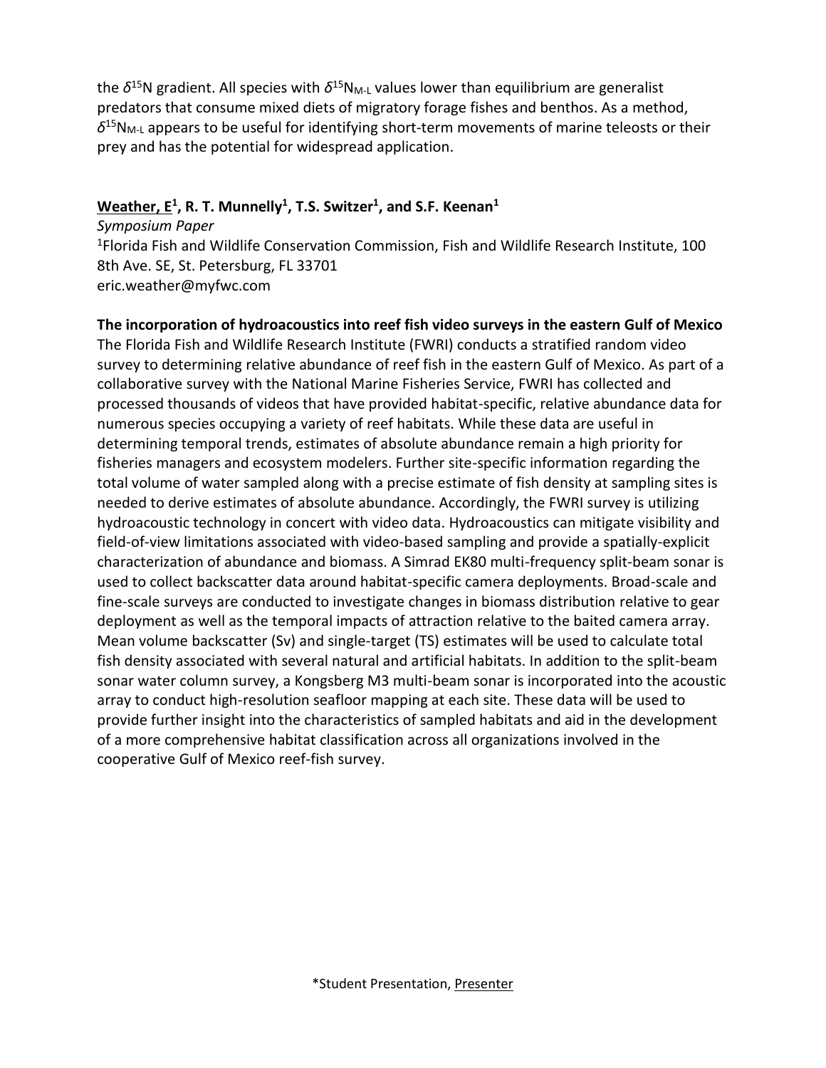the $\delta^{15}N$ gradient. All species with $\delta^{15}N_{M\text{-}L}$ values lower than equilibrium are generalist predators that consume mixed diets of migratory forage fishes and benthos. As a method, $\delta^{15}N_{M\text{-}L}$ appears to be useful for identifying short-term movements of marine teleosts or their prey and has the potential for widespread application.

**Weather, E[1], R. T. Munnelly[1], T.S. Switzer[1], and S.F. Keenan[1]**

*Symposium Paper*

[1]Florida Fish and Wildlife Conservation Commission, Fish and Wildlife Research Institute, 100 8th Ave. SE, St. Petersburg, FL 33701
eric.weather@myfwc.com

**The incorporation of hydroacoustics into reef fish video surveys in the eastern Gulf of Mexico**

The Florida Fish and Wildlife Research Institute (FWRI) conducts a stratified random video survey to determining relative abundance of reef fish in the eastern Gulf of Mexico. As part of a collaborative survey with the National Marine Fisheries Service, FWRI has collected and processed thousands of videos that have provided habitat-specific, relative abundance data for numerous species occupying a variety of reef habitats. While these data are useful in determining temporal trends, estimates of absolute abundance remain a high priority for fisheries managers and ecosystem modelers. Further site-specific information regarding the total volume of water sampled along with a precise estimate of fish density at sampling sites is needed to derive estimates of absolute abundance. Accordingly, the FWRI survey is utilizing hydroacoustic technology in concert with video data. Hydroacoustics can mitigate visibility and field-of-view limitations associated with video-based sampling and provide a spatially-explicit characterization of abundance and biomass. A Simrad EK80 multi-frequency split-beam sonar is used to collect backscatter data around habitat-specific camera deployments. Broad-scale and fine-scale surveys are conducted to investigate changes in biomass distribution relative to gear deployment as well as the temporal impacts of attraction relative to the baited camera array. Mean volume backscatter (Sv) and single-target (TS) estimates will be used to calculate total fish density associated with several natural and artificial habitats. In addition to the split-beam sonar water column survey, a Kongsberg M3 multi-beam sonar is incorporated into the acoustic array to conduct high-resolution seafloor mapping at each site. These data will be used to provide further insight into the characteristics of sampled habitats and aid in the development of a more comprehensive habitat classification across all organizations involved in the cooperative Gulf of Mexico reef-fish survey.

*Student Presentation, Presenter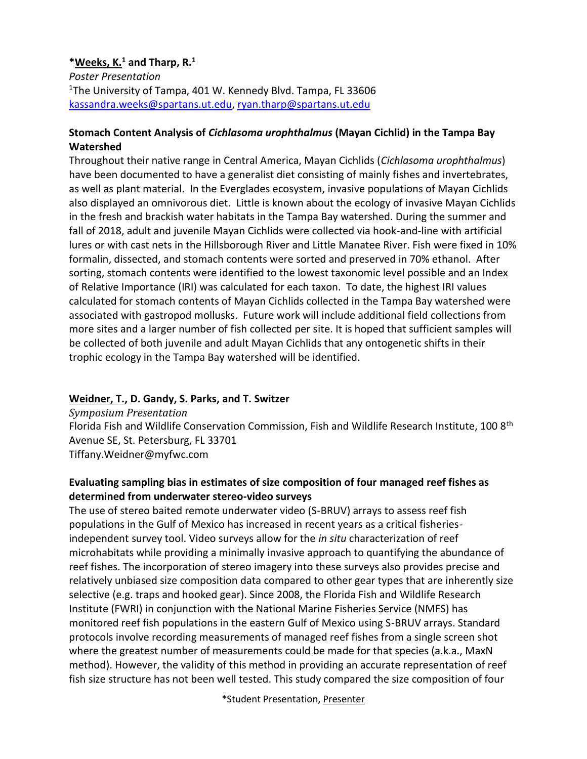**\*Weeks, K.[1] and Tharp, R.[1]**

*Poster Presentation*

[1]The University of Tampa, 401 W. Kennedy Blvd. Tampa, FL 33606
kassandra.weeks@spartans.ut.edu, ryan.tharp@spartans.ut.edu

**Stomach Content Analysis of *Cichlasoma urophthalmus* (Mayan Cichlid) in the Tampa Bay Watershed**

Throughout their native range in Central America, Mayan Cichlids (*Cichlasoma urophthalmus*) have been documented to have a generalist diet consisting of mainly fishes and invertebrates, as well as plant material. In the Everglades ecosystem, invasive populations of Mayan Cichlids also displayed an omnivorous diet. Little is known about the ecology of invasive Mayan Cichlids in the fresh and brackish water habitats in the Tampa Bay watershed. During the summer and fall of 2018, adult and juvenile Mayan Cichlids were collected via hook-and-line with artificial lures or with cast nets in the Hillsborough River and Little Manatee River. Fish were fixed in 10% formalin, dissected, and stomach contents were sorted and preserved in 70% ethanol. After sorting, stomach contents were identified to the lowest taxonomic level possible and an Index of Relative Importance (IRI) was calculated for each taxon. To date, the highest IRI values calculated for stomach contents of Mayan Cichlids collected in the Tampa Bay watershed were associated with gastropod mollusks. Future work will include additional field collections from more sites and a larger number of fish collected per site. It is hoped that sufficient samples will be collected of both juvenile and adult Mayan Cichlids that any ontogenetic shifts in their trophic ecology in the Tampa Bay watershed will be identified.

**Weidner, T., D. Gandy, S. Parks, and T. Switzer**

*Symposium Presentation*

Florida Fish and Wildlife Conservation Commission, Fish and Wildlife Research Institute, 100 8th Avenue SE, St. Petersburg, FL 33701
Tiffany.Weidner@myfwc.com

**Evaluating sampling bias in estimates of size composition of four managed reef fishes as determined from underwater stereo-video surveys**

The use of stereo baited remote underwater video (S-BRUV) arrays to assess reef fish populations in the Gulf of Mexico has increased in recent years as a critical fisheries-independent survey tool. Video surveys allow for the *in situ* characterization of reef microhabitats while providing a minimally invasive approach to quantifying the abundance of reef fishes. The incorporation of stereo imagery into these surveys also provides precise and relatively unbiased size composition data compared to other gear types that are inherently size selective (e.g. traps and hooked gear). Since 2008, the Florida Fish and Wildlife Research Institute (FWRI) in conjunction with the National Marine Fisheries Service (NMFS) has monitored reef fish populations in the eastern Gulf of Mexico using S-BRUV arrays. Standard protocols involve recording measurements of managed reef fishes from a single screen shot where the greatest number of measurements could be made for that species (a.k.a., MaxN method). However, the validity of this method in providing an accurate representation of reef fish size structure has not been well tested. This study compared the size composition of four

\*Student Presentation, Presenter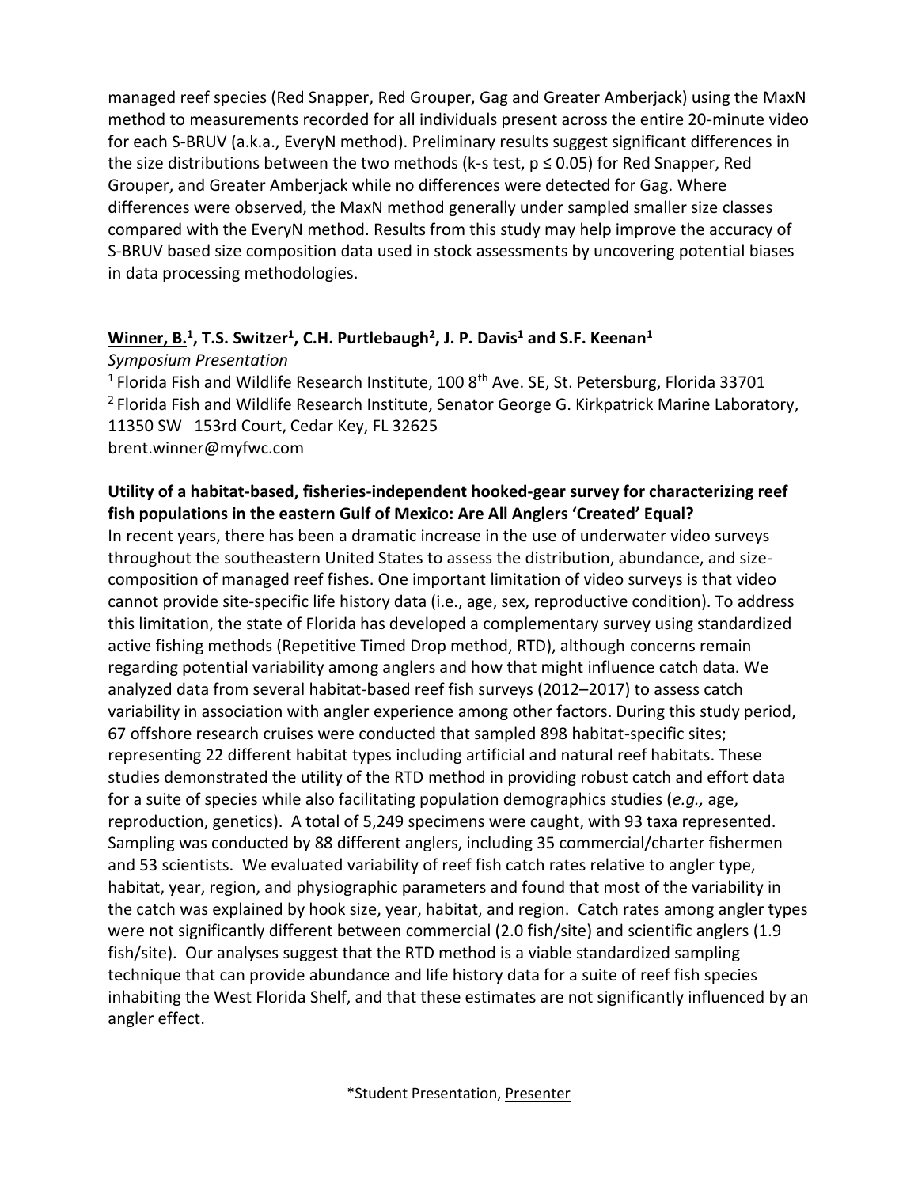managed reef species (Red Snapper, Red Grouper, Gag and Greater Amberjack) using the MaxN method to measurements recorded for all individuals present across the entire 20-minute video for each S-BRUV (a.k.a., EveryN method). Preliminary results suggest significant differences in the size distributions between the two methods (k-s test, $p \leq 0.05$) for Red Snapper, Red Grouper, and Greater Amberjack while no differences were detected for Gag. Where differences were observed, the MaxN method generally under sampled smaller size classes compared with the EveryN method. Results from this study may help improve the accuracy of S-BRUV based size composition data used in stock assessments by uncovering potential biases in data processing methodologies.

**<u>Winner, B.</u>[1], T.S. Switzer[1], C.H. Purtlebaugh[2], J. P. Davis[1] and S.F. Keenan[1]**

*Symposium Presentation*

[1] Florida Fish and Wildlife Research Institute, 100 8th Ave. SE, St. Petersburg, Florida 33701
[2] Florida Fish and Wildlife Research Institute, Senator George G. Kirkpatrick Marine Laboratory, 11350 SW 153rd Court, Cedar Key, FL 32625
brent.winner@myfwc.com

**Utility of a habitat-based, fisheries-independent hooked-gear survey for characterizing reef fish populations in the eastern Gulf of Mexico: Are All Anglers 'Created' Equal?**

In recent years, there has been a dramatic increase in the use of underwater video surveys throughout the southeastern United States to assess the distribution, abundance, and size-composition of managed reef fishes. One important limitation of video surveys is that video cannot provide site-specific life history data (i.e., age, sex, reproductive condition). To address this limitation, the state of Florida has developed a complementary survey using standardized active fishing methods (Repetitive Timed Drop method, RTD), although concerns remain regarding potential variability among anglers and how that might influence catch data. We analyzed data from several habitat-based reef fish surveys (2012–2017) to assess catch variability in association with angler experience among other factors. During this study period, 67 offshore research cruises were conducted that sampled 898 habitat-specific sites; representing 22 different habitat types including artificial and natural reef habitats. These studies demonstrated the utility of the RTD method in providing robust catch and effort data for a suite of species while also facilitating population demographics studies (*e.g.,* age, reproduction, genetics). A total of 5,249 specimens were caught, with 93 taxa represented. Sampling was conducted by 88 different anglers, including 35 commercial/charter fishermen and 53 scientists. We evaluated variability of reef fish catch rates relative to angler type, habitat, year, region, and physiographic parameters and found that most of the variability in the catch was explained by hook size, year, habitat, and region. Catch rates among angler types were not significantly different between commercial (2.0 fish/site) and scientific anglers (1.9 fish/site). Our analyses suggest that the RTD method is a viable standardized sampling technique that can provide abundance and life history data for a suite of reef fish species inhabiting the West Florida Shelf, and that these estimates are not significantly influenced by an angler effect.

*Student Presentation, <u>Presenter</u>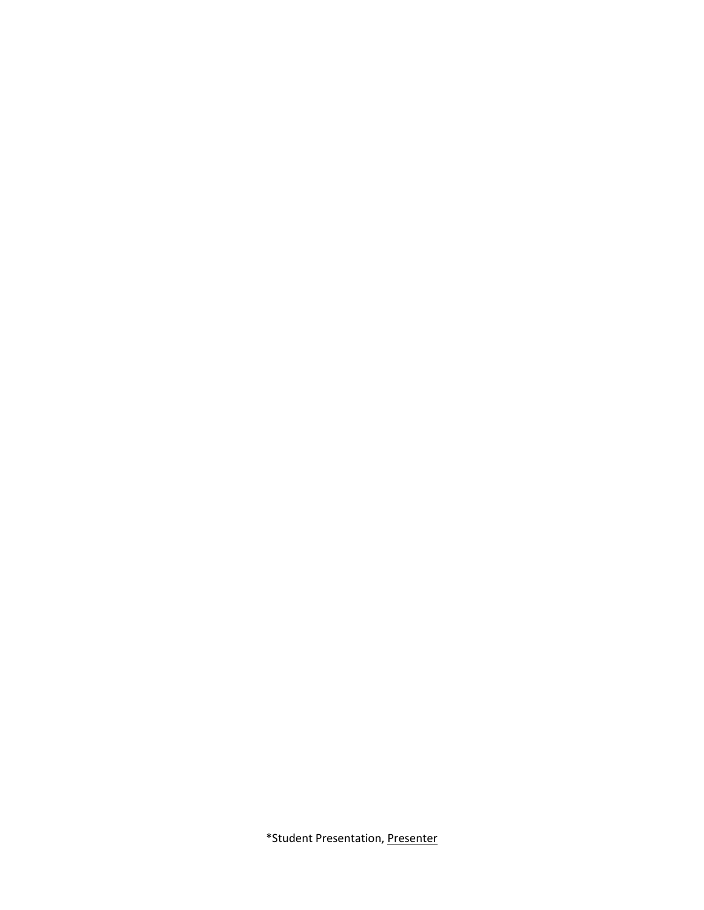*Student Presentation, <u>Presenter</u>